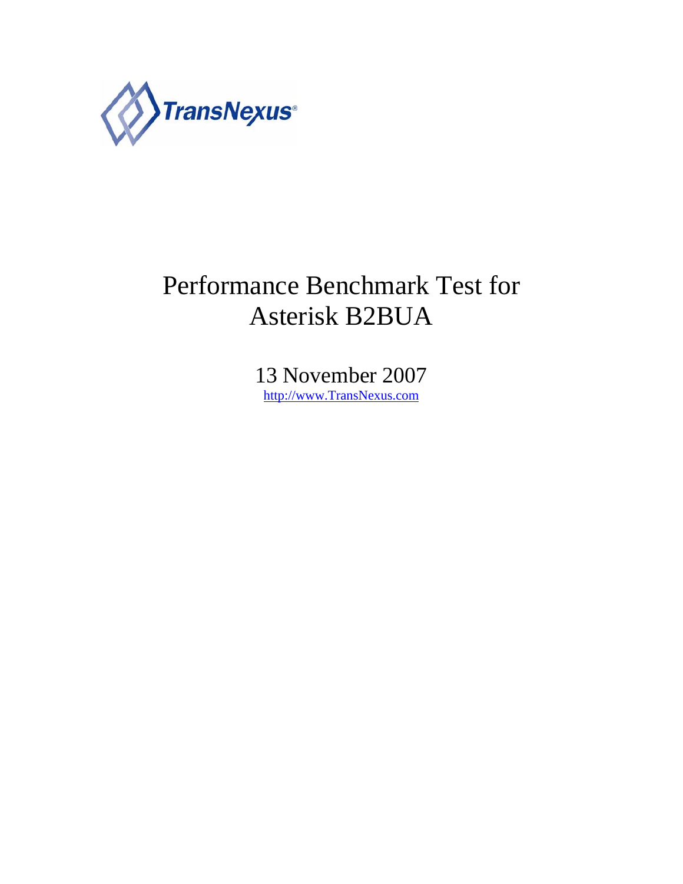TransNexus®

# Performance Benchmark Test for Asterisk B2BUA

13 November 2007

http://www.TransNexus.com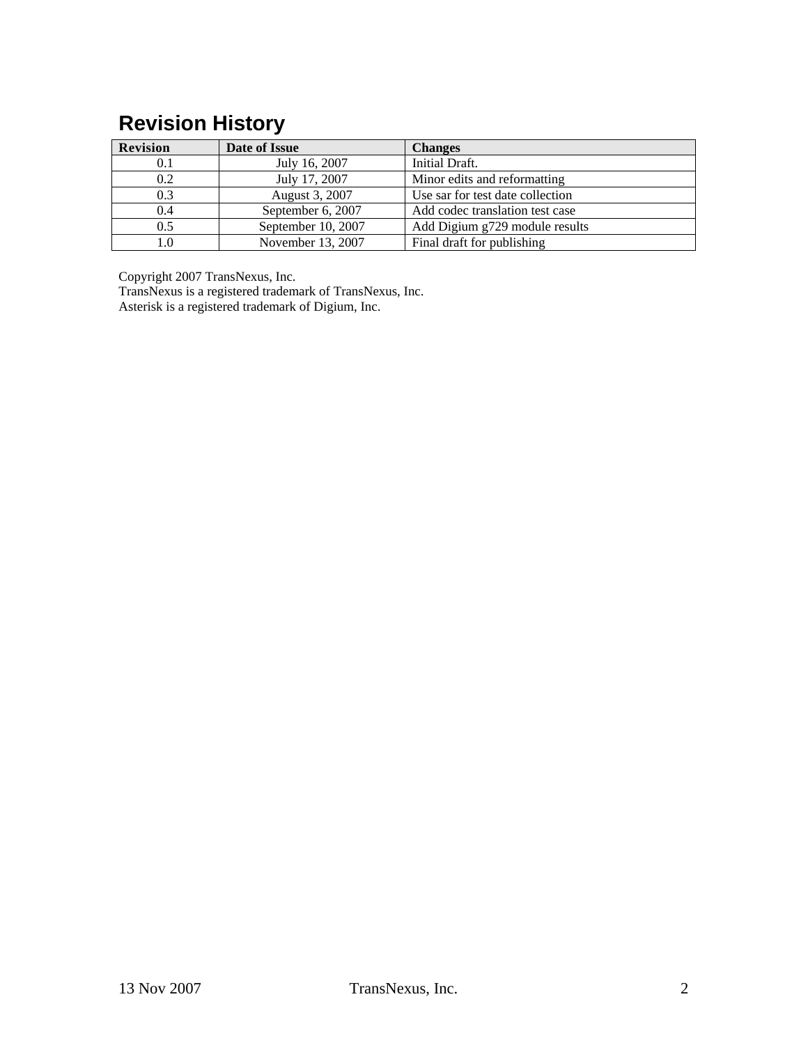# Revision History

| Revision | Date of Issue | Changes |
|---|---|---|
| 0.1 | July 16, 2007 | Initial Draft. |
| 0.2 | July 17, 2007 | Minor edits and reformatting |
| 0.3 | August 3, 2007 | Use sar for test date collection |
| 0.4 | September 6, 2007 | Add codec translation test case |
| 0.5 | September 10, 2007 | Add Digium g729 module results |
| 1.0 | November 13, 2007 | Final draft for publishing |

Copyright 2007 TransNexus, Inc.
TransNexus is a registered trademark of TransNexus, Inc.
Asterisk is a registered trademark of Digium, Inc.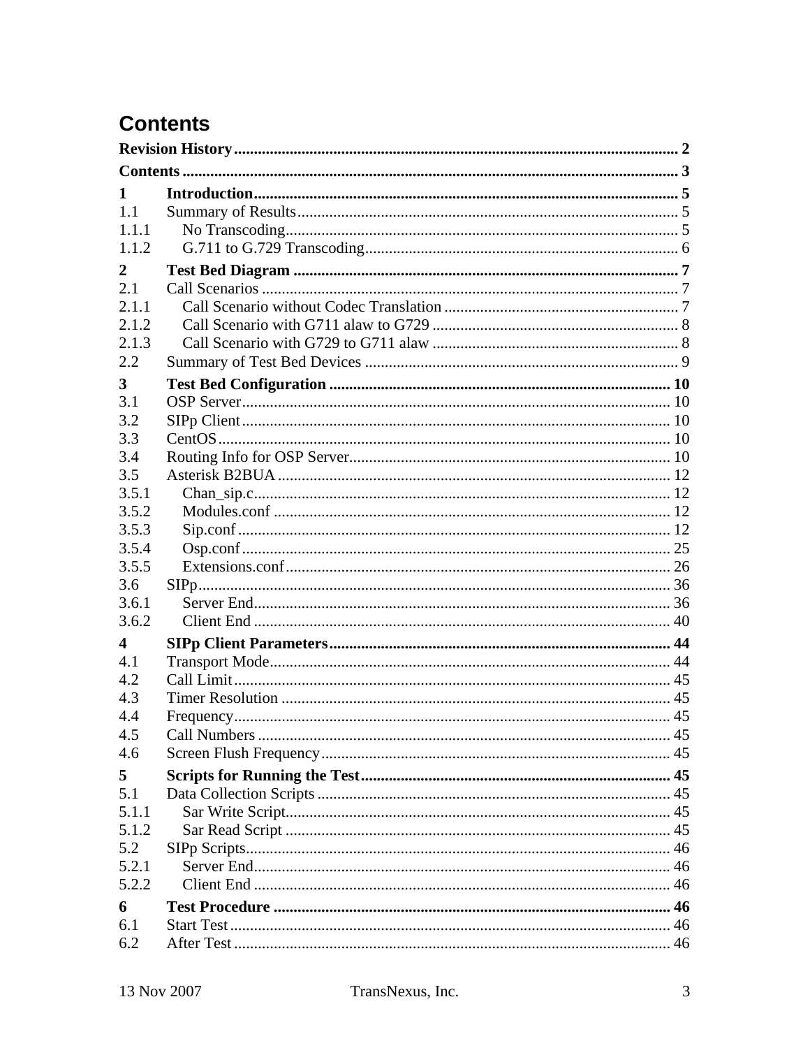# Contents

**Revision History** .......... 2

**Contents** .......... 3

**1 Introduction** .......... 5

1.1 Summary of Results .......... 5

1.1.1 No Transcoding .......... 5

1.1.2 G.711 to G.729 Transcoding .......... 6

**2 Test Bed Diagram** .......... 7

2.1 Call Scenarios .......... 7

2.1.1 Call Scenario without Codec Translation .......... 7

2.1.2 Call Scenario with G711 alaw to G729 .......... 8

2.1.3 Call Scenario with G729 to G711 alaw .......... 8

2.2 Summary of Test Bed Devices .......... 9

**3 Test Bed Configuration** .......... 10

3.1 OSP Server .......... 10

3.2 SIPp Client .......... 10

3.3 CentOS .......... 10

3.4 Routing Info for OSP Server .......... 10

3.5 Asterisk B2BUA .......... 12

3.5.1 Chan_sip.c .......... 12

3.5.2 Modules.conf .......... 12

3.5.3 Sip.conf .......... 12

3.5.4 Osp.conf .......... 25

3.5.5 Extensions.conf .......... 26

3.6 SIPp .......... 36

3.6.1 Server End .......... 36

3.6.2 Client End .......... 40

**4 SIPp Client Parameters** .......... 44

4.1 Transport Mode .......... 44

4.2 Call Limit .......... 45

4.3 Timer Resolution .......... 45

4.4 Frequency .......... 45

4.5 Call Numbers .......... 45

4.6 Screen Flush Frequency .......... 45

**5 Scripts for Running the Test** .......... 45

5.1 Data Collection Scripts .......... 45

5.1.1 Sar Write Script .......... 45

5.1.2 Sar Read Script .......... 45

5.2 SIPp Scripts .......... 46

5.2.1 Server End .......... 46

5.2.2 Client End .......... 46

**6 Test Procedure** .......... 46

6.1 Start Test .......... 46

6.2 After Test .......... 46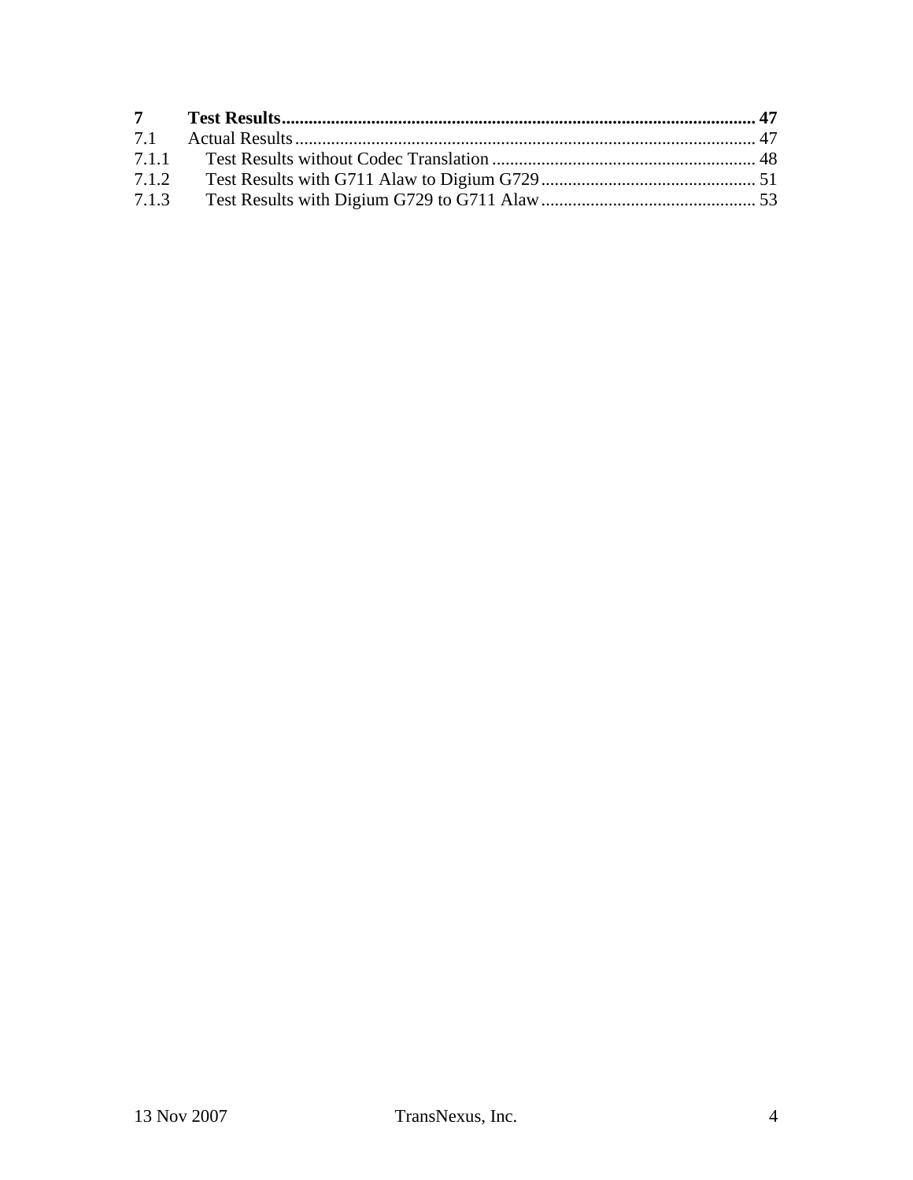**7 Test Results ........................................................................................................ 47**

7.1 Actual Results ........................................................................................................ 47

7.1.1 Test Results without Codec Translation ........................................................... 48

7.1.2 Test Results with G711 Alaw to Digium G729 ................................................ 51

7.1.3 Test Results with Digium G729 to G711 Alaw ................................................ 53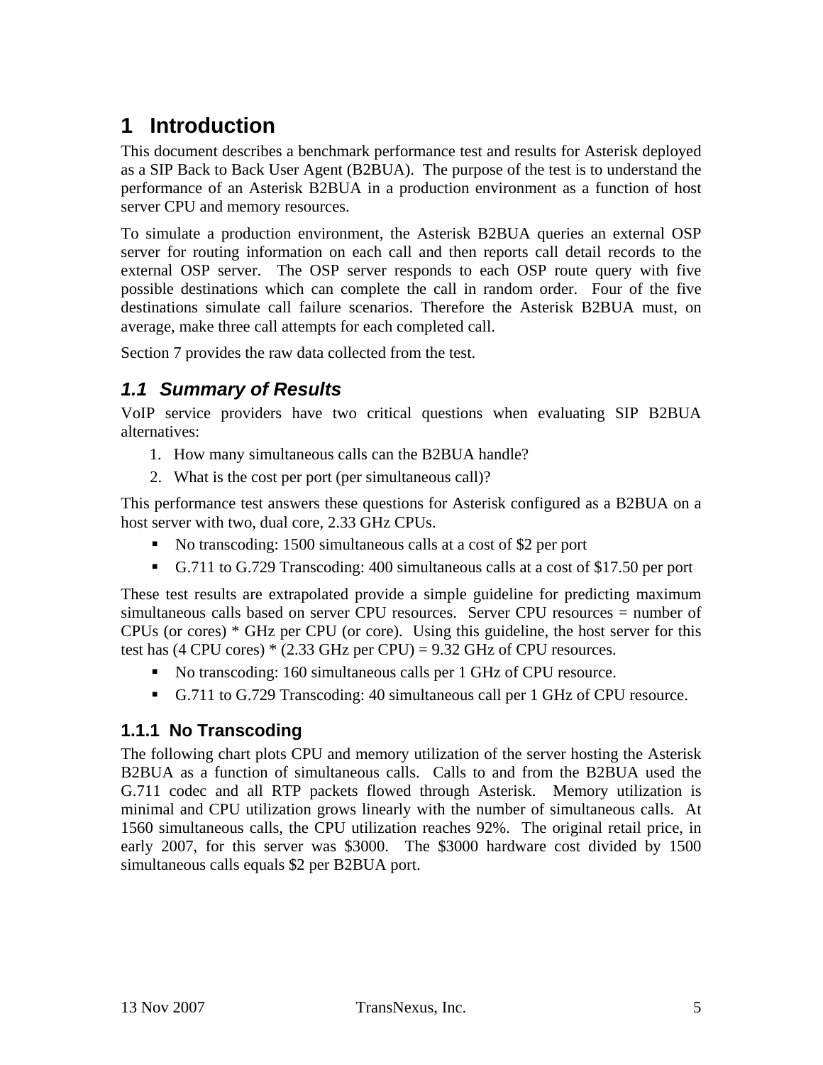# 1 Introduction

This document describes a benchmark performance test and results for Asterisk deployed as a SIP Back to Back User Agent (B2BUA). The purpose of the test is to understand the performance of an Asterisk B2BUA in a production environment as a function of host server CPU and memory resources.

To simulate a production environment, the Asterisk B2BUA queries an external OSP server for routing information on each call and then reports call detail records to the external OSP server. The OSP server responds to each OSP route query with five possible destinations which can complete the call in random order. Four of the five destinations simulate call failure scenarios. Therefore the Asterisk B2BUA must, on average, make three call attempts for each completed call.

Section 7 provides the raw data collected from the test.

## *1.1 Summary of Results*

VoIP service providers have two critical questions when evaluating SIP B2BUA alternatives:

1. How many simultaneous calls can the B2BUA handle?
2. What is the cost per port (per simultaneous call)?

This performance test answers these questions for Asterisk configured as a B2BUA on a host server with two, dual core, 2.33 GHz CPUs.

- No transcoding: 1500 simultaneous calls at a cost of $2 per port
- G.711 to G.729 Transcoding: 400 simultaneous calls at a cost of $17.50 per port

These test results are extrapolated provide a simple guideline for predicting maximum simultaneous calls based on server CPU resources. Server CPU resources = number of CPUs (or cores) * GHz per CPU (or core). Using this guideline, the host server for this test has (4 CPU cores) * (2.33 GHz per CPU) = 9.32 GHz of CPU resources.

- No transcoding: 160 simultaneous calls per 1 GHz of CPU resource.
- G.711 to G.729 Transcoding: 40 simultaneous call per 1 GHz of CPU resource.

### 1.1.1 No Transcoding

The following chart plots CPU and memory utilization of the server hosting the Asterisk B2BUA as a function of simultaneous calls. Calls to and from the B2BUA used the G.711 codec and all RTP packets flowed through Asterisk. Memory utilization is minimal and CPU utilization grows linearly with the number of simultaneous calls. At 1560 simultaneous calls, the CPU utilization reaches 92%. The original retail price, in early 2007, for this server was $3000. The $3000 hardware cost divided by 1500 simultaneous calls equals $2 per B2BUA port.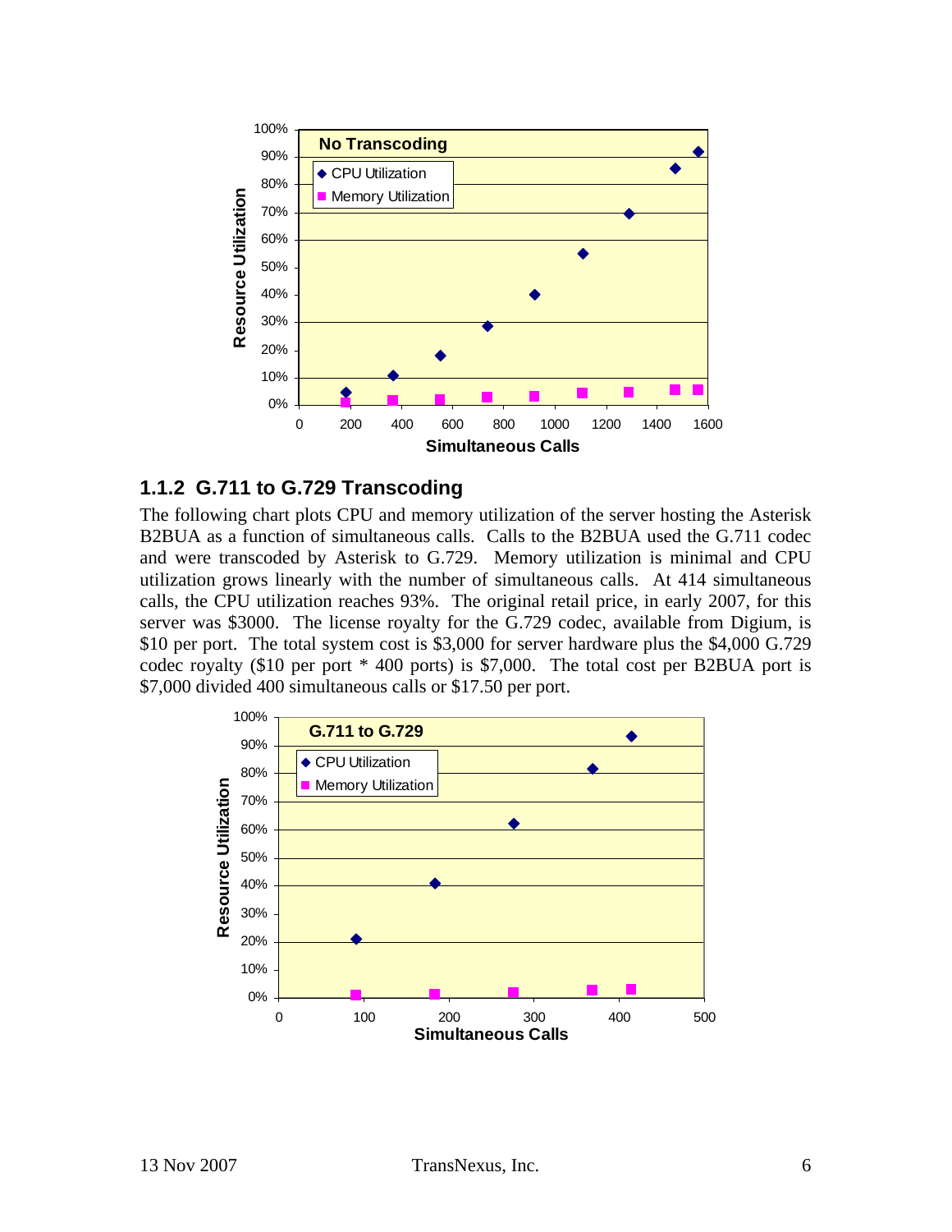### 1.1.2 G.711 to G.729 Transcoding

The following chart plots CPU and memory utilization of the server hosting the Asterisk B2BUA as a function of simultaneous calls. Calls to the B2BUA used the G.711 codec and were transcoded by Asterisk to G.729. Memory utilization is minimal and CPU utilization grows linearly with the number of simultaneous calls. At 414 simultaneous calls, the CPU utilization reaches 93%. The original retail price, in early 2007, for this server was $3000. The license royalty for the G.729 codec, available from Digium, is $10 per port. The total system cost is $3,000 for server hardware plus the $4,000 G.729 codec royalty ($10 per port * 400 ports) is $7,000. The total cost per B2BUA port is $7,000 divided 400 simultaneous calls or $17.50 per port.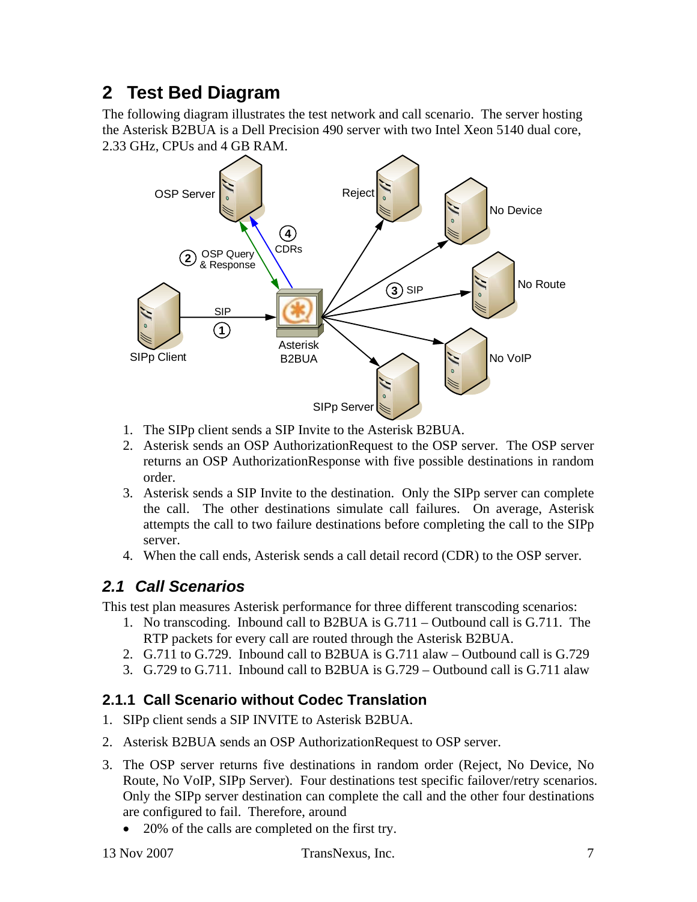# 2 Test Bed Diagram

The following diagram illustrates the test network and call scenario. The server hosting the Asterisk B2BUA is a Dell Precision 490 server with two Intel Xeon 5140 dual core, 2.33 GHz, CPUs and 4 GB RAM.

1. The SIPp client sends a SIP Invite to the Asterisk B2BUA.
2. Asterisk sends an OSP AuthorizationRequest to the OSP server. The OSP server returns an OSP AuthorizationResponse with five possible destinations in random order.
3. Asterisk sends a SIP Invite to the destination. Only the SIPp server can complete the call. The other destinations simulate call failures. On average, Asterisk attempts the call to two failure destinations before completing the call to the SIPp server.
4. When the call ends, Asterisk sends a call detail record (CDR) to the OSP server.

## 2.1 *Call Scenarios*

This test plan measures Asterisk performance for three different transcoding scenarios:

1. No transcoding. Inbound call to B2BUA is G.711 – Outbound call is G.711. The RTP packets for every call are routed through the Asterisk B2BUA.
2. G.711 to G.729. Inbound call to B2BUA is G.711 alaw – Outbound call is G.729
3. G.729 to G.711. Inbound call to B2BUA is G.729 – Outbound call is G.711 alaw

### 2.1.1 Call Scenario without Codec Translation

1. SIPp client sends a SIP INVITE to Asterisk B2BUA.
2. Asterisk B2BUA sends an OSP AuthorizationRequest to OSP server.
3. The OSP server returns five destinations in random order (Reject, No Device, No Route, No VoIP, SIPp Server). Four destinations test specific failover/retry scenarios. Only the SIPp server destination can complete the call and the other four destinations are configured to fail. Therefore, around
   - 20% of the calls are completed on the first try.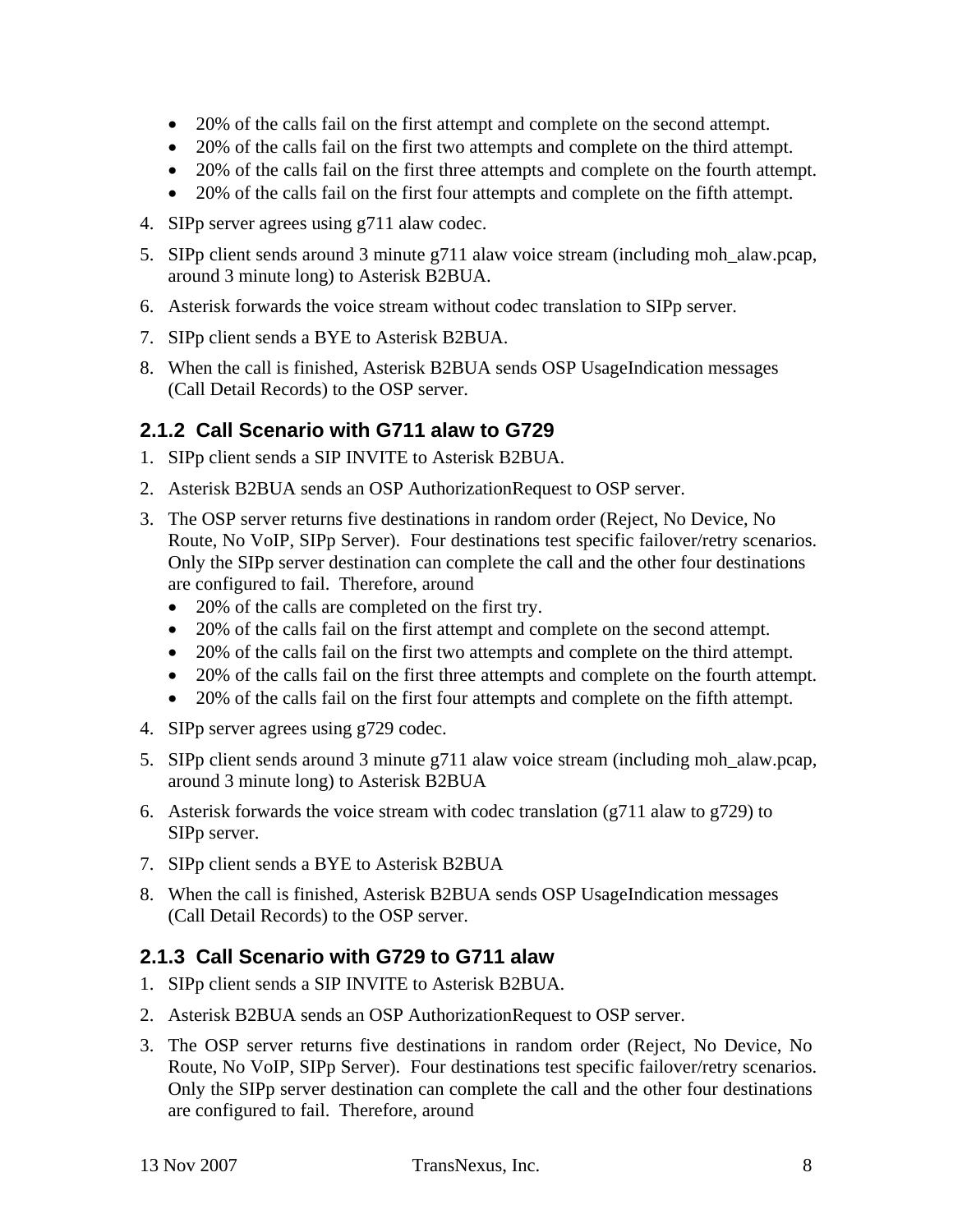- 20% of the calls fail on the first attempt and complete on the second attempt.
- 20% of the calls fail on the first two attempts and complete on the third attempt.
- 20% of the calls fail on the first three attempts and complete on the fourth attempt.
- 20% of the calls fail on the first four attempts and complete on the fifth attempt.

4. SIPp server agrees using g711 alaw codec.
5. SIPp client sends around 3 minute g711 alaw voice stream (including moh_alaw.pcap, around 3 minute long) to Asterisk B2BUA.
6. Asterisk forwards the voice stream without codec translation to SIPp server.
7. SIPp client sends a BYE to Asterisk B2BUA.
8. When the call is finished, Asterisk B2BUA sends OSP UsageIndication messages (Call Detail Records) to the OSP server.

### 2.1.2 Call Scenario with G711 alaw to G729

1. SIPp client sends a SIP INVITE to Asterisk B2BUA.
2. Asterisk B2BUA sends an OSP AuthorizationRequest to OSP server.
3. The OSP server returns five destinations in random order (Reject, No Device, No Route, No VoIP, SIPp Server). Four destinations test specific failover/retry scenarios. Only the SIPp server destination can complete the call and the other four destinations are configured to fail. Therefore, around
   - 20% of the calls are completed on the first try.
   - 20% of the calls fail on the first attempt and complete on the second attempt.
   - 20% of the calls fail on the first two attempts and complete on the third attempt.
   - 20% of the calls fail on the first three attempts and complete on the fourth attempt.
   - 20% of the calls fail on the first four attempts and complete on the fifth attempt.
4. SIPp server agrees using g729 codec.
5. SIPp client sends around 3 minute g711 alaw voice stream (including moh_alaw.pcap, around 3 minute long) to Asterisk B2BUA
6. Asterisk forwards the voice stream with codec translation (g711 alaw to g729) to SIPp server.
7. SIPp client sends a BYE to Asterisk B2BUA
8. When the call is finished, Asterisk B2BUA sends OSP UsageIndication messages (Call Detail Records) to the OSP server.

### 2.1.3 Call Scenario with G729 to G711 alaw

1. SIPp client sends a SIP INVITE to Asterisk B2BUA.
2. Asterisk B2BUA sends an OSP AuthorizationRequest to OSP server.
3. The OSP server returns five destinations in random order (Reject, No Device, No Route, No VoIP, SIPp Server). Four destinations test specific failover/retry scenarios. Only the SIPp server destination can complete the call and the other four destinations are configured to fail. Therefore, around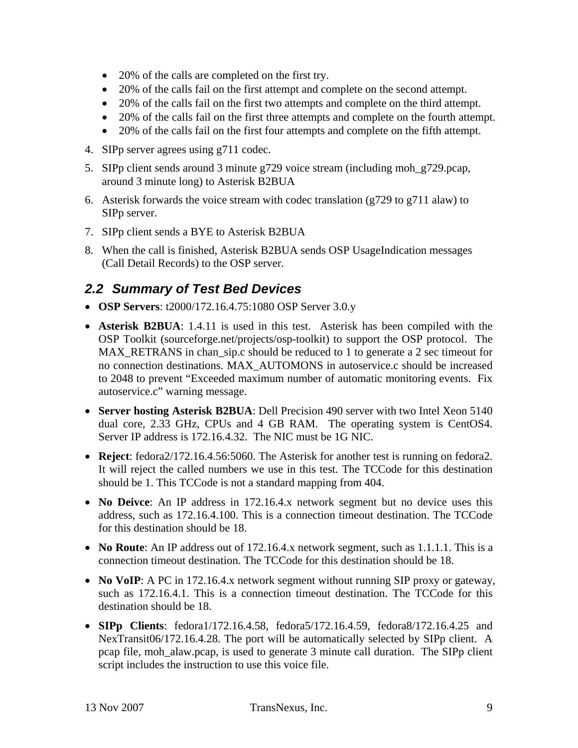- 20% of the calls are completed on the first try.
- 20% of the calls fail on the first attempt and complete on the second attempt.
- 20% of the calls fail on the first two attempts and complete on the third attempt.
- 20% of the calls fail on the first three attempts and complete on the fourth attempt.
- 20% of the calls fail on the first four attempts and complete on the fifth attempt.

4. SIPp server agrees using g711 codec.
5. SIPp client sends around 3 minute g729 voice stream (including moh_g729.pcap, around 3 minute long) to Asterisk B2BUA
6. Asterisk forwards the voice stream with codec translation (g729 to g711 alaw) to SIPp server.
7. SIPp client sends a BYE to Asterisk B2BUA
8. When the call is finished, Asterisk B2BUA sends OSP UsageIndication messages (Call Detail Records) to the OSP server.

## 2.2 Summary of Test Bed Devices

- **OSP Servers**: t2000/172.16.4.75:1080 OSP Server 3.0.y
- **Asterisk B2BUA**: 1.4.11 is used in this test. Asterisk has been compiled with the OSP Toolkit (sourceforge.net/projects/osp-toolkit) to support the OSP protocol. The MAX_RETRANS in chan_sip.c should be reduced to 1 to generate a 2 sec timeout for no connection destinations. MAX_AUTOMONS in autoservice.c should be increased to 2048 to prevent "Exceeded maximum number of automatic monitoring events. Fix autoservice.c" warning message.
- **Server hosting Asterisk B2BUA**: Dell Precision 490 server with two Intel Xeon 5140 dual core, 2.33 GHz, CPUs and 4 GB RAM. The operating system is CentOS4. Server IP address is 172.16.4.32. The NIC must be 1G NIC.
- **Reject**: fedora2/172.16.4.56:5060. The Asterisk for another test is running on fedora2. It will reject the called numbers we use in this test. The TCCode for this destination should be 1. This TCCode is not a standard mapping from 404.
- **No Deivce**: An IP address in 172.16.4.x network segment but no device uses this address, such as 172.16.4.100. This is a connection timeout destination. The TCCode for this destination should be 18.
- **No Route**: An IP address out of 172.16.4.x network segment, such as 1.1.1.1. This is a connection timeout destination. The TCCode for this destination should be 18.
- **No VoIP**: A PC in 172.16.4.x network segment without running SIP proxy or gateway, such as 172.16.4.1. This is a connection timeout destination. The TCCode for this destination should be 18.
- **SIPp Clients**: fedora1/172.16.4.58, fedora5/172.16.4.59, fedora8/172.16.4.25 and NexTransit06/172.16.4.28. The port will be automatically selected by SIPp client. A pcap file, moh_alaw.pcap, is used to generate 3 minute call duration. The SIPp client script includes the instruction to use this voice file.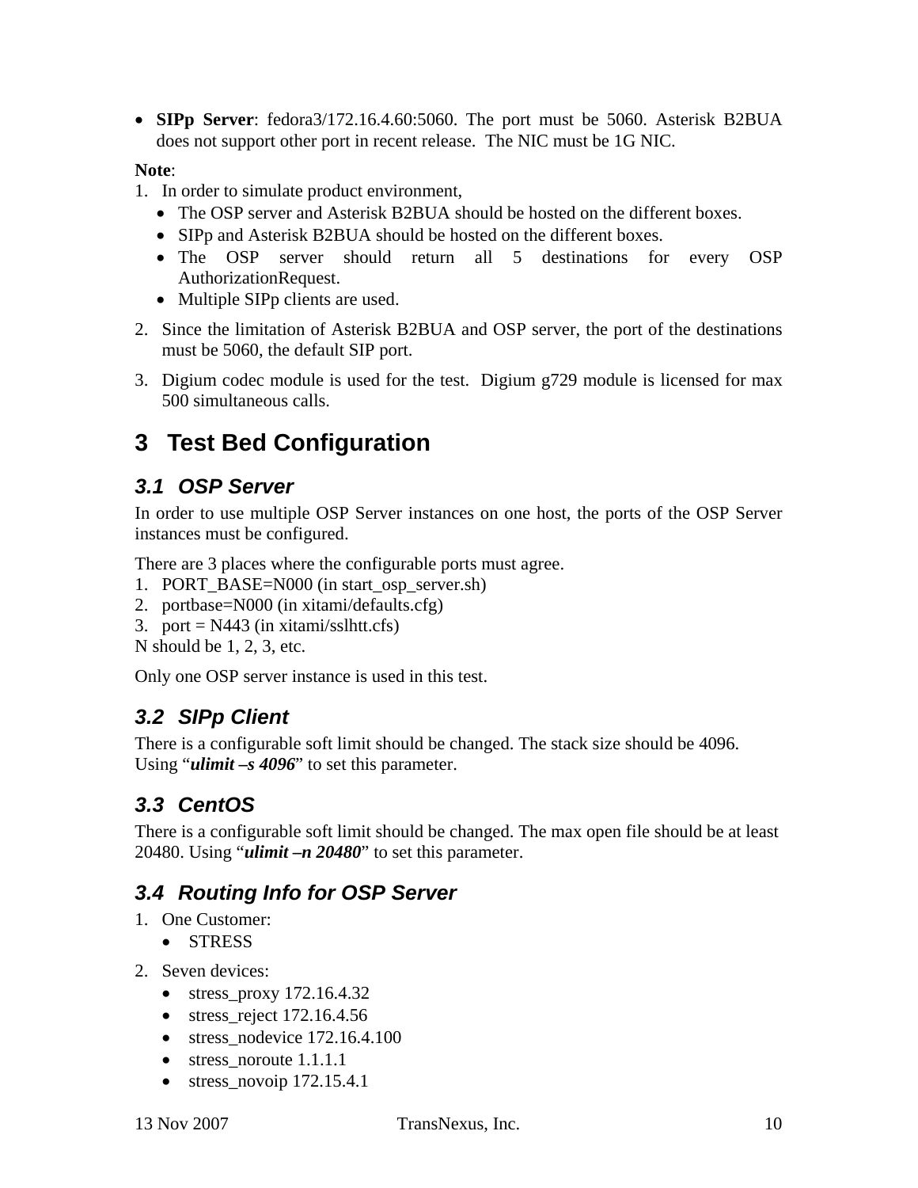- **SIPp Server**: fedora3/172.16.4.60:5060. The port must be 5060. Asterisk B2BUA does not support other port in recent release. The NIC must be 1G NIC.

**Note**:

1. In order to simulate product environment,
   - The OSP server and Asterisk B2BUA should be hosted on the different boxes.
   - SIPp and Asterisk B2BUA should be hosted on the different boxes.
   - The OSP server should return all 5 destinations for every OSP AuthorizationRequest.
   - Multiple SIPp clients are used.
2. Since the limitation of Asterisk B2BUA and OSP server, the port of the destinations must be 5060, the default SIP port.
3. Digium codec module is used for the test. Digium g729 module is licensed for max 500 simultaneous calls.

# 3 Test Bed Configuration

## *3.1 OSP Server*

In order to use multiple OSP Server instances on one host, the ports of the OSP Server instances must be configured.

There are 3 places where the configurable ports must agree.

1. PORT_BASE=N000 (in start_osp_server.sh)
2. portbase=N000 (in xitami/defaults.cfg)
3. port = N443 (in xitami/sslhtt.cfs)

N should be 1, 2, 3, etc.

Only one OSP server instance is used in this test.

## *3.2 SIPp Client*

There is a configurable soft limit should be changed. The stack size should be 4096. Using "***ulimit –s 4096***" to set this parameter.

## *3.3 CentOS*

There is a configurable soft limit should be changed. The max open file should be at least 20480. Using "***ulimit –n 20480***" to set this parameter.

## *3.4 Routing Info for OSP Server*

1. One Customer:
   - STRESS
2. Seven devices:
   - stress_proxy 172.16.4.32
   - stress_reject 172.16.4.56
   - stress_nodevice 172.16.4.100
   - stress_noroute 1.1.1.1
   - stress_novoip 172.15.4.1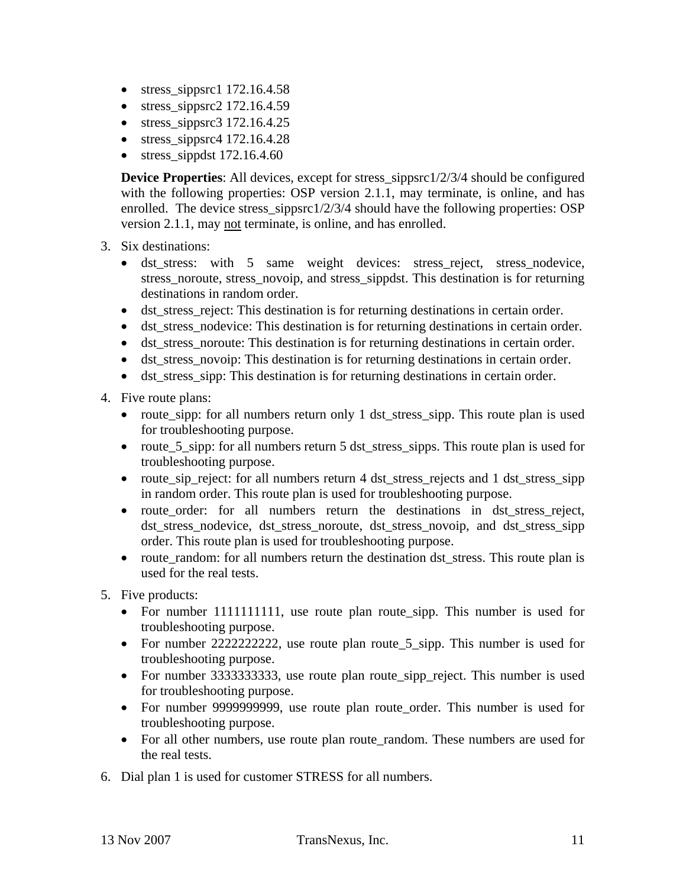- stress_sippsrc1 172.16.4.58
- stress_sippsrc2 172.16.4.59
- stress_sippsrc3 172.16.4.25
- stress_sippsrc4 172.16.4.28
- stress_sippdst 172.16.4.60

   **Device Properties**: All devices, except for stress_sippsrc1/2/3/4 should be configured with the following properties: OSP version 2.1.1, may terminate, is online, and has enrolled. The device stress_sippsrc1/2/3/4 should have the following properties: OSP version 2.1.1, may not terminate, is online, and has enrolled.

3. Six destinations:
   - dst_stress: with 5 same weight devices: stress_reject, stress_nodevice, stress_noroute, stress_novoip, and stress_sippdst. This destination is for returning destinations in random order.
   - dst_stress_reject: This destination is for returning destinations in certain order.
   - dst_stress_nodevice: This destination is for returning destinations in certain order.
   - dst_stress_noroute: This destination is for returning destinations in certain order.
   - dst_stress_novoip: This destination is for returning destinations in certain order.
   - dst_stress_sipp: This destination is for returning destinations in certain order.
4. Five route plans:
   - route_sipp: for all numbers return only 1 dst_stress_sipp. This route plan is used for troubleshooting purpose.
   - route_5_sipp: for all numbers return 5 dst_stress_sipps. This route plan is used for troubleshooting purpose.
   - route_sip_reject: for all numbers return 4 dst_stress_rejects and 1 dst_stress_sipp in random order. This route plan is used for troubleshooting purpose.
   - route_order: for all numbers return the destinations in dst_stress_reject, dst_stress_nodevice, dst_stress_noroute, dst_stress_novoip, and dst_stress_sipp order. This route plan is used for troubleshooting purpose.
   - route_random: for all numbers return the destination dst_stress. This route plan is used for the real tests.
5. Five products:
   - For number 1111111111, use route plan route_sipp. This number is used for troubleshooting purpose.
   - For number 2222222222, use route plan route_5_sipp. This number is used for troubleshooting purpose.
   - For number 3333333333, use route plan route_sipp_reject. This number is used for troubleshooting purpose.
   - For number 9999999999, use route plan route_order. This number is used for troubleshooting purpose.
   - For all other numbers, use route plan route_random. These numbers are used for the real tests.
6. Dial plan 1 is used for customer STRESS for all numbers.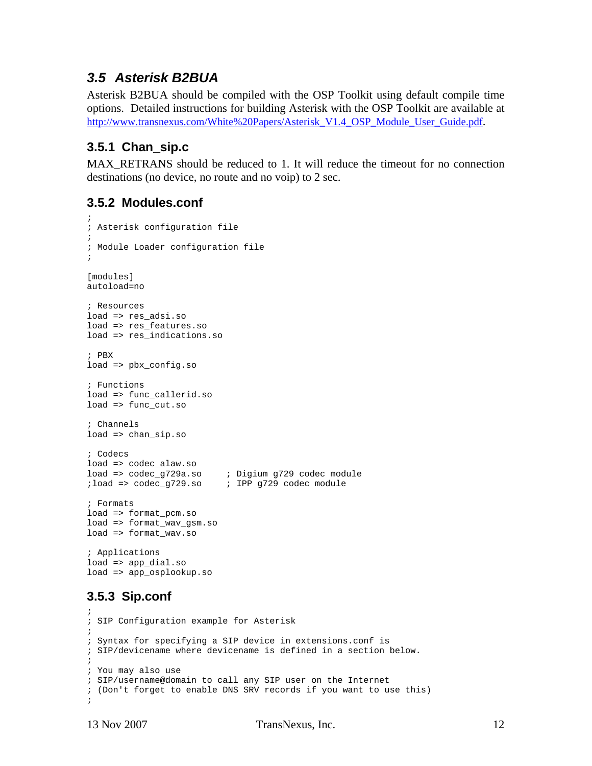## 3.5 Asterisk B2BUA

Asterisk B2BUA should be compiled with the OSP Toolkit using default compile time options. Detailed instructions for building Asterisk with the OSP Toolkit are available at http://www.transnexus.com/White%20Papers/Asterisk_V1.4_OSP_Module_User_Guide.pdf.

### 3.5.1 Chan_sip.c

MAX_RETRANS should be reduced to 1. It will reduce the timeout for no connection destinations (no device, no route and no voip) to 2 sec.

### 3.5.2 Modules.conf

```
;
; Asterisk configuration file
;
; Module Loader configuration file
;

[modules]
autoload=no

; Resources
load => res_adsi.so
load => res_features.so
load => res_indications.so

; PBX
load => pbx_config.so

; Functions
load => func_callerid.so
load => func_cut.so

; Channels
load => chan_sip.so

; Codecs
load => codec_alaw.so
load => codec_g729a.so     ; Digium g729 codec module
;load => codec_g729.so     ; IPP g729 codec module

; Formats
load => format_pcm.so
load => format_wav_gsm.so
load => format_wav.so

; Applications
load => app_dial.so
load => app_osplookup.so
```

### 3.5.3 Sip.conf

```
;
; SIP Configuration example for Asterisk
;
; Syntax for specifying a SIP device in extensions.conf is
; SIP/devicename where devicename is defined in a section below.
;
; You may also use
; SIP/username@domain to call any SIP user on the Internet
; (Don't forget to enable DNS SRV records if you want to use this)
;
```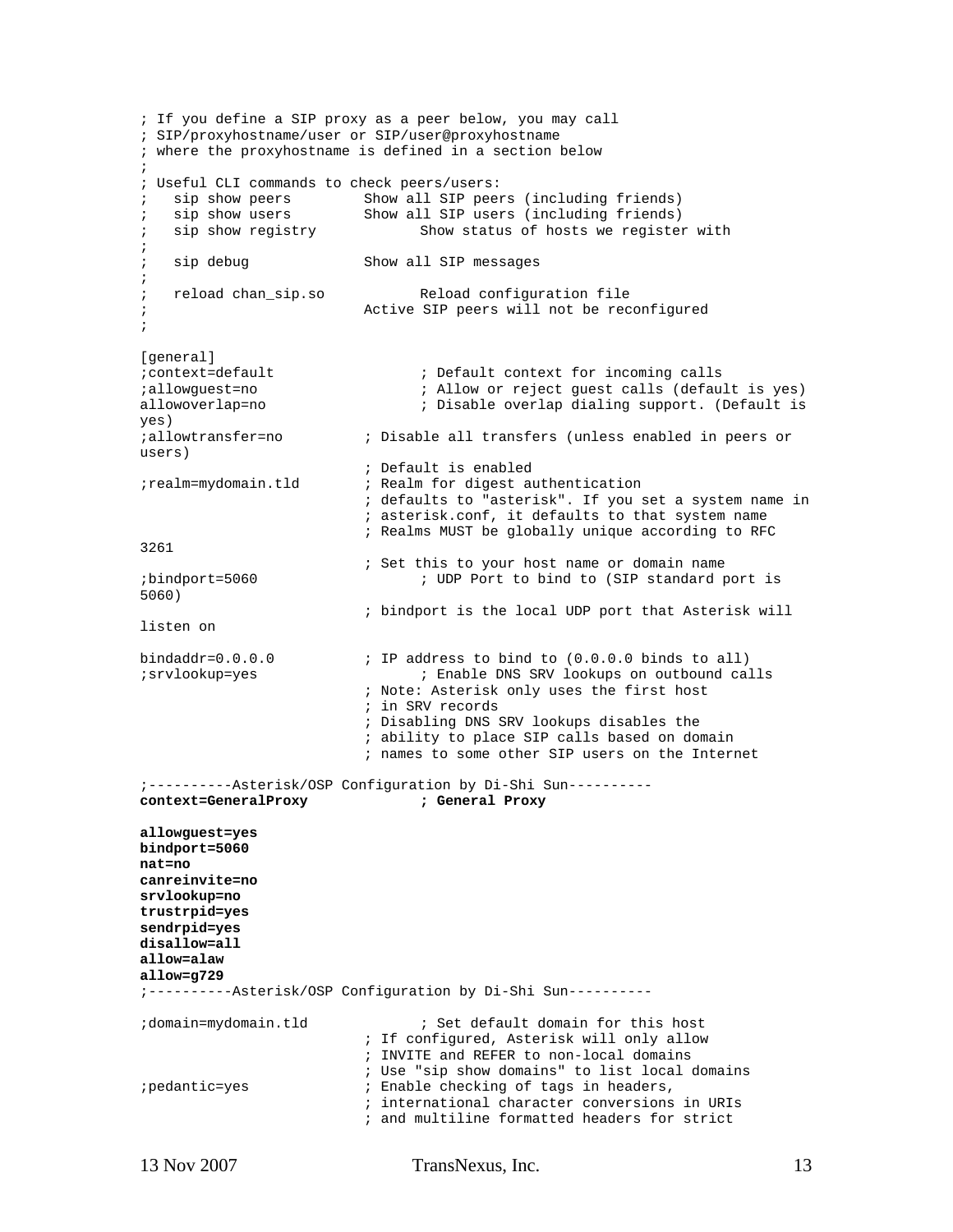```
; If you define a SIP proxy as a peer below, you may call
; SIP/proxyhostname/user or SIP/user@proxyhostname
; where the proxyhostname is defined in a section below
;
; Useful CLI commands to check peers/users:
;   sip show peers        Show all SIP peers (including friends)
;   sip show users        Show all SIP users (including friends)
;   sip show registry           Show status of hosts we register with
;
;   sip debug             Show all SIP messages
;
;   reload chan_sip.so          Reload configuration file
;                         Active SIP peers will not be reconfigured
;

[general]
;context=default                ; Default context for incoming calls
;allowguest=no                  ; Allow or reject guest calls (default is yes)
allowoverlap=no                 ; Disable overlap dialing support. (Default is
yes)
;allowtransfer=no         ; Disable all transfers (unless enabled in peers or
users)
                          ; Default is enabled
;realm=mydomain.tld       ; Realm for digest authentication
                          ; defaults to "asterisk". If you set a system name in
                          ; asterisk.conf, it defaults to that system name
                          ; Realms MUST be globally unique according to RFC
3261
                          ; Set this to your host name or domain name
;bindport=5060                  ; UDP Port to bind to (SIP standard port is
5060)
                          ; bindport is the local UDP port that Asterisk will
listen on

bindaddr=0.0.0.0          ; IP address to bind to (0.0.0.0 binds to all)
;srvlookup=yes                  ; Enable DNS SRV lookups on outbound calls
                          ; Note: Asterisk only uses the first host
                          ; in SRV records
                          ; Disabling DNS SRV lookups disables the
                          ; ability to place SIP calls based on domain
                          ; names to some other SIP users on the Internet

;----------Asterisk/OSP Configuration by Di-Shi Sun----------
context=GeneralProxy            ; General Proxy

allowguest=yes
bindport=5060
nat=no
canreinvite=no
srvlookup=no
trustrpid=yes
sendrpid=yes
disallow=all
allow=alaw
allow=g729
;----------Asterisk/OSP Configuration by Di-Shi Sun----------

;domain=mydomain.tld            ; Set default domain for this host
                          ; If configured, Asterisk will only allow
                          ; INVITE and REFER to non-local domains
                          ; Use "sip show domains" to list local domains
;pedantic=yes             ; Enable checking of tags in headers,
                          ; international character conversions in URIs
                          ; and multiline formatted headers for strict
```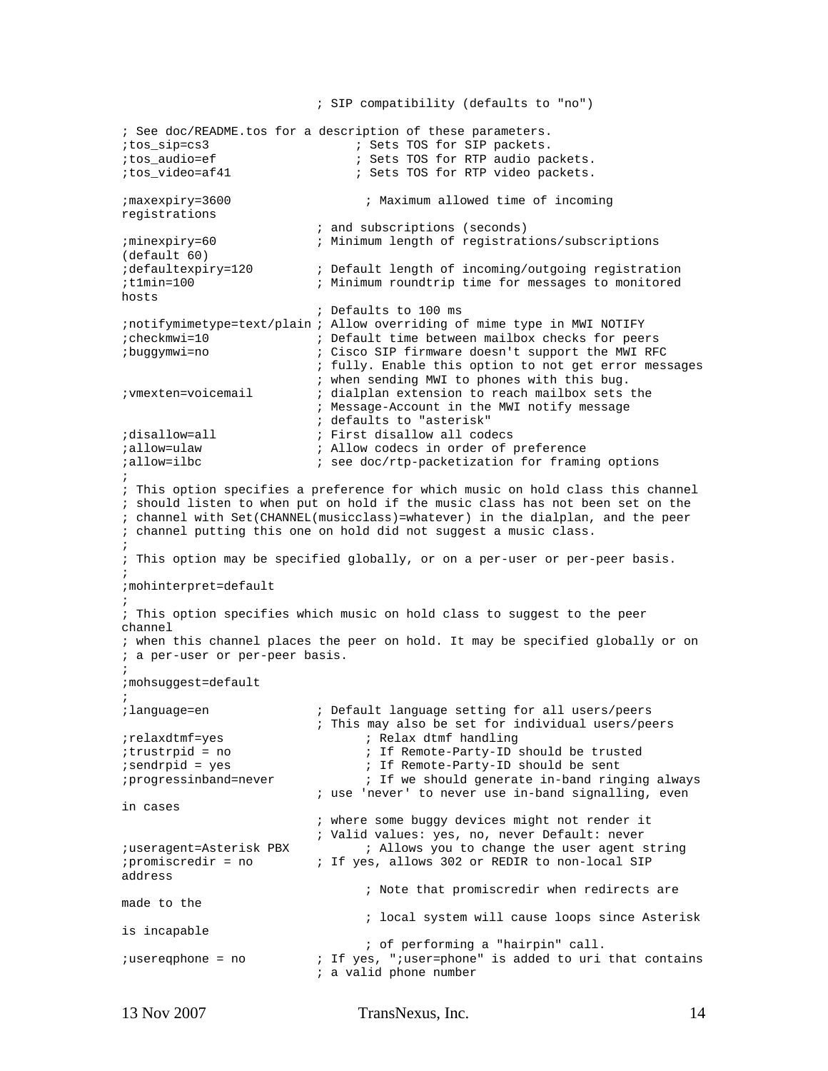```
                          ; SIP compatibility (defaults to "no")

; See doc/README.tos for a description of these parameters.
;tos_sip=cs3                    ; Sets TOS for SIP packets.
;tos_audio=ef                   ; Sets TOS for RTP audio packets.
;tos_video=af41                 ; Sets TOS for RTP video packets.

;maxexpiry=3600                   ; Maximum allowed time of incoming
registrations
                          ; and subscriptions (seconds)
;minexpiry=60             ; Minimum length of registrations/subscriptions
(default 60)
;defaultexpiry=120        ; Default length of incoming/outgoing registration
;t1min=100                ; Minimum roundtrip time for messages to monitored
hosts
                          ; Defaults to 100 ms
;notifymimetype=text/plain ; Allow overriding of mime type in MWI NOTIFY
;checkmwi=10              ; Default time between mailbox checks for peers
;buggymwi=no              ; Cisco SIP firmware doesn't support the MWI RFC
                          ; fully. Enable this option to not get error messages
                          ; when sending MWI to phones with this bug.
;vmexten=voicemail        ; dialplan extension to reach mailbox sets the
                          ; Message-Account in the MWI notify message
                          ; defaults to "asterisk"
;disallow=all             ; First disallow all codecs
;allow=ulaw               ; Allow codecs in order of preference
;allow=ilbc               ; see doc/rtp-packetization for framing options
;
; This option specifies a preference for which music on hold class this channel
; should listen to when put on hold if the music class has not been set on the
; channel with Set(CHANNEL(musicclass)=whatever) in the dialplan, and the peer
; channel putting this one on hold did not suggest a music class.
;
; This option may be specified globally, or on a per-user or per-peer basis.
;
;mohinterpret=default
;
; This option specifies which music on hold class to suggest to the peer
channel
; when this channel places the peer on hold. It may be specified globally or on
; a per-user or per-peer basis.
;
;mohsuggest=default
;
;language=en              ; Default language setting for all users/peers
                          ; This may also be set for individual users/peers
;relaxdtmf=yes                  ; Relax dtmf handling
;trustrpid = no                 ; If Remote-Party-ID should be trusted
;sendrpid = yes                 ; If Remote-Party-ID should be sent
;progressinband=never           ; If we should generate in-band ringing always
                          ; use 'never' to never use in-band signalling, even
in cases
                          ; where some buggy devices might not render it
                          ; Valid values: yes, no, never Default: never
;useragent=Asterisk PBX           ; Allows you to change the user agent string
;promiscredir = no        ; If yes, allows 302 or REDIR to non-local SIP
address
                                ; Note that promiscredir when redirects are
made to the
                                ; local system will cause loops since Asterisk
is incapable
                                ; of performing a "hairpin" call.
;usereqphone = no         ; If yes, ";user=phone" is added to uri that contains
                          ; a valid phone number
```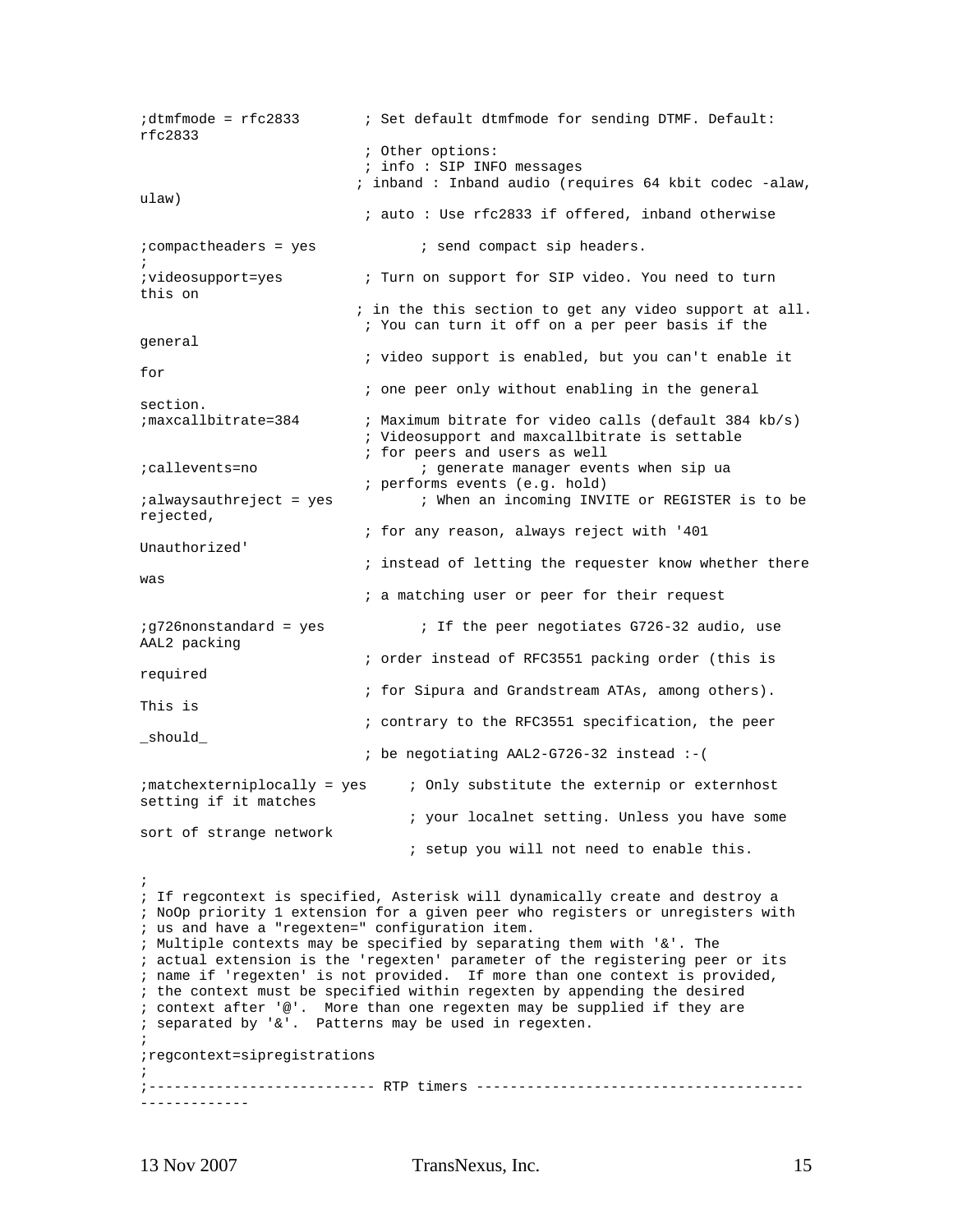```
;dtmfmode = rfc2833       ; Set default dtmfmode for sending DTMF. Default:
rfc2833
                          ; Other options:
                          ; info : SIP INFO messages
                         ; inband : Inband audio (requires 64 kbit codec -alaw,
ulaw)
                          ; auto : Use rfc2833 if offered, inband otherwise

;compactheaders = yes           ; send compact sip headers.
;
;videosupport=yes         ; Turn on support for SIP video. You need to turn
this on
                         ; in the this section to get any video support at all.
                          ; You can turn it off on a per peer basis if the
general
                          ; video support is enabled, but you can't enable it
for
                          ; one peer only without enabling in the general
section.
;maxcallbitrate=384       ; Maximum bitrate for video calls (default 384 kb/s)
                          ; Videosupport and maxcallbitrate is settable
                          ; for peers and users as well
;callevents=no                  ; generate manager events when sip ua
                          ; performs events (e.g. hold)
;alwaysauthreject = yes         ; When an incoming INVITE or REGISTER is to be
rejected,
                          ; for any reason, always reject with '401
Unauthorized'
                          ; instead of letting the requester know whether there
was
                          ; a matching user or peer for their request

;g726nonstandard = yes          ; If the peer negotiates G726-32 audio, use
AAL2 packing
                          ; order instead of RFC3551 packing order (this is
required
                          ; for Sipura and Grandstream ATAs, among others).
This is
                          ; contrary to the RFC3551 specification, the peer
_should_
                          ; be negotiating AAL2-G726-32 instead :-(

;matchexterniplocally = yes     ; Only substitute the externip or externhost
setting if it matches
                                ; your localnet setting. Unless you have some
sort of strange network
                                ; setup you will not need to enable this.

;
; If regcontext is specified, Asterisk will dynamically create and destroy a
; NoOp priority 1 extension for a given peer who registers or unregisters with
; us and have a "regexten=" configuration item.
; Multiple contexts may be specified by separating them with '&'. The
; actual extension is the 'regexten' parameter of the registering peer or its
; name if 'regexten' is not provided.  If more than one context is provided,
; the context must be specified within regexten by appending the desired
; context after '@'.  More than one regexten may be supplied if they are
; separated by '&'.  Patterns may be used in regexten.
;
;regcontext=sipregistrations
;
;--------------------------- RTP timers --------------------------------------
-------------
```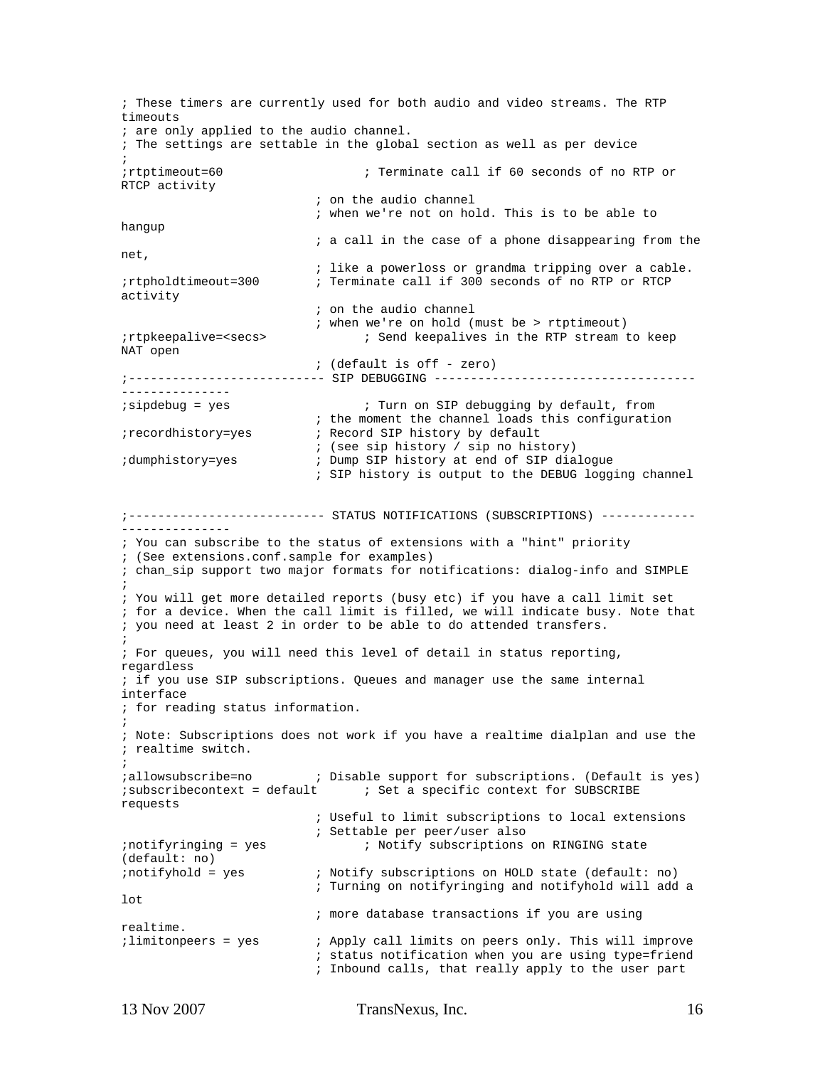```
; These timers are currently used for both audio and video streams. The RTP timeouts
; are only applied to the audio channel.
; The settings are settable in the global section as well as per device
;
;rtptimeout=60                  ; Terminate call if 60 seconds of no RTP or RTCP activity
                        ; on the audio channel
                        ; when we're not on hold. This is to be able to hangup
                        ; a call in the case of a phone disappearing from the net,
                        ; like a powerloss or grandma tripping over a cable.
;rtpholdtimeout=300     ; Terminate call if 300 seconds of no RTP or RTCP activity
                        ; on the audio channel
                        ; when we're on hold (must be > rtptimeout)
;rtpkeepalive=<secs>            ; Send keepalives in the RTP stream to keep NAT open
                        ; (default is off - zero)
;--------------------------- SIP DEBUGGING ---------------------------------------------------
;sipdebug = yes                 ; Turn on SIP debugging by default, from
                        ; the moment the channel loads this configuration
;recordhistory=yes      ; Record SIP history by default
                        ; (see sip history / sip no history)
;dumphistory=yes        ; Dump SIP history at end of SIP dialogue
                        ; SIP history is output to the DEBUG logging channel


;--------------------------- STATUS NOTIFICATIONS (SUBSCRIPTIONS) ----------------------------
; You can subscribe to the status of extensions with a "hint" priority
; (See extensions.conf.sample for examples)
; chan_sip support two major formats for notifications: dialog-info and SIMPLE
;
; You will get more detailed reports (busy etc) if you have a call limit set
; for a device. When the call limit is filled, we will indicate busy. Note that
; you need at least 2 in order to be able to do attended transfers.
;
; For queues, you will need this level of detail in status reporting, regardless
; if you use SIP subscriptions. Queues and manager use the same internal interface
; for reading status information.
;
; Note: Subscriptions does not work if you have a realtime dialplan and use the
; realtime switch.
;
;allowsubscribe=no      ; Disable support for subscriptions. (Default is yes)
;subscribecontext = default     ; Set a specific context for SUBSCRIBE requests
                        ; Useful to limit subscriptions to local extensions
                        ; Settable per peer/user also
;notifyringing = yes            ; Notify subscriptions on RINGING state (default: no)
;notifyhold = yes       ; Notify subscriptions on HOLD state (default: no)
                        ; Turning on notifyringing and notifyhold will add a lot
                        ; more database transactions if you are using realtime.
;limitonpeers = yes     ; Apply call limits on peers only. This will improve
                        ; status notification when you are using type=friend
                        ; Inbound calls, that really apply to the user part
```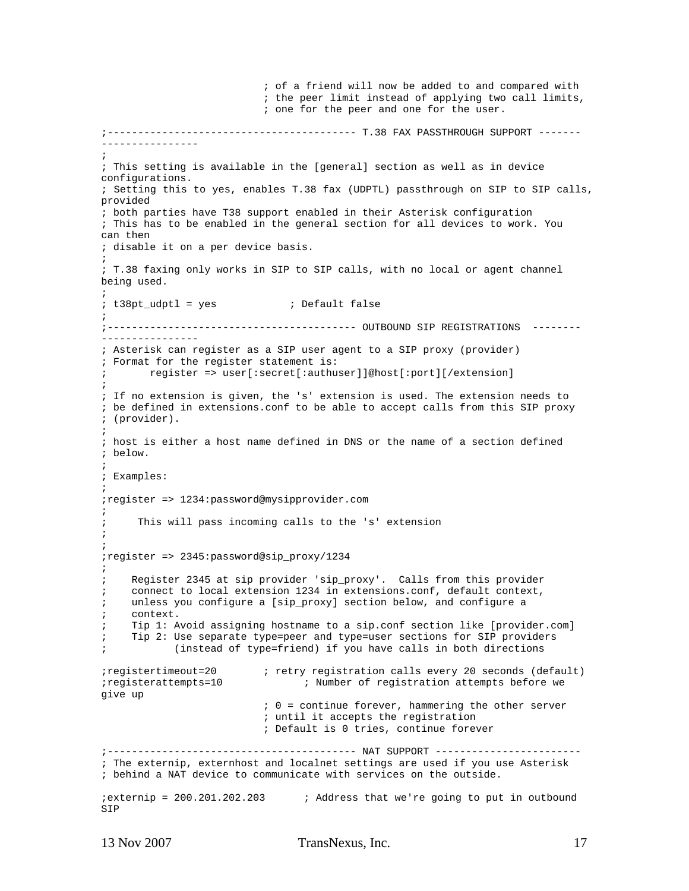```
                            ; of a friend will now be added to and compared with
                            ; the peer limit instead of applying two call limits,
                            ; one for the peer and one for the user.

;----------------------------------------- T.38 FAX PASSTHROUGH SUPPORT -------
----------------
;
; This setting is available in the [general] section as well as in device
configurations.
; Setting this to yes, enables T.38 fax (UDPTL) passthrough on SIP to SIP calls,
provided
; both parties have T38 support enabled in their Asterisk configuration
; This has to be enabled in the general section for all devices to work. You
can then
; disable it on a per device basis.
;
; T.38 faxing only works in SIP to SIP calls, with no local or agent channel
being used.
;
; t38pt_udptl = yes            ; Default false
;
;----------------------------------------- OUTBOUND SIP REGISTRATIONS  --------
----------------
; Asterisk can register as a SIP user agent to a SIP proxy (provider)
; Format for the register statement is:
;       register => user[:secret[:authuser]]@host[:port][/extension]
;
; If no extension is given, the 's' extension is used. The extension needs to
; be defined in extensions.conf to be able to accept calls from this SIP proxy
; (provider).
;
; host is either a host name defined in DNS or the name of a section defined
; below.
;
; Examples:
;
;register => 1234:password@mysipprovider.com
;
;     This will pass incoming calls to the 's' extension
;
;
;register => 2345:password@sip_proxy/1234
;
;    Register 2345 at sip provider 'sip_proxy'.  Calls from this provider
;    connect to local extension 1234 in extensions.conf, default context,
;    unless you configure a [sip_proxy] section below, and configure a
;    context.
;    Tip 1: Avoid assigning hostname to a sip.conf section like [provider.com]
;    Tip 2: Use separate type=peer and type=user sections for SIP providers
;           (instead of type=friend) if you have calls in both directions

;registertimeout=20       ; retry registration calls every 20 seconds (default)
;registerattempts=10             ; Number of registration attempts before we
give up
                            ; 0 = continue forever, hammering the other server
                            ; until it accepts the registration
                            ; Default is 0 tries, continue forever

;----------------------------------------- NAT SUPPORT ------------------------
; The externip, externhost and localnet settings are used if you use Asterisk
; behind a NAT device to communicate with services on the outside.

;externip = 200.201.202.203      ; Address that we're going to put in outbound
SIP
```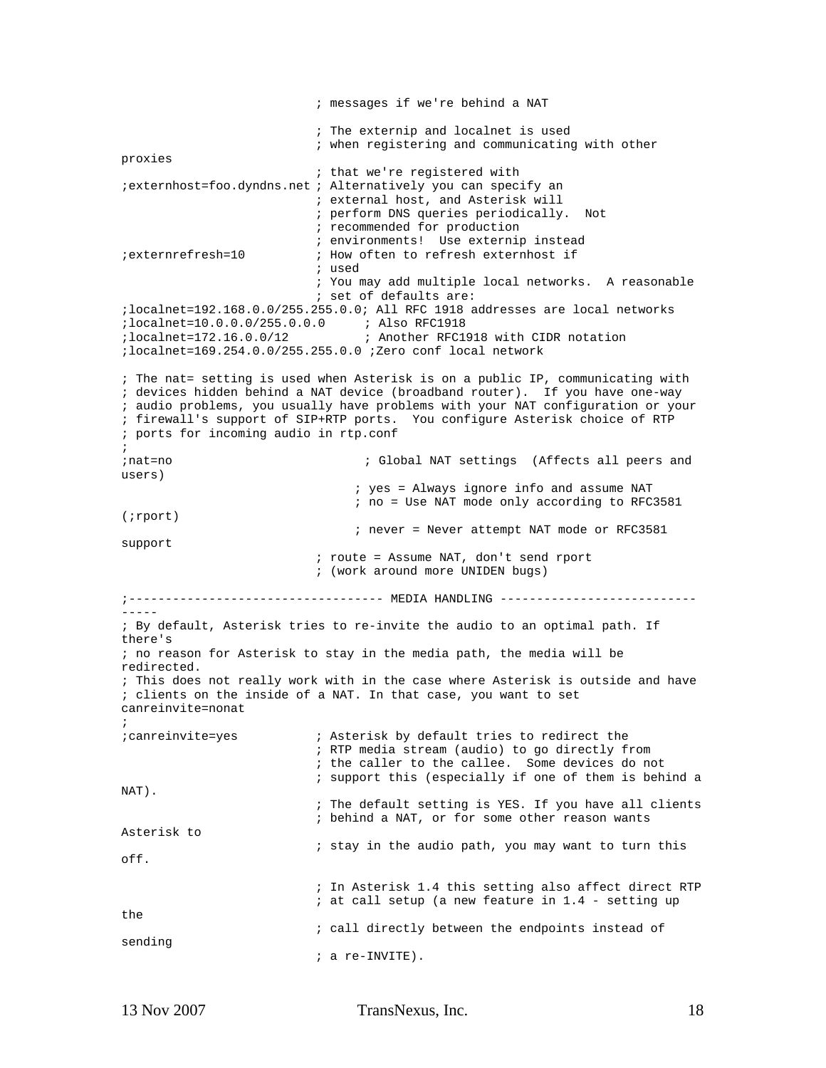```
                              ; messages if we're behind a NAT

                              ; The externip and localnet is used
                              ; when registering and communicating with other
proxies
                              ; that we're registered with
;externhost=foo.dyndns.net ; Alternatively you can specify an
                              ; external host, and Asterisk will
                              ; perform DNS queries periodically.  Not
                              ; recommended for production
                              ; environments!  Use externip instead
;externrefresh=10          ; How often to refresh externhost if
                              ; used
                              ; You may add multiple local networks.  A reasonable
                              ; set of defaults are:
;localnet=192.168.0.0/255.255.0.0; All RFC 1918 addresses are local networks
;localnet=10.0.0.0/255.0.0.0      ; Also RFC1918
;localnet=172.16.0.0/12           ; Another RFC1918 with CIDR notation
;localnet=169.254.0.0/255.255.0.0 ;Zero conf local network

; The nat= setting is used when Asterisk is on a public IP, communicating with
; devices hidden behind a NAT device (broadband router).  If you have one-way
; audio problems, you usually have problems with your NAT configuration or your
; firewall's support of SIP+RTP ports.  You configure Asterisk choice of RTP
; ports for incoming audio in rtp.conf
;
;nat=no                           ; Global NAT settings  (Affects all peers and
users)
                                 ; yes = Always ignore info and assume NAT
                                 ; no = Use NAT mode only according to RFC3581
(;rport)
                                 ; never = Never attempt NAT mode or RFC3581
support
                              ; route = Assume NAT, don't send rport
                              ; (work around more UNIDEN bugs)

;----------------------------------- MEDIA HANDLING ---------------------------
-----
; By default, Asterisk tries to re-invite the audio to an optimal path. If
there's
; no reason for Asterisk to stay in the media path, the media will be
redirected.
; This does not really work with in the case where Asterisk is outside and have
; clients on the inside of a NAT. In that case, you want to set
canreinvite=nonat
;
;canreinvite=yes           ; Asterisk by default tries to redirect the
                              ; RTP media stream (audio) to go directly from
                              ; the caller to the callee.  Some devices do not
                              ; support this (especially if one of them is behind a
NAT).
                              ; The default setting is YES. If you have all clients
                              ; behind a NAT, or for some other reason wants
Asterisk to
                              ; stay in the audio path, you may want to turn this
off.

                              ; In Asterisk 1.4 this setting also affect direct RTP
                              ; at call setup (a new feature in 1.4 - setting up
the
                              ; call directly between the endpoints instead of
sending
                              ; a re-INVITE).
```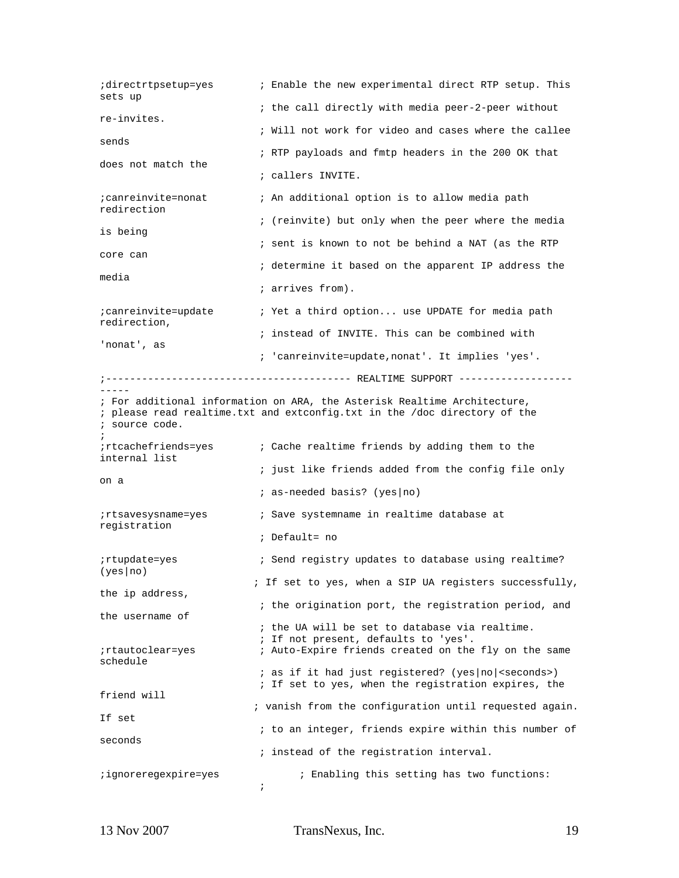```
;directrtpsetup=yes       ; Enable the new experimental direct RTP setup. This
sets up
                          ; the call directly with media peer-2-peer without
re-invites.
                          ; Will not work for video and cases where the callee
sends
                          ; RTP payloads and fmtp headers in the 200 OK that
does not match the
                          ; callers INVITE.

;canreinvite=nonat        ; An additional option is to allow media path
redirection
                          ; (reinvite) but only when the peer where the media
is being
                          ; sent is known to not be behind a NAT (as the RTP
core can
                          ; determine it based on the apparent IP address the
media
                          ; arrives from).

;canreinvite=update       ; Yet a third option... use UPDATE for media path
redirection,
                          ; instead of INVITE. This can be combined with
'nonat', as
                          ; 'canreinvite=update,nonat'. It implies 'yes'.

;----------------------------------------- REALTIME SUPPORT -------------------
-----
; For additional information on ARA, the Asterisk Realtime Architecture,
; please read realtime.txt and extconfig.txt in the /doc directory of the
; source code.
;
;rtcachefriends=yes       ; Cache realtime friends by adding them to the
internal list
                          ; just like friends added from the config file only
on a
                          ; as-needed basis? (yes|no)

;rtsavesysname=yes        ; Save systemname in realtime database at
registration
                          ; Default= no

;rtupdate=yes             ; Send registry updates to database using realtime?
(yes|no)
                         ; If set to yes, when a SIP UA registers successfully,
the ip address,
                          ; the origination port, the registration period, and
the username of
                          ; the UA will be set to database via realtime.
                          ; If not present, defaults to 'yes'.
;rtautoclear=yes          ; Auto-Expire friends created on the fly on the same
schedule
                          ; as if it had just registered? (yes|no|<seconds>)
                          ; If set to yes, when the registration expires, the
friend will
                         ; vanish from the configuration until requested again.
If set
                          ; to an integer, friends expire within this number of
seconds
                          ; instead of the registration interval.

;ignoreregexpire=yes             ; Enabling this setting has two functions:
                          ;
```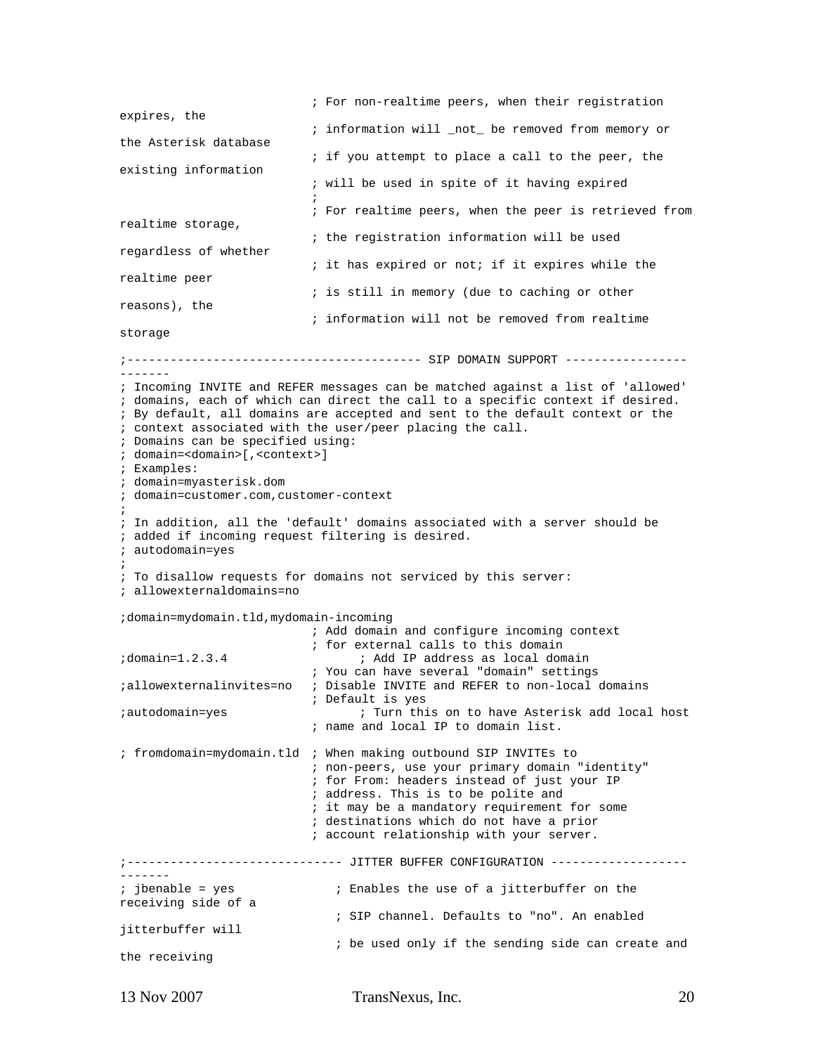```
                          ; For non-realtime peers, when their registration
expires, the
                          ; information will _not_ be removed from memory or
the Asterisk database
                          ; if you attempt to place a call to the peer, the
existing information
                          ; will be used in spite of it having expired
                          ;
                          ; For realtime peers, when the peer is retrieved from
realtime storage,
                          ; the registration information will be used
regardless of whether
                          ; it has expired or not; if it expires while the
realtime peer
                          ; is still in memory (due to caching or other
reasons), the
                          ; information will not be removed from realtime
storage

;----------------------------------------- SIP DOMAIN SUPPORT -----------------
-------
; Incoming INVITE and REFER messages can be matched against a list of 'allowed'
; domains, each of which can direct the call to a specific context if desired.
; By default, all domains are accepted and sent to the default context or the
; context associated with the user/peer placing the call.
; Domains can be specified using:
; domain=<domain>[,<context>]
; Examples:
; domain=myasterisk.dom
; domain=customer.com,customer-context
;
; In addition, all the 'default' domains associated with a server should be
; added if incoming request filtering is desired.
; autodomain=yes
;
; To disallow requests for domains not serviced by this server:
; allowexternaldomains=no

;domain=mydomain.tld,mydomain-incoming
                          ; Add domain and configure incoming context
                          ; for external calls to this domain
;domain=1.2.3.4                 ; Add IP address as local domain
                          ; You can have several "domain" settings
;allowexternalinvites=no  ; Disable INVITE and REFER to non-local domains
                          ; Default is yes
;autodomain=yes                 ; Turn this on to have Asterisk add local host
                          ; name and local IP to domain list.

; fromdomain=mydomain.tld  ; When making outbound SIP INVITEs to
                          ; non-peers, use your primary domain "identity"
                          ; for From: headers instead of just your IP
                          ; address. This is to be polite and
                          ; it may be a mandatory requirement for some
                          ; destinations which do not have a prior
                          ; account relationship with your server.

;------------------------------ JITTER BUFFER CONFIGURATION -------------------
-------
; jbenable = yes              ; Enables the use of a jitterbuffer on the
receiving side of a
                              ; SIP channel. Defaults to "no". An enabled
jitterbuffer will
                              ; be used only if the sending side can create and
the receiving
```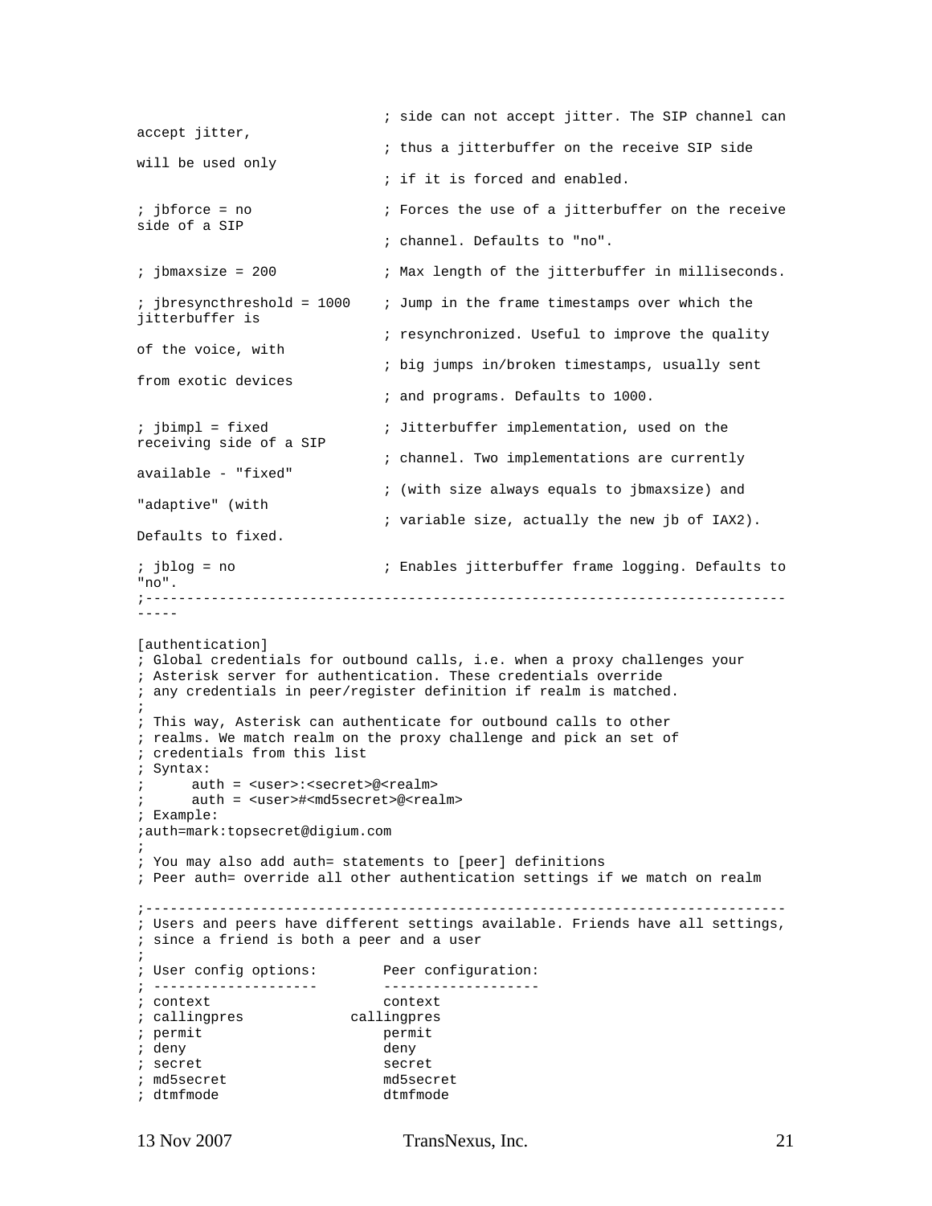```
                              ; side can not accept jitter. The SIP channel can
accept jitter,
                              ; thus a jitterbuffer on the receive SIP side
will be used only
                              ; if it is forced and enabled.

; jbforce = no                ; Forces the use of a jitterbuffer on the receive
side of a SIP
                              ; channel. Defaults to "no".

; jbmaxsize = 200             ; Max length of the jitterbuffer in milliseconds.

; jbresyncthreshold = 1000    ; Jump in the frame timestamps over which the
jitterbuffer is
                              ; resynchronized. Useful to improve the quality
of the voice, with
                              ; big jumps in/broken timestamps, usually sent
from exotic devices
                              ; and programs. Defaults to 1000.

; jbimpl = fixed              ; Jitterbuffer implementation, used on the
receiving side of a SIP
                              ; channel. Two implementations are currently
available - "fixed"
                              ; (with size always equals to jbmaxsize) and
"adaptive" (with
                              ; variable size, actually the new jb of IAX2).
Defaults to fixed.

; jblog = no                  ; Enables jitterbuffer frame logging. Defaults to
"no".
;-----------------------------------------------------------------------------
-----

[authentication]
; Global credentials for outbound calls, i.e. when a proxy challenges your
; Asterisk server for authentication. These credentials override
; any credentials in peer/register definition if realm is matched.
;
; This way, Asterisk can authenticate for outbound calls to other
; realms. We match realm on the proxy challenge and pick an set of
; credentials from this list
; Syntax:
;      auth = <user>:<secret>@<realm>
;      auth = <user>#<md5secret>@<realm>
; Example:
;auth=mark:topsecret@digium.com
;
; You may also add auth= statements to [peer] definitions
; Peer auth= override all other authentication settings if we match on realm

;-----------------------------------------------------------------------------
; Users and peers have different settings available. Friends have all settings,
; since a friend is both a peer and a user
;
; User config options:        Peer configuration:
; --------------------        -------------------
; context                     context
; callingpres             callingpres
; permit                      permit
; deny                        deny
; secret                      secret
; md5secret                   md5secret
; dtmfmode                    dtmfmode
```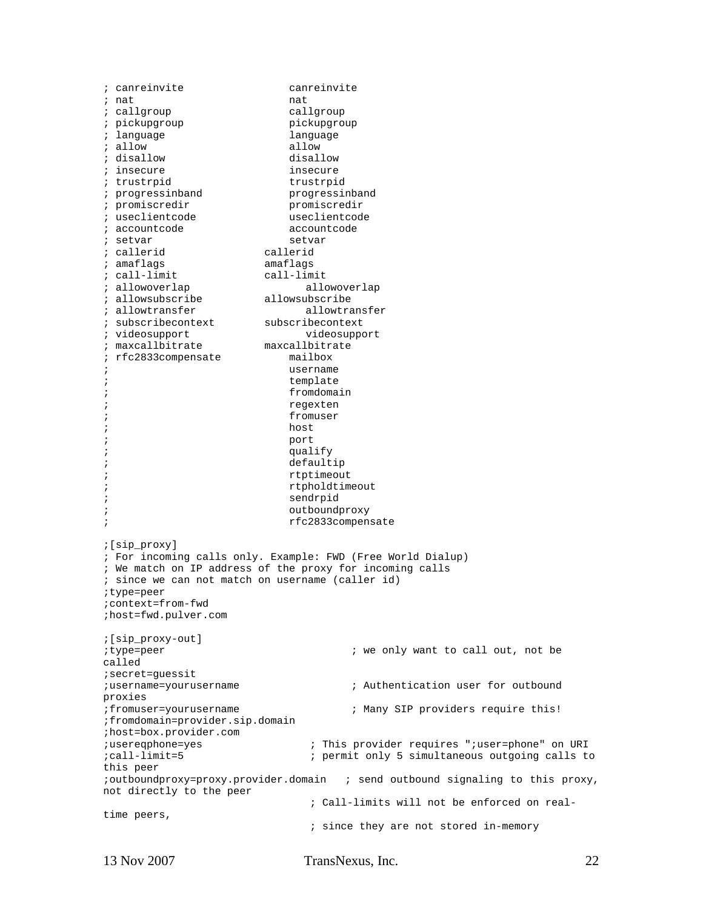```
; canreinvite                 canreinvite
; nat                         nat
; callgroup                   callgroup
; pickupgroup                 pickupgroup
; language                    language
; allow                       allow
; disallow                    disallow
; insecure                    insecure
; trustrpid                   trustrpid
; progressinband              progressinband
; promiscredir                promiscredir
; useclientcode               useclientcode
; accountcode                 accountcode
; setvar                      setvar
; callerid                callerid
; amaflags                amaflags
; call-limit              call-limit
; allowoverlap                  allowoverlap
; allowsubscribe          allowsubscribe
; allowtransfer                 allowtransfer
; subscribecontext        subscribecontext
; videosupport                  videosupport
; maxcallbitrate          maxcallbitrate
; rfc2833compensate           mailbox
;                             username
;                             template
;                             fromdomain
;                             regexten
;                             fromuser
;                             host
;                             port
;                             qualify
;                             defaultip
;                             rtptimeout
;                             rtpholdtimeout
;                             sendrpid
;                             outboundproxy
;                             rfc2833compensate

;[sip_proxy]
; For incoming calls only. Example: FWD (Free World Dialup)
; We match on IP address of the proxy for incoming calls
; since we can not match on username (caller id)
;type=peer
;context=from-fwd
;host=fwd.pulver.com

;[sip_proxy-out]
;type=peer                          ; we only want to call out, not be
called
;secret=guessit
;username=yourusername              ; Authentication user for outbound
proxies
;fromuser=yourusername              ; Many SIP providers require this!
;fromdomain=provider.sip.domain
;host=box.provider.com
;usereqphone=yes                ; This provider requires ";user=phone" on URI
;call-limit=5                   ; permit only 5 simultaneous outgoing calls to
this peer
;outboundproxy=proxy.provider.domain   ; send outbound signaling to this proxy,
not directly to the peer
                                ; Call-limits will not be enforced on real-
time peers,
                                ; since they are not stored in-memory
```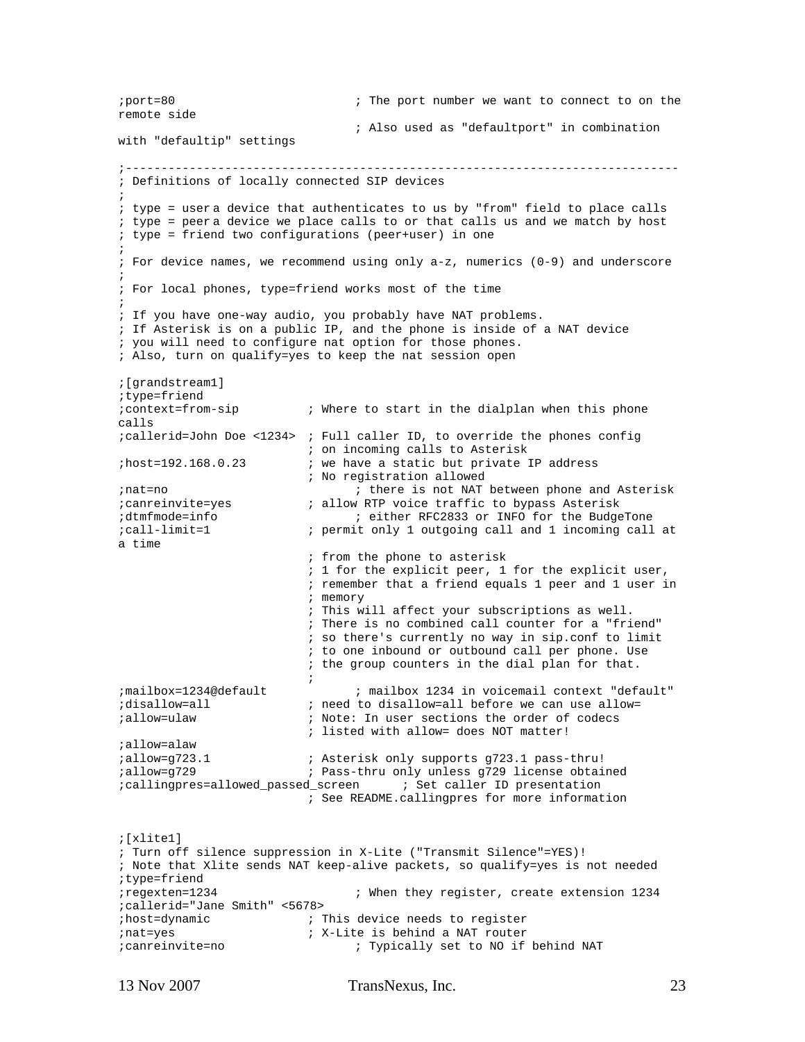```
;port=80                         ; The port number we want to connect to on the
remote side
                                 ; Also used as "defaultport" in combination
with "defaultip" settings

;--------------------------------------------------------------------------------
; Definitions of locally connected SIP devices
;
; type = user a device that authenticates to us by "from" field to place calls
; type = peer a device we place calls to or that calls us and we match by host
; type = friend two configurations (peer+user) in one
;
; For device names, we recommend using only a-z, numerics (0-9) and underscore
;
; For local phones, type=friend works most of the time
;
; If you have one-way audio, you probably have NAT problems.
; If Asterisk is on a public IP, and the phone is inside of a NAT device
; you will need to configure nat option for those phones.
; Also, turn on qualify=yes to keep the nat session open

;[grandstream1]
;type=friend
;context=from-sip          ; Where to start in the dialplan when this phone
calls
;callerid=John Doe <1234>  ; Full caller ID, to override the phones config
                           ; on incoming calls to Asterisk
;host=192.168.0.23         ; we have a static but private IP address
                           ; No registration allowed
;nat=no                           ; there is not NAT between phone and Asterisk
;canreinvite=yes           ; allow RTP voice traffic to bypass Asterisk
;dtmfmode=info                    ; either RFC2833 or INFO for the BudgeTone
;call-limit=1              ; permit only 1 outgoing call and 1 incoming call at
a time
                           ; from the phone to asterisk
                           ; 1 for the explicit peer, 1 for the explicit user,
                           ; remember that a friend equals 1 peer and 1 user in
                           ; memory
                           ; This will affect your subscriptions as well.
                           ; There is no combined call counter for a "friend"
                           ; so there's currently no way in sip.conf to limit
                           ; to one inbound or outbound call per phone. Use
                           ; the group counters in the dial plan for that.
                           ;
;mailbox=1234@default             ; mailbox 1234 in voicemail context "default"
;disallow=all              ; need to disallow=all before we can use allow=
;allow=ulaw                ; Note: In user sections the order of codecs
                           ; listed with allow= does NOT matter!
;allow=alaw
;allow=g723.1              ; Asterisk only supports g723.1 pass-thru!
;allow=g729                ; Pass-thru only unless g729 license obtained
;callingpres=allowed_passed_screen      ; Set caller ID presentation
                           ; See README.callingpres for more information


;[xlite1]
; Turn off silence suppression in X-Lite ("Transmit Silence"=YES)!
; Note that Xlite sends NAT keep-alive packets, so qualify=yes is not needed
;type=friend
;regexten=1234                    ; When they register, create extension 1234
;callerid="Jane Smith" <5678>
;host=dynamic              ; This device needs to register
;nat=yes                   ; X-Lite is behind a NAT router
;canreinvite=no                   ; Typically set to NO if behind NAT
```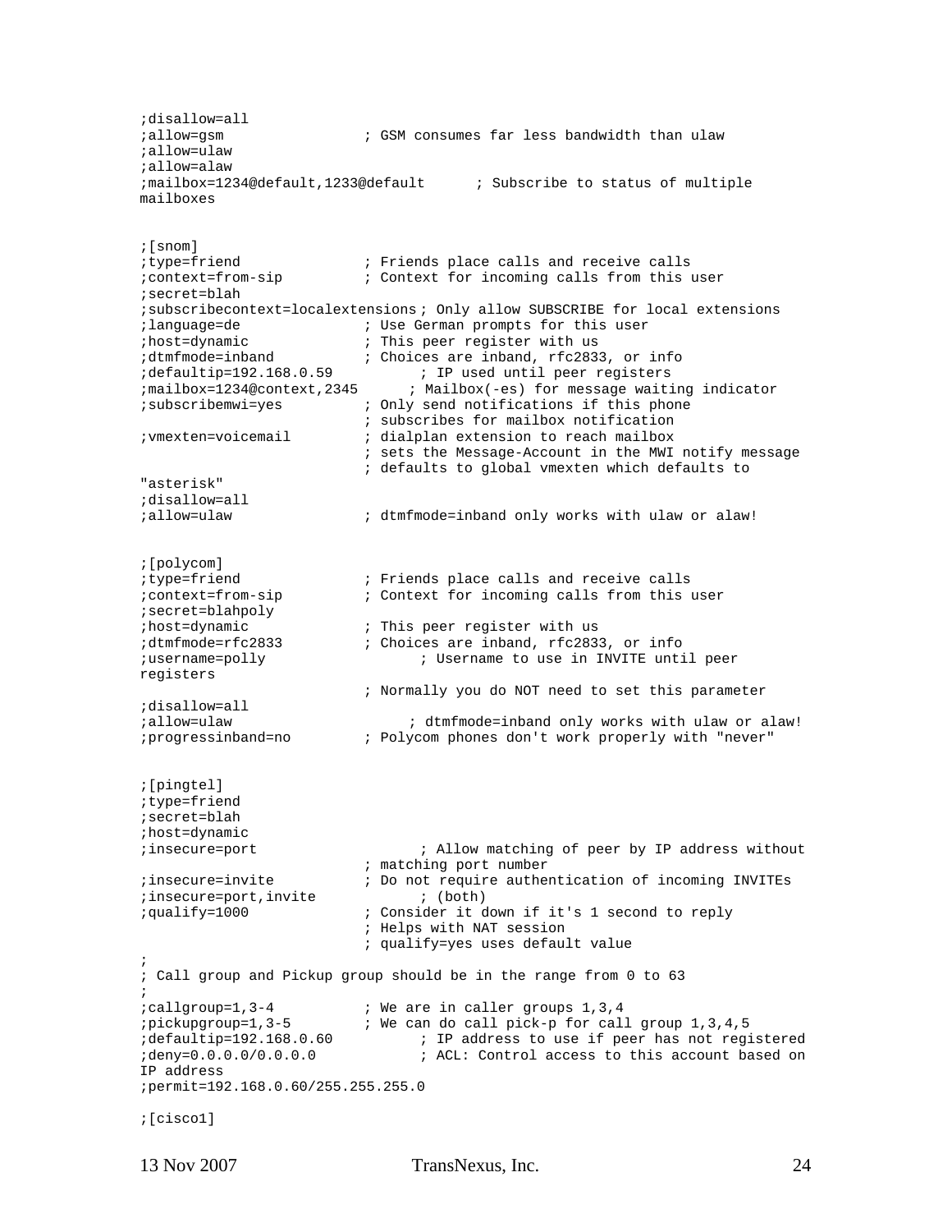```
;disallow=all
;allow=gsm                ; GSM consumes far less bandwidth than ulaw
;allow=ulaw
;allow=alaw
;mailbox=1234@default,1233@default      ; Subscribe to status of multiple
mailboxes


;[snom]
;type=friend              ; Friends place calls and receive calls
;context=from-sip         ; Context for incoming calls from this user
;secret=blah
;subscribecontext=localextensions ; Only allow SUBSCRIBE for local extensions
;language=de              ; Use German prompts for this user
;host=dynamic             ; This peer register with us
;dtmfmode=inband          ; Choices are inband, rfc2833, or info
;defaultip=192.168.0.59          ; IP used until peer registers
;mailbox=1234@context,2345      ; Mailbox(-es) for message waiting indicator
;subscribemwi=yes         ; Only send notifications if this phone
                          ; subscribes for mailbox notification
;vmexten=voicemail        ; dialplan extension to reach mailbox
                          ; sets the Message-Account in the MWI notify message
                          ; defaults to global vmexten which defaults to
"asterisk"
;disallow=all
;allow=ulaw               ; dtmfmode=inband only works with ulaw or alaw!


;[polycom]
;type=friend              ; Friends place calls and receive calls
;context=from-sip         ; Context for incoming calls from this user
;secret=blahpoly
;host=dynamic             ; This peer register with us
;dtmfmode=rfc2833         ; Choices are inband, rfc2833, or info
;username=polly                 ; Username to use in INVITE until peer
registers
                          ; Normally you do NOT need to set this parameter
;disallow=all
;allow=ulaw                    ; dtmfmode=inband only works with ulaw or alaw!
;progressinband=no        ; Polycom phones don't work properly with "never"


;[pingtel]
;type=friend
;secret=blah
;host=dynamic
;insecure=port                  ; Allow matching of peer by IP address without
                          ; matching port number
;insecure=invite          ; Do not require authentication of incoming INVITEs
;insecure=port,invite           ; (both)
;qualify=1000             ; Consider it down if it's 1 second to reply
                          ; Helps with NAT session
                          ; qualify=yes uses default value
;
; Call group and Pickup group should be in the range from 0 to 63
;
;callgroup=1,3-4          ; We are in caller groups 1,3,4
;pickupgroup=1,3-5        ; We can do call pick-p for call group 1,3,4,5
;defaultip=192.168.0.60          ; IP address to use if peer has not registered
;deny=0.0.0.0/0.0.0.0           ; ACL: Control access to this account based on
IP address
;permit=192.168.0.60/255.255.255.0

;[cisco1]
```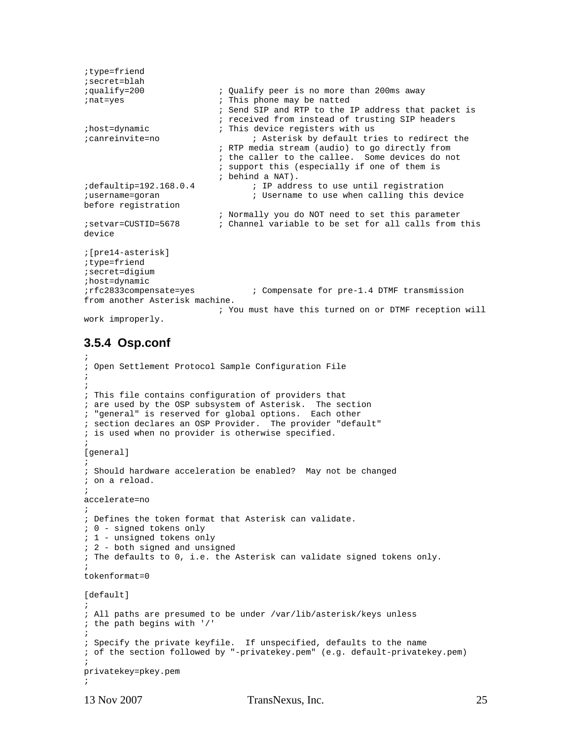```
;type=friend
;secret=blah
;qualify=200              ; Qualify peer is no more than 200ms away
;nat=yes                  ; This phone may be natted
                          ; Send SIP and RTP to the IP address that packet is
                          ; received from instead of trusting SIP headers
;host=dynamic             ; This device registers with us
;canreinvite=no                ; Asterisk by default tries to redirect the
                          ; RTP media stream (audio) to go directly from
                          ; the caller to the callee.  Some devices do not
                          ; support this (especially if one of them is
                          ; behind a NAT).
;defaultip=192.168.0.4          ; IP address to use until registration
;username=goran                 ; Username to use when calling this device
before registration
                          ; Normally you do NOT need to set this parameter
;setvar=CUSTID=5678       ; Channel variable to be set for all calls from this
device

;[pre14-asterisk]
;type=friend
;secret=digium
;host=dynamic
;rfc2833compensate=yes          ; Compensate for pre-1.4 DTMF transmission
from another Asterisk machine.
                          ; You must have this turned on or DTMF reception will
work improperly.
```

### 3.5.4 Osp.conf

```
;
; Open Settlement Protocol Sample Configuration File
;
;
; This file contains configuration of providers that
; are used by the OSP subsystem of Asterisk.  The section
; "general" is reserved for global options.  Each other
; section declares an OSP Provider.  The provider "default"
; is used when no provider is otherwise specified.
;
[general]
;
; Should hardware acceleration be enabled?  May not be changed
; on a reload.
;
accelerate=no
;
; Defines the token format that Asterisk can validate.
; 0 - signed tokens only
; 1 - unsigned tokens only
; 2 - both signed and unsigned
; The defaults to 0, i.e. the Asterisk can validate signed tokens only.
;
tokenformat=0

[default]
;
; All paths are presumed to be under /var/lib/asterisk/keys unless
; the path begins with '/'
;
; Specify the private keyfile.  If unspecified, defaults to the name
; of the section followed by "-privatekey.pem" (e.g. default-privatekey.pem)
;
privatekey=pkey.pem
;
```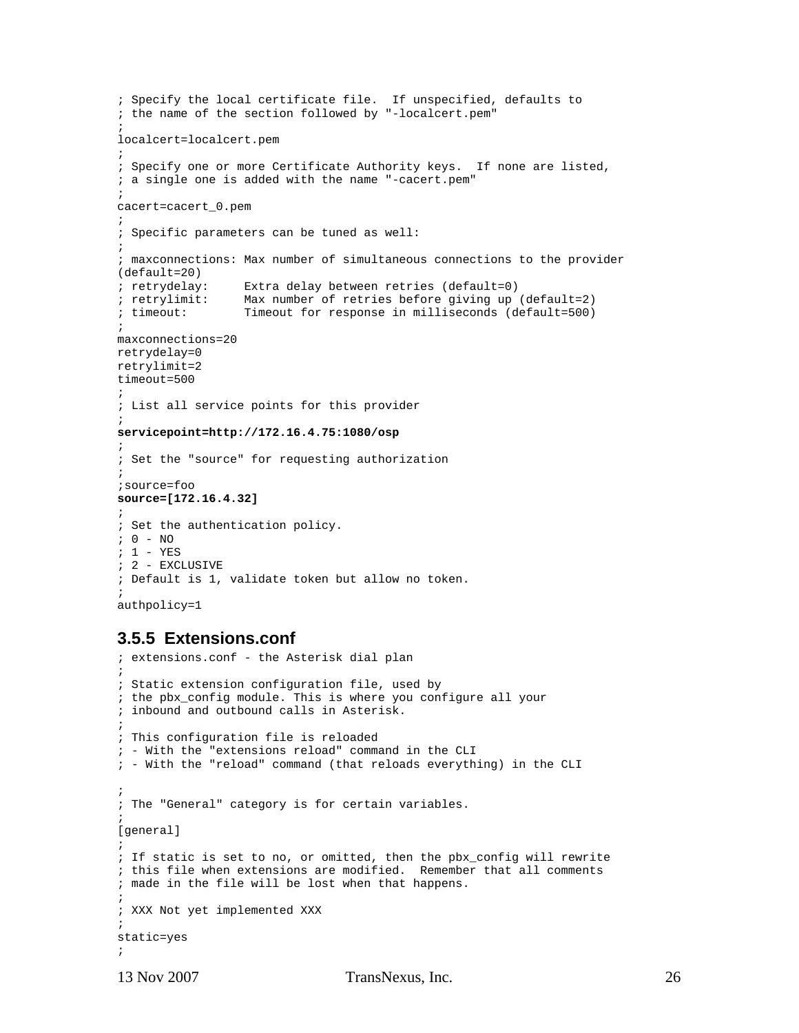```
; Specify the local certificate file.  If unspecified, defaults to
; the name of the section followed by "-localcert.pem"
;
localcert=localcert.pem
;
; Specify one or more Certificate Authority keys.  If none are listed,
; a single one is added with the name "-cacert.pem"
;
cacert=cacert_0.pem
;
; Specific parameters can be tuned as well:
;
; maxconnections: Max number of simultaneous connections to the provider
(default=20)
; retrydelay:     Extra delay between retries (default=0)
; retrylimit:     Max number of retries before giving up (default=2)
; timeout:        Timeout for response in milliseconds (default=500)
;
maxconnections=20
retrydelay=0
retrylimit=2
timeout=500
;
; List all service points for this provider
;
servicepoint=http://172.16.4.75:1080/osp
;
; Set the "source" for requesting authorization
;
;source=foo
source=[172.16.4.32]
;
; Set the authentication policy.
; 0 - NO
; 1 - YES
; 2 - EXCLUSIVE
; Default is 1, validate token but allow no token.
;
authpolicy=1
```

### 3.5.5 Extensions.conf

```
; extensions.conf - the Asterisk dial plan
;
; Static extension configuration file, used by
; the pbx_config module. This is where you configure all your
; inbound and outbound calls in Asterisk.
;
; This configuration file is reloaded
; - With the "extensions reload" command in the CLI
; - With the "reload" command (that reloads everything) in the CLI

;
; The "General" category is for certain variables.
;
[general]
;
; If static is set to no, or omitted, then the pbx_config will rewrite
; this file when extensions are modified.  Remember that all comments
; made in the file will be lost when that happens.
;
; XXX Not yet implemented XXX
;
static=yes
;
```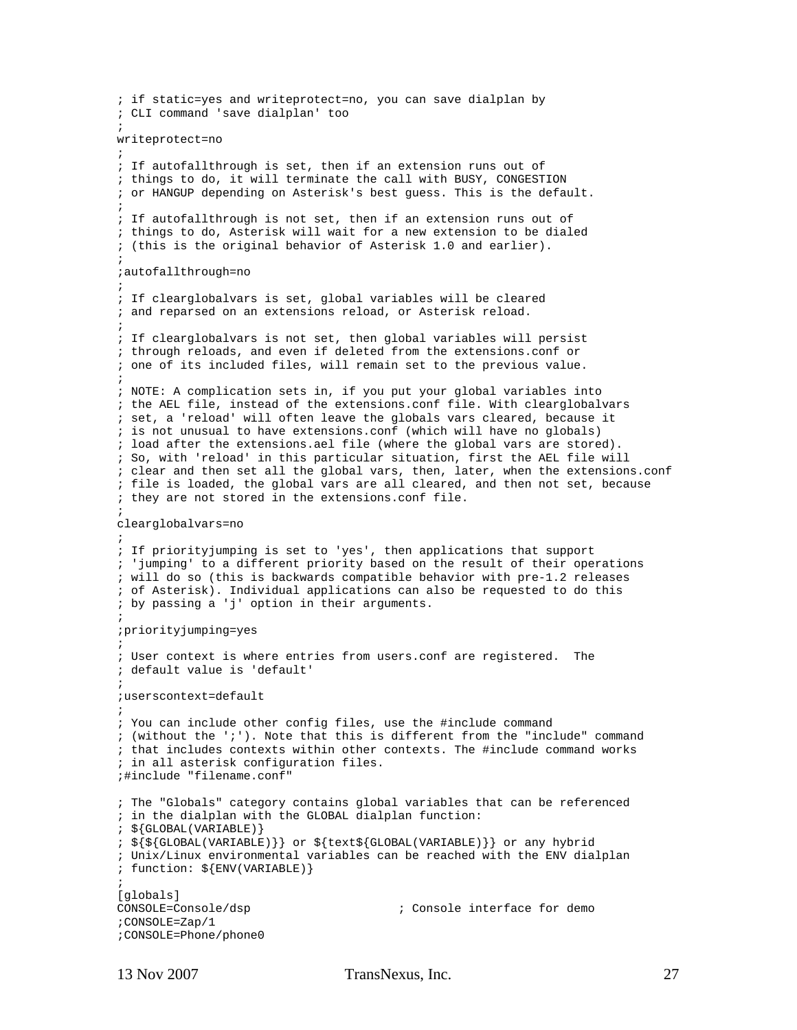```
; if static=yes and writeprotect=no, you can save dialplan by
; CLI command 'save dialplan' too
;
writeprotect=no
;
; If autofallthrough is set, then if an extension runs out of
; things to do, it will terminate the call with BUSY, CONGESTION
; or HANGUP depending on Asterisk's best guess. This is the default.
;
; If autofallthrough is not set, then if an extension runs out of
; things to do, Asterisk will wait for a new extension to be dialed
; (this is the original behavior of Asterisk 1.0 and earlier).
;
;autofallthrough=no
;
; If clearglobalvars is set, global variables will be cleared
; and reparsed on an extensions reload, or Asterisk reload.
;
; If clearglobalvars is not set, then global variables will persist
; through reloads, and even if deleted from the extensions.conf or
; one of its included files, will remain set to the previous value.
;
; NOTE: A complication sets in, if you put your global variables into
; the AEL file, instead of the extensions.conf file. With clearglobalvars
; set, a 'reload' will often leave the globals vars cleared, because it
; is not unusual to have extensions.conf (which will have no globals)
; load after the extensions.ael file (where the global vars are stored).
; So, with 'reload' in this particular situation, first the AEL file will
; clear and then set all the global vars, then, later, when the extensions.conf
; file is loaded, the global vars are all cleared, and then not set, because
; they are not stored in the extensions.conf file.
;
clearglobalvars=no
;
; If priorityjumping is set to 'yes', then applications that support
; 'jumping' to a different priority based on the result of their operations
; will do so (this is backwards compatible behavior with pre-1.2 releases
; of Asterisk). Individual applications can also be requested to do this
; by passing a 'j' option in their arguments.
;
;priorityjumping=yes
;
; User context is where entries from users.conf are registered.  The
; default value is 'default'
;
;userscontext=default
;
; You can include other config files, use the #include command
; (without the ';'). Note that this is different from the "include" command
; that includes contexts within other contexts. The #include command works
; in all asterisk configuration files.
;#include "filename.conf"

; The "Globals" category contains global variables that can be referenced
; in the dialplan with the GLOBAL dialplan function:
; ${GLOBAL(VARIABLE)}
; ${${GLOBAL(VARIABLE)}} or ${text${GLOBAL(VARIABLE)}} or any hybrid
; Unix/Linux environmental variables can be reached with the ENV dialplan
; function: ${ENV(VARIABLE)}
;
[globals]
CONSOLE=Console/dsp                     ; Console interface for demo
;CONSOLE=Zap/1
;CONSOLE=Phone/phone0
```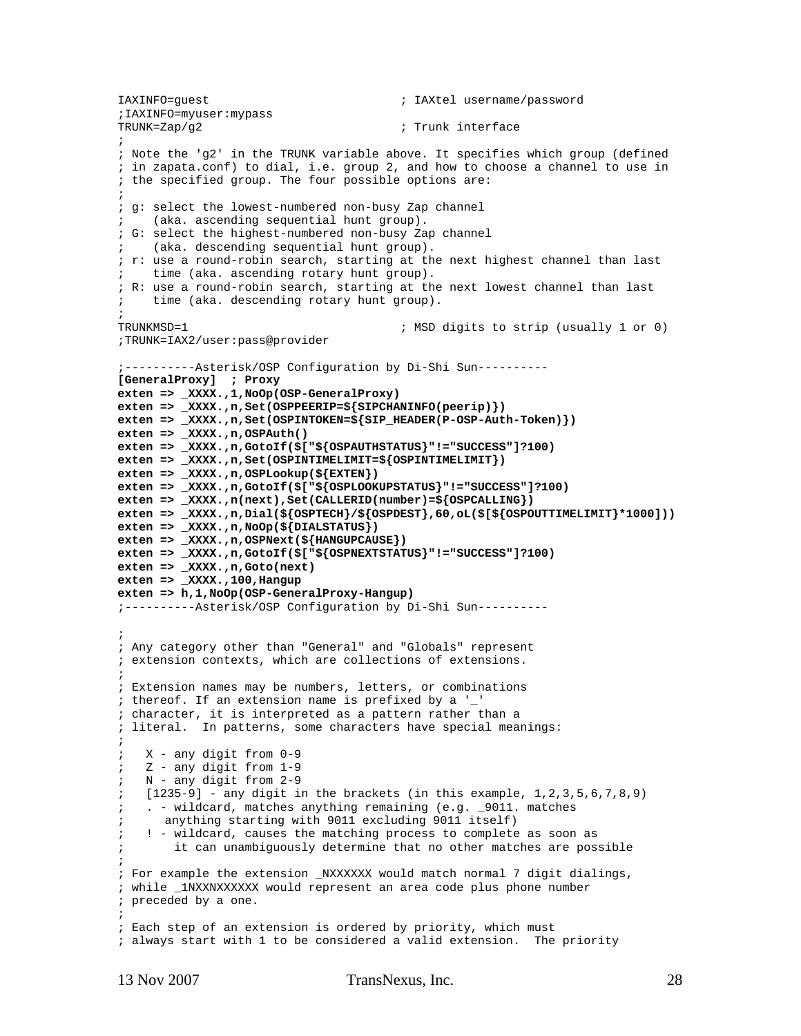```
IAXINFO=guest                           ; IAXtel username/password
;IAXINFO=myuser:mypass
TRUNK=Zap/g2                            ; Trunk interface
;
; Note the 'g2' in the TRUNK variable above. It specifies which group (defined
; in zapata.conf) to dial, i.e. group 2, and how to choose a channel to use in
; the specified group. The four possible options are:
;
; g: select the lowest-numbered non-busy Zap channel
;    (aka. ascending sequential hunt group).
; G: select the highest-numbered non-busy Zap channel
;    (aka. descending sequential hunt group).
; r: use a round-robin search, starting at the next highest channel than last
;    time (aka. ascending rotary hunt group).
; R: use a round-robin search, starting at the next lowest channel than last
;    time (aka. descending rotary hunt group).
;
TRUNKMSD=1                              ; MSD digits to strip (usually 1 or 0)
;TRUNK=IAX2/user:pass@provider

;----------Asterisk/OSP Configuration by Di-Shi Sun----------
[GeneralProxy]  ; Proxy
exten => _XXXX.,1,NoOp(OSP-GeneralProxy)
exten => _XXXX.,n,Set(OSPPEERIP=${SIPCHANINFO(peerip)})
exten => _XXXX.,n,Set(OSPINTOKEN=${SIP_HEADER(P-OSP-Auth-Token)})
exten => _XXXX.,n,OSPAuth()
exten => _XXXX.,n,GotoIf($["${OSPAUTHSTATUS}"!="SUCCESS"]?100)
exten => _XXXX.,n,Set(OSPINTIMELIMIT=${OSPINTIMELIMIT})
exten => _XXXX.,n,OSPLookup(${EXTEN})
exten => _XXXX.,n,GotoIf($["${OSPLOOKUPSTATUS}"!="SUCCESS"]?100)
exten => _XXXX.,n(next),Set(CALLERID(number)=${OSPCALLING})
exten => _XXXX.,n,Dial(${OSPTECH}/${OSPDEST},60,oL($[${OSPOUTTIMELIMIT}*1000]))
exten => _XXXX.,n,NoOp(${DIALSTATUS})
exten => _XXXX.,n,OSPNext(${HANGUPCAUSE})
exten => _XXXX.,n,GotoIf($["${OSPNEXTSTATUS}"!="SUCCESS"]?100)
exten => _XXXX.,n,Goto(next)
exten => _XXXX.,100,Hangup
exten => h,1,NoOp(OSP-GeneralProxy-Hangup)
;----------Asterisk/OSP Configuration by Di-Shi Sun----------

;
; Any category other than "General" and "Globals" represent
; extension contexts, which are collections of extensions.
;
; Extension names may be numbers, letters, or combinations
; thereof. If an extension name is prefixed by a '_'
; character, it is interpreted as a pattern rather than a
; literal.  In patterns, some characters have special meanings:
;
;   X - any digit from 0-9
;   Z - any digit from 1-9
;   N - any digit from 2-9
;   [1235-9] - any digit in the brackets (in this example, 1,2,3,5,6,7,8,9)
;   . - wildcard, matches anything remaining (e.g. _9011. matches
;      anything starting with 9011 excluding 9011 itself)
;   ! - wildcard, causes the matching process to complete as soon as
;       it can unambiguously determine that no other matches are possible
;
; For example the extension _NXXXXXX would match normal 7 digit dialings,
; while _1NXXNXXXXXX would represent an area code plus phone number
; preceded by a one.
;
; Each step of an extension is ordered by priority, which must
; always start with 1 to be considered a valid extension.  The priority
```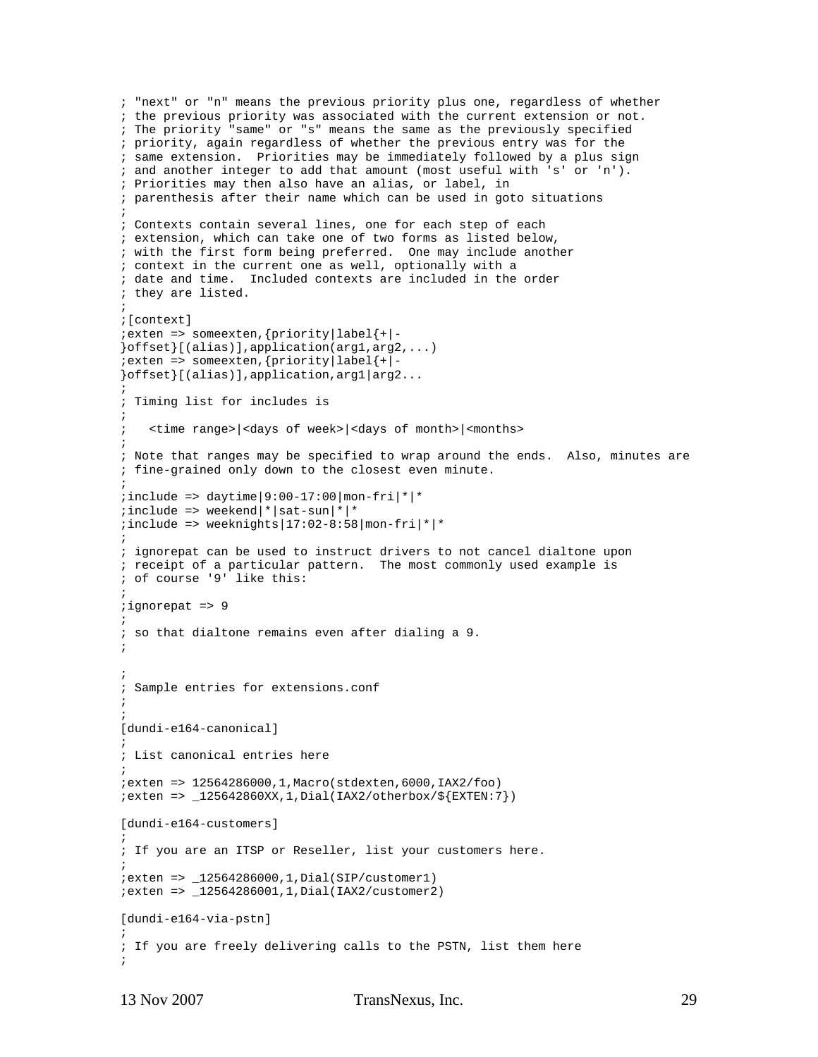```
; "next" or "n" means the previous priority plus one, regardless of whether
; the previous priority was associated with the current extension or not.
; The priority "same" or "s" means the same as the previously specified
; priority, again regardless of whether the previous entry was for the
; same extension.  Priorities may be immediately followed by a plus sign
; and another integer to add that amount (most useful with 's' or 'n').
; Priorities may then also have an alias, or label, in
; parenthesis after their name which can be used in goto situations
;
; Contexts contain several lines, one for each step of each
; extension, which can take one of two forms as listed below,
; with the first form being preferred.  One may include another
; context in the current one as well, optionally with a
; date and time.  Included contexts are included in the order
; they are listed.
;
;[context]
;exten => someexten,{priority|label{+|-
}offset}[(alias)],application(arg1,arg2,...)
;exten => someexten,{priority|label{+|-
}offset}[(alias)],application,arg1|arg2...
;
; Timing list for includes is
;
;   <time range>|<days of week>|<days of month>|<months>
;
; Note that ranges may be specified to wrap around the ends.  Also, minutes are
; fine-grained only down to the closest even minute.
;
;include => daytime|9:00-17:00|mon-fri|*|*
;include => weekend|*|sat-sun|*|*
;include => weeknights|17:02-8:58|mon-fri|*|*
;
; ignorepat can be used to instruct drivers to not cancel dialtone upon
; receipt of a particular pattern.  The most commonly used example is
; of course '9' like this:
;
;ignorepat => 9
;
; so that dialtone remains even after dialing a 9.
;

;
; Sample entries for extensions.conf
;
;
[dundi-e164-canonical]
;
; List canonical entries here
;
;exten => 12564286000,1,Macro(stdexten,6000,IAX2/foo)
;exten => _125642860XX,1,Dial(IAX2/otherbox/${EXTEN:7})

[dundi-e164-customers]
;
; If you are an ITSP or Reseller, list your customers here.
;
;exten => _12564286000,1,Dial(SIP/customer1)
;exten => _12564286001,1,Dial(IAX2/customer2)

[dundi-e164-via-pstn]
;
; If you are freely delivering calls to the PSTN, list them here
;
```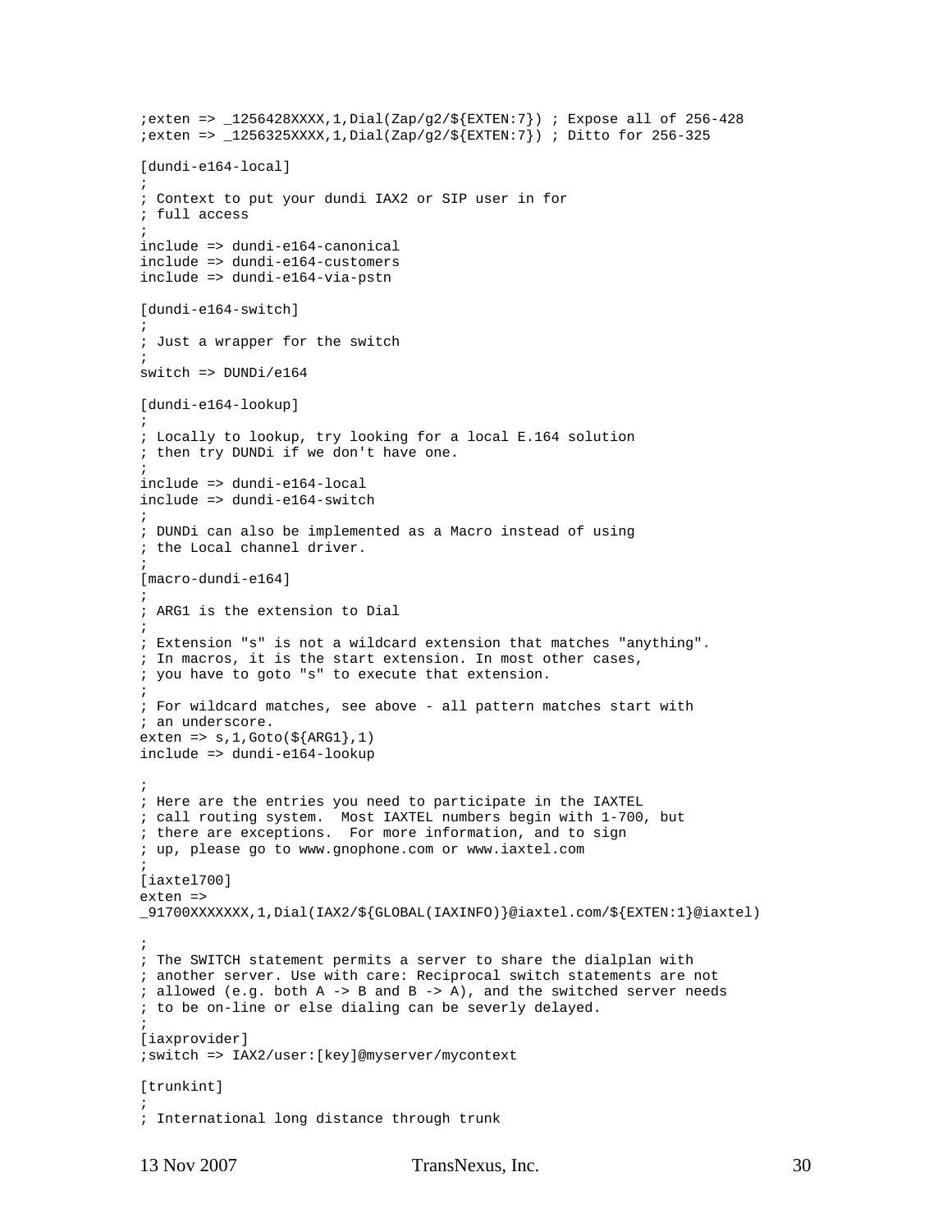```
;exten => _1256428XXXX,1,Dial(Zap/g2/${EXTEN:7}) ; Expose all of 256-428
;exten => _1256325XXXX,1,Dial(Zap/g2/${EXTEN:7}) ; Ditto for 256-325

[dundi-e164-local]
;
; Context to put your dundi IAX2 or SIP user in for
; full access
;
include => dundi-e164-canonical
include => dundi-e164-customers
include => dundi-e164-via-pstn

[dundi-e164-switch]
;
; Just a wrapper for the switch
;
switch => DUNDi/e164

[dundi-e164-lookup]
;
; Locally to lookup, try looking for a local E.164 solution
; then try DUNDi if we don't have one.
;
include => dundi-e164-local
include => dundi-e164-switch
;
; DUNDi can also be implemented as a Macro instead of using
; the Local channel driver.
;
[macro-dundi-e164]
;
; ARG1 is the extension to Dial
;
; Extension "s" is not a wildcard extension that matches "anything".
; In macros, it is the start extension. In most other cases,
; you have to goto "s" to execute that extension.
;
; For wildcard matches, see above - all pattern matches start with
; an underscore.
exten => s,1,Goto(${ARG1},1)
include => dundi-e164-lookup

;
; Here are the entries you need to participate in the IAXTEL
; call routing system.  Most IAXTEL numbers begin with 1-700, but
; there are exceptions.  For more information, and to sign
; up, please go to www.gnophone.com or www.iaxtel.com
;
[iaxtel700]
exten =>
_91700XXXXXXX,1,Dial(IAX2/${GLOBAL(IAXINFO)}@iaxtel.com/${EXTEN:1}@iaxtel)

;
; The SWITCH statement permits a server to share the dialplan with
; another server. Use with care: Reciprocal switch statements are not
; allowed (e.g. both A -> B and B -> A), and the switched server needs
; to be on-line or else dialing can be severly delayed.
;
[iaxprovider]
;switch => IAX2/user:[key]@myserver/mycontext

[trunkint]
;
; International long distance through trunk
```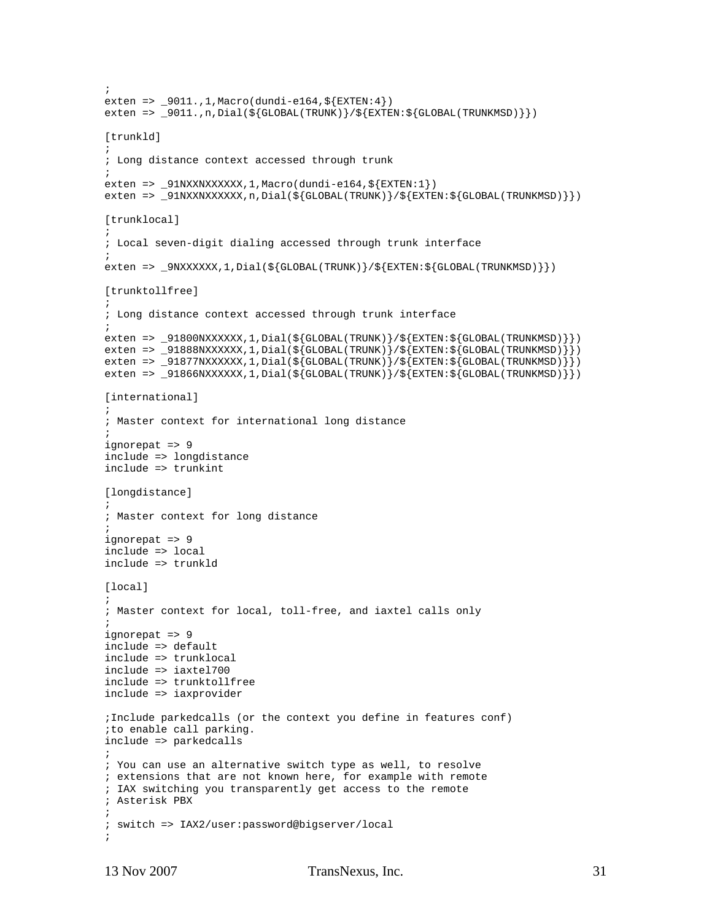```
;
exten => _9011.,1,Macro(dundi-e164,${EXTEN:4})
exten => _9011.,n,Dial(${GLOBAL(TRUNK)}/${EXTEN:${GLOBAL(TRUNKMSD)}})

[trunkld]
;
; Long distance context accessed through trunk
;
exten => _91NXXNXXXXXX,1,Macro(dundi-e164,${EXTEN:1})
exten => _91NXXNXXXXXX,n,Dial(${GLOBAL(TRUNK)}/${EXTEN:${GLOBAL(TRUNKMSD)}})

[trunklocal]
;
; Local seven-digit dialing accessed through trunk interface
;
exten => _9NXXXXXX,1,Dial(${GLOBAL(TRUNK)}/${EXTEN:${GLOBAL(TRUNKMSD)}})

[trunktollfree]
;
; Long distance context accessed through trunk interface
;
exten => _91800NXXXXXX,1,Dial(${GLOBAL(TRUNK)}/${EXTEN:${GLOBAL(TRUNKMSD)}})
exten => _91888NXXXXXX,1,Dial(${GLOBAL(TRUNK)}/${EXTEN:${GLOBAL(TRUNKMSD)}})
exten => _91877NXXXXXX,1,Dial(${GLOBAL(TRUNK)}/${EXTEN:${GLOBAL(TRUNKMSD)}})
exten => _91866NXXXXXX,1,Dial(${GLOBAL(TRUNK)}/${EXTEN:${GLOBAL(TRUNKMSD)}})

[international]
;
; Master context for international long distance
;
ignorepat => 9
include => longdistance
include => trunkint

[longdistance]
;
; Master context for long distance
;
ignorepat => 9
include => local
include => trunkld

[local]
;
; Master context for local, toll-free, and iaxtel calls only
;
ignorepat => 9
include => default
include => trunklocal
include => iaxtel700
include => trunktollfree
include => iaxprovider

;Include parkedcalls (or the context you define in features conf)
;to enable call parking.
include => parkedcalls
;
; You can use an alternative switch type as well, to resolve
; extensions that are not known here, for example with remote
; IAX switching you transparently get access to the remote
; Asterisk PBX
;
; switch => IAX2/user:password@bigserver/local
;
```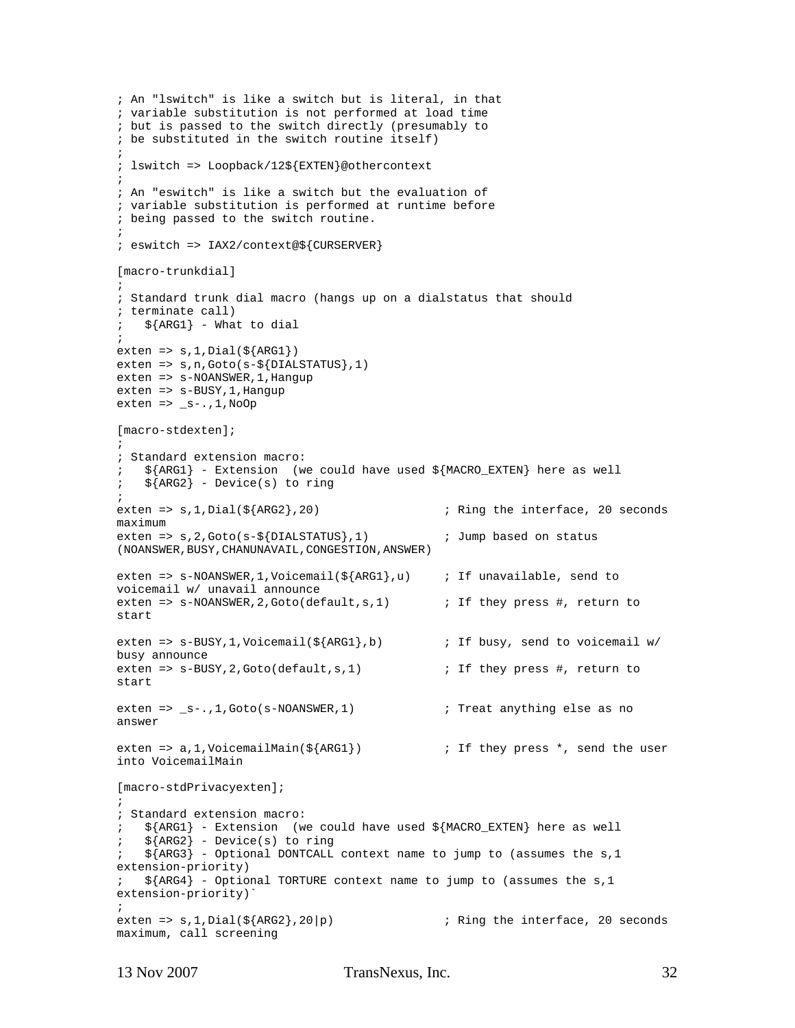```
; An "lswitch" is like a switch but is literal, in that
; variable substitution is not performed at load time
; but is passed to the switch directly (presumably to
; be substituted in the switch routine itself)
;
; lswitch => Loopback/12${EXTEN}@othercontext
;
; An "eswitch" is like a switch but the evaluation of
; variable substitution is performed at runtime before
; being passed to the switch routine.
;
; eswitch => IAX2/context@${CURSERVER}

[macro-trunkdial]
;
; Standard trunk dial macro (hangs up on a dialstatus that should
; terminate call)
;   ${ARG1} - What to dial
;
exten => s,1,Dial(${ARG1})
exten => s,n,Goto(s-${DIALSTATUS},1)
exten => s-NOANSWER,1,Hangup
exten => s-BUSY,1,Hangup
exten => _s-.,1,NoOp

[macro-stdexten];
;
; Standard extension macro:
;   ${ARG1} - Extension  (we could have used ${MACRO_EXTEN} here as well
;   ${ARG2} - Device(s) to ring
;
exten => s,1,Dial(${ARG2},20)                 ; Ring the interface, 20 seconds
maximum
exten => s,2,Goto(s-${DIALSTATUS},1)          ; Jump based on status
(NOANSWER,BUSY,CHANUNAVAIL,CONGESTION,ANSWER)

exten => s-NOANSWER,1,Voicemail(${ARG1},u)    ; If unavailable, send to
voicemail w/ unavail announce
exten => s-NOANSWER,2,Goto(default,s,1)       ; If they press #, return to
start

exten => s-BUSY,1,Voicemail(${ARG1},b)        ; If busy, send to voicemail w/
busy announce
exten => s-BUSY,2,Goto(default,s,1)           ; If they press #, return to
start

exten => _s-.,1,Goto(s-NOANSWER,1)            ; Treat anything else as no
answer

exten => a,1,VoicemailMain(${ARG1})           ; If they press *, send the user
into VoicemailMain

[macro-stdPrivacyexten];
;
; Standard extension macro:
;   ${ARG1} - Extension  (we could have used ${MACRO_EXTEN} here as well
;   ${ARG2} - Device(s) to ring
;   ${ARG3} - Optional DONTCALL context name to jump to (assumes the s,1
extension-priority)
;   ${ARG4} - Optional TORTURE context name to jump to (assumes the s,1
extension-priority)`
;
exten => s,1,Dial(${ARG2},20|p)               ; Ring the interface, 20 seconds
maximum, call screening
```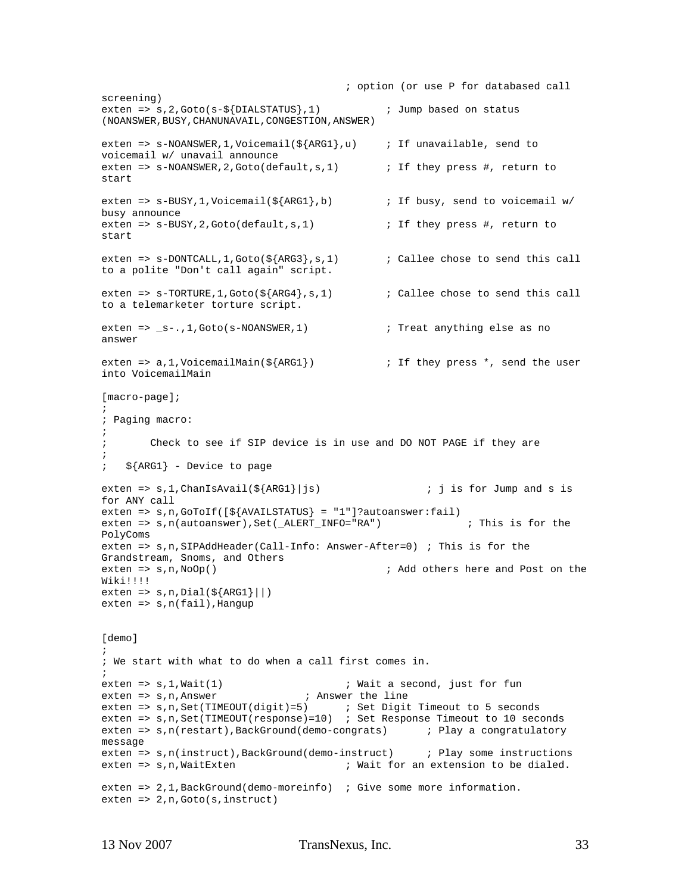```
                                        ; option (or use P for databased call
screening)
exten => s,2,Goto(s-${DIALSTATUS},1)           ; Jump based on status
(NOANSWER,BUSY,CHANUNAVAIL,CONGESTION,ANSWER)

exten => s-NOANSWER,1,Voicemail(${ARG1},u)     ; If unavailable, send to
voicemail w/ unavail announce
exten => s-NOANSWER,2,Goto(default,s,1)        ; If they press #, return to
start

exten => s-BUSY,1,Voicemail(${ARG1},b)         ; If busy, send to voicemail w/
busy announce
exten => s-BUSY,2,Goto(default,s,1)            ; If they press #, return to
start

exten => s-DONTCALL,1,Goto(${ARG3},s,1)        ; Callee chose to send this call
to a polite "Don't call again" script.

exten => s-TORTURE,1,Goto(${ARG4},s,1)         ; Callee chose to send this call
to a telemarketer torture script.

exten => _s-.,1,Goto(s-NOANSWER,1)             ; Treat anything else as no
answer

exten => a,1,VoicemailMain(${ARG1})            ; If they press *, send the user
into VoicemailMain

[macro-page];
;
; Paging macro:
;
;       Check to see if SIP device is in use and DO NOT PAGE if they are
;
;   ${ARG1} - Device to page

exten => s,1,ChanIsAvail(${ARG1}|js)                 ; j is for Jump and s is
for ANY call
exten => s,n,GoToIf([${AVAILSTATUS} = "1"]?autoanswer:fail)
exten => s,n(autoanswer),Set(_ALERT_INFO="RA")             ; This is for the
PolyComs
exten => s,n,SIPAddHeader(Call-Info: Answer-After=0) ; This is for the
Grandstream, Snoms, and Others
exten => s,n,NoOp()                            ; Add others here and Post on the
Wiki!!!!
exten => s,n,Dial(${ARG1}||)
exten => s,n(fail),Hangup


[demo]
;
; We start with what to do when a call first comes in.
;
exten => s,1,Wait(1)                    ; Wait a second, just for fun
exten => s,n,Answer               ; Answer the line
exten => s,n,Set(TIMEOUT(digit)=5)      ; Set Digit Timeout to 5 seconds
exten => s,n,Set(TIMEOUT(response)=10)  ; Set Response Timeout to 10 seconds
exten => s,n(restart),BackGround(demo-congrats)      ; Play a congratulatory
message
exten => s,n(instruct),BackGround(demo-instruct)     ; Play some instructions
exten => s,n,WaitExten                  ; Wait for an extension to be dialed.

exten => 2,1,BackGround(demo-moreinfo)  ; Give some more information.
exten => 2,n,Goto(s,instruct)
```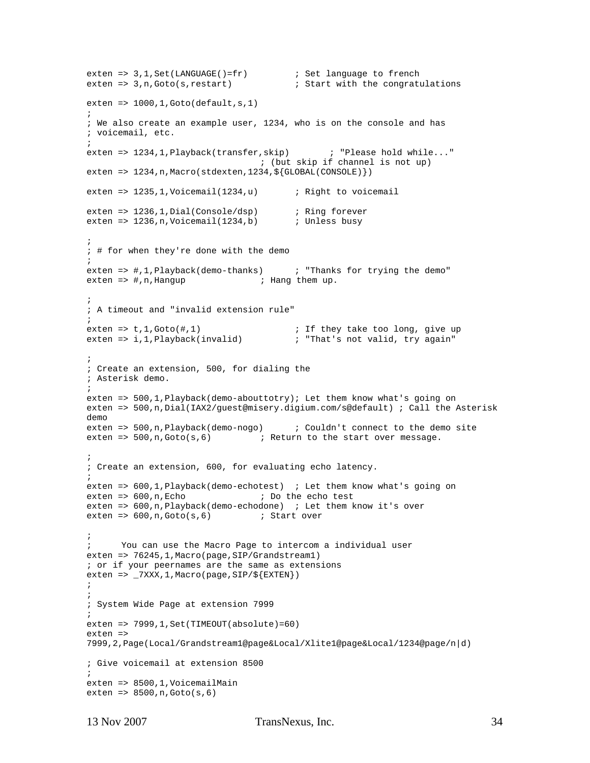```
exten => 3,1,Set(LANGUAGE()=fr)         ; Set language to french
exten => 3,n,Goto(s,restart)            ; Start with the congratulations

exten => 1000,1,Goto(default,s,1)
;
; We also create an example user, 1234, who is on the console and has
; voicemail, etc.
;
exten => 1234,1,Playback(transfer,skip)        ; "Please hold while..."
                                ; (but skip if channel is not up)
exten => 1234,n,Macro(stdexten,1234,${GLOBAL(CONSOLE)})

exten => 1235,1,Voicemail(1234,u)       ; Right to voicemail

exten => 1236,1,Dial(Console/dsp)       ; Ring forever
exten => 1236,n,Voicemail(1234,b)       ; Unless busy

;
; # for when they're done with the demo
;
exten => #,1,Playback(demo-thanks)      ; "Thanks for trying the demo"
exten => #,n,Hangup             ; Hang them up.

;
; A timeout and "invalid extension rule"
;
exten => t,1,Goto(#,1)                  ; If they take too long, give up
exten => i,1,Playback(invalid)          ; "That's not valid, try again"

;
; Create an extension, 500, for dialing the
; Asterisk demo.
;
exten => 500,1,Playback(demo-abouttotry); Let them know what's going on
exten => 500,n,Dial(IAX2/guest@misery.digium.com/s@default) ; Call the Asterisk
demo
exten => 500,n,Playback(demo-nogo)      ; Couldn't connect to the demo site
exten => 500,n,Goto(s,6)         ; Return to the start over message.

;
; Create an extension, 600, for evaluating echo latency.
;
exten => 600,1,Playback(demo-echotest)  ; Let them know what's going on
exten => 600,n,Echo             ; Do the echo test
exten => 600,n,Playback(demo-echodone)  ; Let them know it's over
exten => 600,n,Goto(s,6)         ; Start over

;
;      You can use the Macro Page to intercom a individual user
exten => 76245,1,Macro(page,SIP/Grandstream1)
; or if your peernames are the same as extensions
exten => _7XXX,1,Macro(page,SIP/${EXTEN})
;
;
; System Wide Page at extension 7999
;
exten => 7999,1,Set(TIMEOUT(absolute)=60)
exten =>
7999,2,Page(Local/Grandstream1@page&Local/Xlite1@page&Local/1234@page/n|d)

; Give voicemail at extension 8500
;
exten => 8500,1,VoicemailMain
exten => 8500,n,Goto(s,6)
```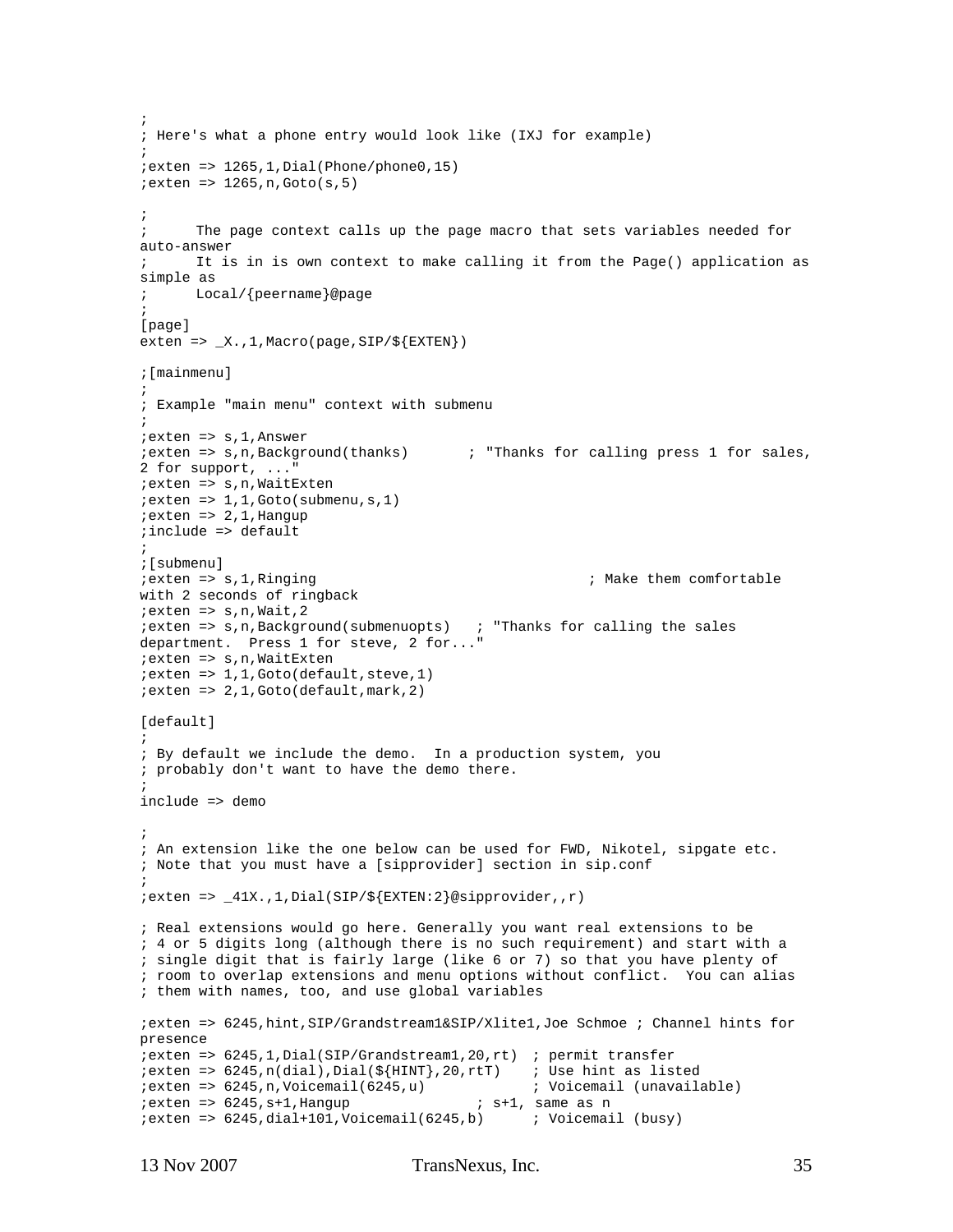```
;
; Here's what a phone entry would look like (IXJ for example)
;
;exten => 1265,1,Dial(Phone/phone0,15)
;exten => 1265,n,Goto(s,5)

;
;      The page context calls up the page macro that sets variables needed for
auto-answer
;      It is in is own context to make calling it from the Page() application as
simple as
;      Local/{peername}@page
;
[page]
exten => _X.,1,Macro(page,SIP/${EXTEN})

;[mainmenu]
;
; Example "main menu" context with submenu
;
;exten => s,1,Answer
;exten => s,n,Background(thanks)       ; "Thanks for calling press 1 for sales,
2 for support, ..."
;exten => s,n,WaitExten
;exten => 1,1,Goto(submenu,s,1)
;exten => 2,1,Hangup
;include => default
;
;[submenu]
;exten => s,1,Ringing                              ; Make them comfortable
with 2 seconds of ringback
;exten => s,n,Wait,2
;exten => s,n,Background(submenuopts)   ; "Thanks for calling the sales
department.  Press 1 for steve, 2 for..."
;exten => s,n,WaitExten
;exten => 1,1,Goto(default,steve,1)
;exten => 2,1,Goto(default,mark,2)

[default]
;
; By default we include the demo.  In a production system, you
; probably don't want to have the demo there.
;
include => demo

;
; An extension like the one below can be used for FWD, Nikotel, sipgate etc.
; Note that you must have a [sipprovider] section in sip.conf
;
;exten => _41X.,1,Dial(SIP/${EXTEN:2}@sipprovider,,r)

; Real extensions would go here. Generally you want real extensions to be
; 4 or 5 digits long (although there is no such requirement) and start with a
; single digit that is fairly large (like 6 or 7) so that you have plenty of
; room to overlap extensions and menu options without conflict.  You can alias
; them with names, too, and use global variables

;exten => 6245,hint,SIP/Grandstream1&SIP/Xlite1,Joe Schmoe ; Channel hints for
presence
;exten => 6245,1,Dial(SIP/Grandstream1,20,rt)  ; permit transfer
;exten => 6245,n(dial),Dial(${HINT},20,rtT)    ; Use hint as listed
;exten => 6245,n,Voicemail(6245,u)             ; Voicemail (unavailable)
;exten => 6245,s+1,Hangup               ; s+1, same as n
;exten => 6245,dial+101,Voicemail(6245,b)      ; Voicemail (busy)
```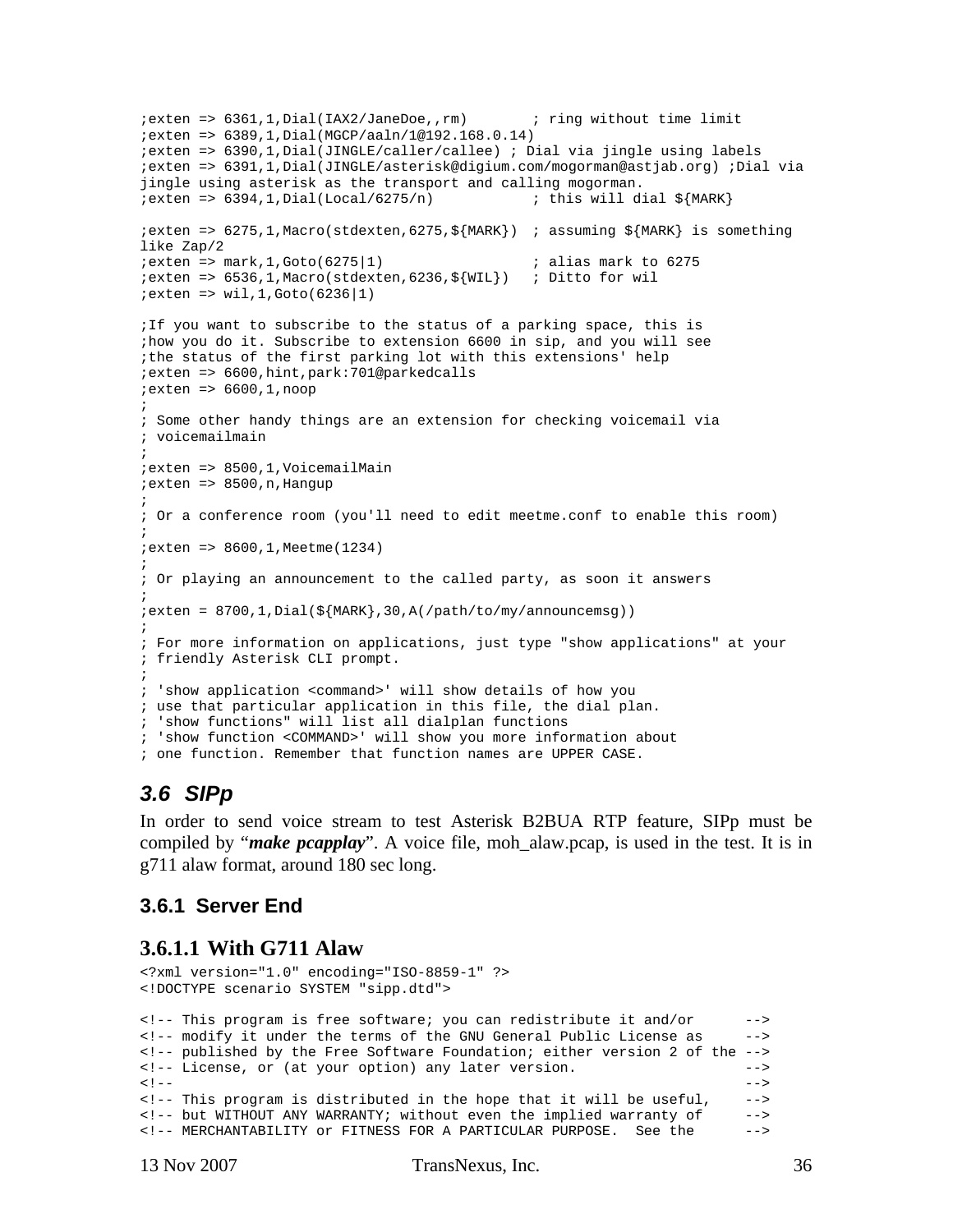```
;exten => 6361,1,Dial(IAX2/JaneDoe,,rm)       ; ring without time limit
;exten => 6389,1,Dial(MGCP/aaln/1@192.168.0.14)
;exten => 6390,1,Dial(JINGLE/caller/callee) ; Dial via jingle using labels
;exten => 6391,1,Dial(JINGLE/asterisk@digium.com/mogorman@astjab.org) ;Dial via
jingle using asterisk as the transport and calling mogorman.
;exten => 6394,1,Dial(Local/6275/n)           ; this will dial ${MARK}

;exten => 6275,1,Macro(stdexten,6275,${MARK})  ; assuming ${MARK} is something
like Zap/2
;exten => mark,1,Goto(6275|1)                 ; alias mark to 6275
;exten => 6536,1,Macro(stdexten,6236,${WIL})   ; Ditto for wil
;exten => wil,1,Goto(6236|1)

;If you want to subscribe to the status of a parking space, this is
;how you do it. Subscribe to extension 6600 in sip, and you will see
;the status of the first parking lot with this extensions' help
;exten => 6600,hint,park:701@parkedcalls
;exten => 6600,1,noop
;
; Some other handy things are an extension for checking voicemail via
; voicemailmain
;
;exten => 8500,1,VoicemailMain
;exten => 8500,n,Hangup
;
; Or a conference room (you'll need to edit meetme.conf to enable this room)
;
;exten => 8600,1,Meetme(1234)
;
; Or playing an announcement to the called party, as soon it answers
;
;exten = 8700,1,Dial(${MARK},30,A(/path/to/my/announcemsg))
;
; For more information on applications, just type "show applications" at your
; friendly Asterisk CLI prompt.
;
; 'show application <command>' will show details of how you
; use that particular application in this file, the dial plan.
; 'show functions" will list all dialplan functions
; 'show function <COMMAND>' will show you more information about
; one function. Remember that function names are UPPER CASE.
```

## 3.6 SIPp

In order to send voice stream to test Asterisk B2BUA RTP feature, SIPp must be compiled by "***make pcapplay***". A voice file, moh_alaw.pcap, is used in the test. It is in g711 alaw format, around 180 sec long.

### 3.6.1 Server End

#### 3.6.1.1 With G711 Alaw

```
<?xml version="1.0" encoding="ISO-8859-1" ?>
<!DOCTYPE scenario SYSTEM "sipp.dtd">

<!-- This program is free software; you can redistribute it and/or      -->
<!-- modify it under the terms of the GNU General Public License as     -->
<!-- published by the Free Software Foundation; either version 2 of the -->
<!-- License, or (at your option) any later version.                   -->
<!--                                                                    -->
<!-- This program is distributed in the hope that it will be useful,    -->
<!-- but WITHOUT ANY WARRANTY; without even the implied warranty of     -->
<!-- MERCHANTABILITY or FITNESS FOR A PARTICULAR PURPOSE.  See the      -->
```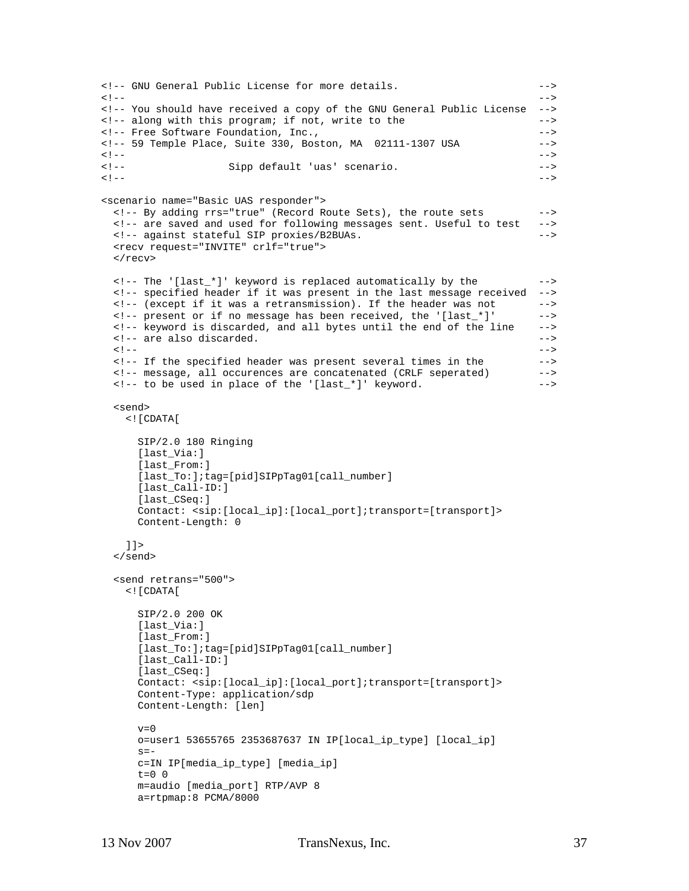```
<!-- GNU General Public License for more details.                      -->
<!--                                                                   -->
<!-- You should have received a copy of the GNU General Public License  -->
<!-- along with this program; if not, write to the                     -->
<!-- Free Software Foundation, Inc.,                                   -->
<!-- 59 Temple Place, Suite 330, Boston, MA  02111-1307 USA            -->
<!--                                                                   -->
<!--                 Sipp default 'uas' scenario.                      -->
<!--                                                                   -->

<scenario name="Basic UAS responder">
  <!-- By adding rrs="true" (Record Route Sets), the route sets         -->
  <!-- are saved and used for following messages sent. Useful to test   -->
  <!-- against stateful SIP proxies/B2BUAs.                              -->
  <recv request="INVITE" crlf="true">
  </recv>

  <!-- The '[last_*]' keyword is replaced automatically by the          -->
  <!-- specified header if it was present in the last message received  -->
  <!-- (except if it was a retransmission). If the header was not       -->
  <!-- present or if no message has been received, the '[last_*]'       -->
  <!-- keyword is discarded, and all bytes until the end of the line    -->
  <!-- are also discarded.                                              -->
  <!--                                                                  -->
  <!-- If the specified header was present several times in the         -->
  <!-- message, all occurences are concatenated (CRLF seperated)        -->
  <!-- to be used in place of the '[last_*]' keyword.                   -->

  <send>
    <![CDATA[

      SIP/2.0 180 Ringing
      [last_Via:]
      [last_From:]
      [last_To:];tag=[pid]SIPpTag01[call_number]
      [last_Call-ID:]
      [last_CSeq:]
      Contact: <sip:[local_ip]:[local_port];transport=[transport]>
      Content-Length: 0

    ]]>
  </send>

  <send retrans="500">
    <![CDATA[

      SIP/2.0 200 OK
      [last_Via:]
      [last_From:]
      [last_To:];tag=[pid]SIPpTag01[call_number]
      [last_Call-ID:]
      [last_CSeq:]
      Contact: <sip:[local_ip]:[local_port];transport=[transport]>
      Content-Type: application/sdp
      Content-Length: [len]

      v=0
      o=user1 53655765 2353687637 IN IP[local_ip_type] [local_ip]
      s=-
      c=IN IP[media_ip_type] [media_ip]
      t=0 0
      m=audio [media_port] RTP/AVP 8
      a=rtpmap:8 PCMA/8000
```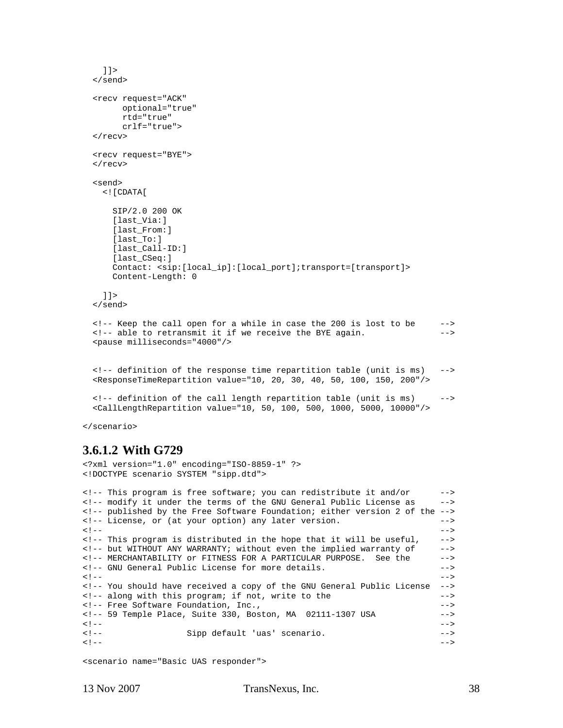```
    ]]>
  </send>

  <recv request="ACK"
        optional="true"
        rtd="true"
        crlf="true">
  </recv>

  <recv request="BYE">
  </recv>

  <send>
    <![CDATA[

      SIP/2.0 200 OK
      [last_Via:]
      [last_From:]
      [last_To:]
      [last_Call-ID:]
      [last_CSeq:]
      Contact: <sip:[local_ip]:[local_port];transport=[transport]>
      Content-Length: 0

    ]]>
  </send>

  <!-- Keep the call open for a while in case the 200 is lost to be     -->
  <!-- able to retransmit it if we receive the BYE again.               -->
  <pause milliseconds="4000"/>


  <!-- definition of the response time repartition table (unit is ms)   -->
  <ResponseTimeRepartition value="10, 20, 30, 40, 50, 100, 150, 200"/>

  <!-- definition of the call length repartition table (unit is ms)     -->
  <CallLengthRepartition value="10, 50, 100, 500, 1000, 5000, 10000"/>

</scenario>
```

### 3.6.1.2 With G729

```
<?xml version="1.0" encoding="ISO-8859-1" ?>
<!DOCTYPE scenario SYSTEM "sipp.dtd">

<!-- This program is free software; you can redistribute it and/or      -->
<!-- modify it under the terms of the GNU General Public License as     -->
<!-- published by the Free Software Foundation; either version 2 of the -->
<!-- License, or (at your option) any later version.                    -->
<!--                                                                    -->
<!-- This program is distributed in the hope that it will be useful,    -->
<!-- but WITHOUT ANY WARRANTY; without even the implied warranty of     -->
<!-- MERCHANTABILITY or FITNESS FOR A PARTICULAR PURPOSE.  See the      -->
<!-- GNU General Public License for more details.                       -->
<!--                                                                    -->
<!-- You should have received a copy of the GNU General Public License  -->
<!-- along with this program; if not, write to the                      -->
<!-- Free Software Foundation, Inc.,                                    -->
<!-- 59 Temple Place, Suite 330, Boston, MA  02111-1307 USA             -->
<!--                                                                    -->
<!--                 Sipp default 'uas' scenario.                       -->
<!--                                                                    -->

<scenario name="Basic UAS responder">
```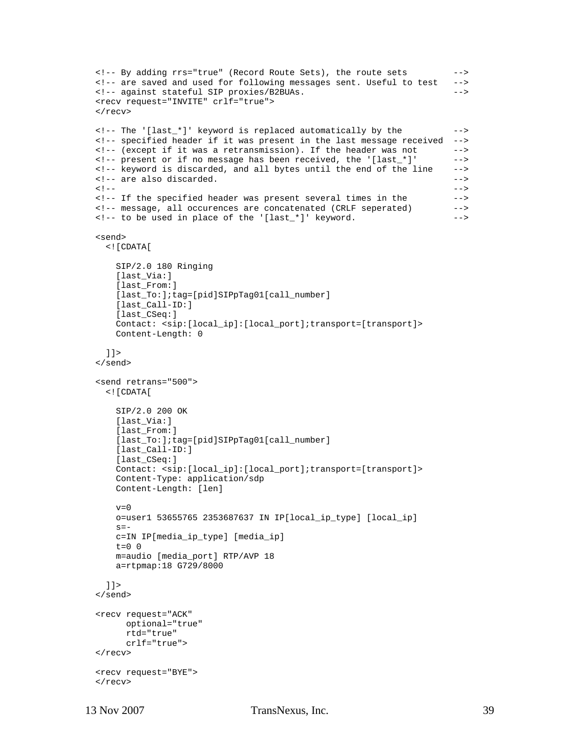```
<!-- By adding rrs="true" (Record Route Sets), the route sets         -->
<!-- are saved and used for following messages sent. Useful to test   -->
<!-- against stateful SIP proxies/B2BUAs.                             -->
<recv request="INVITE" crlf="true">
</recv>

<!-- The '[last_*]' keyword is replaced automatically by the          -->
<!-- specified header if it was present in the last message received  -->
<!-- (except if it was a retransmission). If the header was not       -->
<!-- present or if no message has been received, the '[last_*]'       -->
<!-- keyword is discarded, and all bytes until the end of the line    -->
<!-- are also discarded.                                              -->
<!--                                                                  -->
<!-- If the specified header was present several times in the         -->
<!-- message, all occurences are concatenated (CRLF seperated)        -->
<!-- to be used in place of the '[last_*]' keyword.                   -->

<send>
  <![CDATA[

    SIP/2.0 180 Ringing
    [last_Via:]
    [last_From:]
    [last_To:];tag=[pid]SIPpTag01[call_number]
    [last_Call-ID:]
    [last_CSeq:]
    Contact: <sip:[local_ip]:[local_port];transport=[transport]>
    Content-Length: 0

  ]]>
</send>

<send retrans="500">
  <![CDATA[

    SIP/2.0 200 OK
    [last_Via:]
    [last_From:]
    [last_To:];tag=[pid]SIPpTag01[call_number]
    [last_Call-ID:]
    [last_CSeq:]
    Contact: <sip:[local_ip]:[local_port];transport=[transport]>
    Content-Type: application/sdp
    Content-Length: [len]

    v=0
    o=user1 53655765 2353687637 IN IP[local_ip_type] [local_ip]
    s=-
    c=IN IP[media_ip_type] [media_ip]
    t=0 0
    m=audio [media_port] RTP/AVP 18
    a=rtpmap:18 G729/8000

  ]]>
</send>

<recv request="ACK"
      optional="true"
      rtd="true"
      crlf="true">
</recv>

<recv request="BYE">
</recv>
```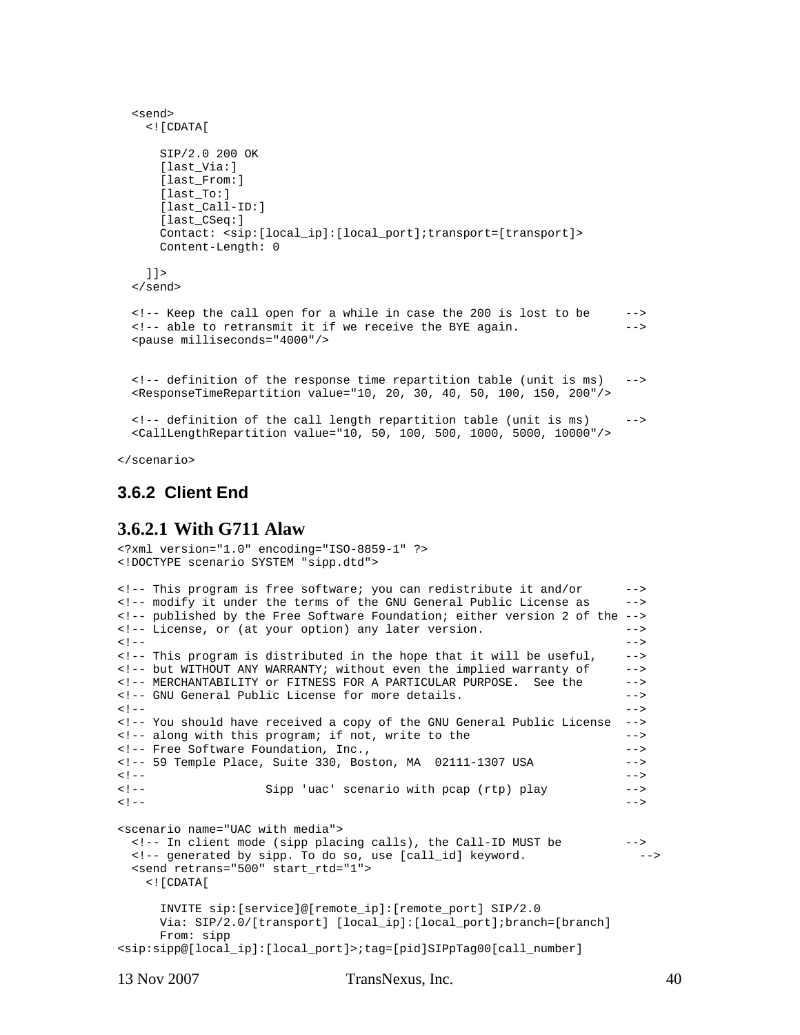```
  <send>
    <![CDATA[

      SIP/2.0 200 OK
      [last_Via:]
      [last_From:]
      [last_To:]
      [last_Call-ID:]
      [last_CSeq:]
      Contact: <sip:[local_ip]:[local_port];transport=[transport]>
      Content-Length: 0

    ]]>
  </send>

  <!-- Keep the call open for a while in case the 200 is lost to be     -->
  <!-- able to retransmit it if we receive the BYE again.               -->
  <pause milliseconds="4000"/>


  <!-- definition of the response time repartition table (unit is ms)   -->
  <ResponseTimeRepartition value="10, 20, 30, 40, 50, 100, 150, 200"/>

  <!-- definition of the call length repartition table (unit is ms)     -->
  <CallLengthRepartition value="10, 50, 100, 500, 1000, 5000, 10000"/>

</scenario>
```

## 3.6.2 Client End

### 3.6.2.1 With G711 Alaw

```
<?xml version="1.0" encoding="ISO-8859-1" ?>
<!DOCTYPE scenario SYSTEM "sipp.dtd">

<!-- This program is free software; you can redistribute it and/or      -->
<!-- modify it under the terms of the GNU General Public License as     -->
<!-- published by the Free Software Foundation; either version 2 of the -->
<!-- License, or (at your option) any later version.                    -->
<!--                                                                    -->
<!-- This program is distributed in the hope that it will be useful,    -->
<!-- but WITHOUT ANY WARRANTY; without even the implied warranty of     -->
<!-- MERCHANTABILITY or FITNESS FOR A PARTICULAR PURPOSE.  See the      -->
<!-- GNU General Public License for more details.                       -->
<!--                                                                    -->
<!-- You should have received a copy of the GNU General Public License  -->
<!-- along with this program; if not, write to the                      -->
<!-- Free Software Foundation, Inc.,                                    -->
<!-- 59 Temple Place, Suite 330, Boston, MA  02111-1307 USA             -->
<!--                                                                    -->
<!--                Sipp 'uac' scenario with pcap (rtp) play            -->
<!--                                                                    -->

<scenario name="UAC with media">
  <!-- In client mode (sipp placing calls), the Call-ID MUST be         -->
  <!-- generated by sipp. To do so, use [call_id] keyword.                -->
  <send retrans="500" start_rtd="1">
    <![CDATA[

      INVITE sip:[service]@[remote_ip]:[remote_port] SIP/2.0
      Via: SIP/2.0/[transport] [local_ip]:[local_port];branch=[branch]
      From: sipp
<sip:sipp@[local_ip]:[local_port]>;tag=[pid]SIPpTag00[call_number]
```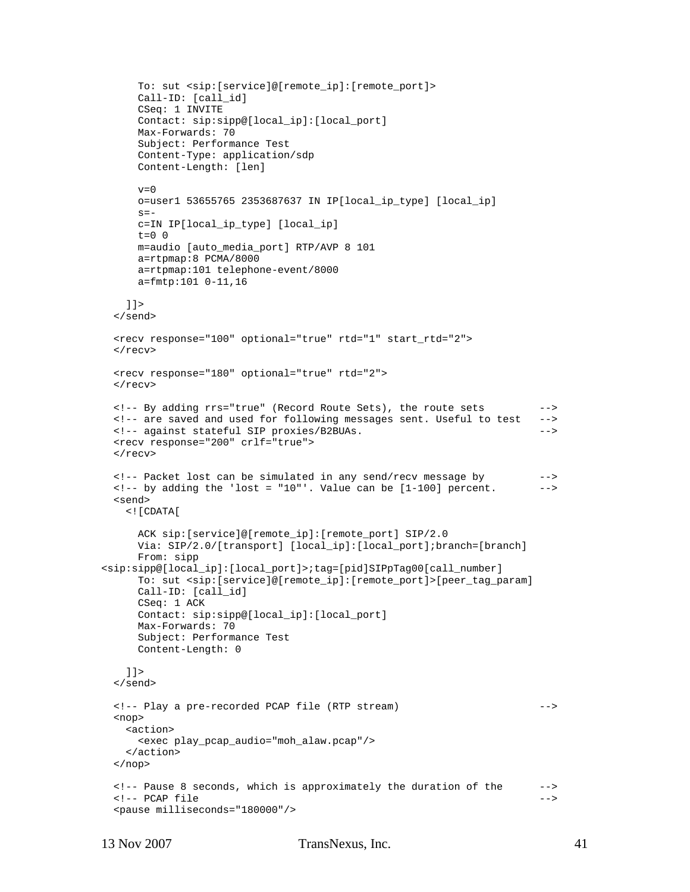```
      To: sut <sip:[service]@[remote_ip]:[remote_port]>
      Call-ID: [call_id]
      CSeq: 1 INVITE
      Contact: sip:sipp@[local_ip]:[local_port]
      Max-Forwards: 70
      Subject: Performance Test
      Content-Type: application/sdp
      Content-Length: [len]

      v=0
      o=user1 53655765 2353687637 IN IP[local_ip_type] [local_ip]
      s=-
      c=IN IP[local_ip_type] [local_ip]
      t=0 0
      m=audio [auto_media_port] RTP/AVP 8 101
      a=rtpmap:8 PCMA/8000
      a=rtpmap:101 telephone-event/8000
      a=fmtp:101 0-11,16

    ]]>
  </send>

  <recv response="100" optional="true" rtd="1" start_rtd="2">
  </recv>

  <recv response="180" optional="true" rtd="2">
  </recv>

  <!-- By adding rrs="true" (Record Route Sets), the route sets         -->
  <!-- are saved and used for following messages sent. Useful to test   -->
  <!-- against stateful SIP proxies/B2BUAs.                             -->
  <recv response="200" crlf="true">
  </recv>

  <!-- Packet lost can be simulated in any send/recv message by         -->
  <!-- by adding the 'lost = "10"'. Value can be [1-100] percent.       -->
  <send>
    <![CDATA[

      ACK sip:[service]@[remote_ip]:[remote_port] SIP/2.0
      Via: SIP/2.0/[transport] [local_ip]:[local_port];branch=[branch]
      From: sipp
<sip:sipp@[local_ip]:[local_port]>;tag=[pid]SIPpTag00[call_number]
      To: sut <sip:[service]@[remote_ip]:[remote_port]>[peer_tag_param]
      Call-ID: [call_id]
      CSeq: 1 ACK
      Contact: sip:sipp@[local_ip]:[local_port]
      Max-Forwards: 70
      Subject: Performance Test
      Content-Length: 0

    ]]>
  </send>

  <!-- Play a pre-recorded PCAP file (RTP stream)                       -->
  <nop>
    <action>
      <exec play_pcap_audio="moh_alaw.pcap"/>
    </action>
  </nop>

  <!-- Pause 8 seconds, which is approximately the duration of the      -->
  <!-- PCAP file                                                        -->
  <pause milliseconds="180000"/>
```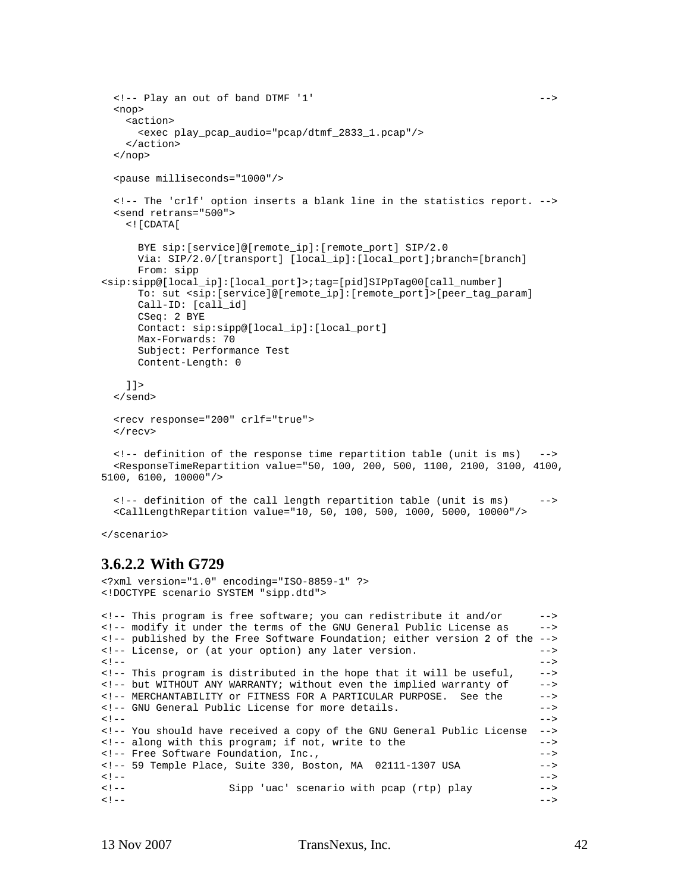```
  <!-- Play an out of band DTMF '1'                                   -->
  <nop>
    <action>
      <exec play_pcap_audio="pcap/dtmf_2833_1.pcap"/>
    </action>
  </nop>

  <pause milliseconds="1000"/>

  <!-- The 'crlf' option inserts a blank line in the statistics report. -->
  <send retrans="500">
    <![CDATA[

      BYE sip:[service]@[remote_ip]:[remote_port] SIP/2.0
      Via: SIP/2.0/[transport] [local_ip]:[local_port];branch=[branch]
      From: sipp
<sip:sipp@[local_ip]:[local_port]>;tag=[pid]SIPpTag00[call_number]
      To: sut <sip:[service]@[remote_ip]:[remote_port]>[peer_tag_param]
      Call-ID: [call_id]
      CSeq: 2 BYE
      Contact: sip:sipp@[local_ip]:[local_port]
      Max-Forwards: 70
      Subject: Performance Test
      Content-Length: 0

    ]]>
  </send>

  <recv response="200" crlf="true">
  </recv>

  <!-- definition of the response time repartition table (unit is ms)   -->
  <ResponseTimeRepartition value="50, 100, 200, 500, 1100, 2100, 3100, 4100,
5100, 6100, 10000"/>

  <!-- definition of the call length repartition table (unit is ms)     -->
  <CallLengthRepartition value="10, 50, 100, 500, 1000, 5000, 10000"/>

</scenario>
```

#### 3.6.2.2 With G729

```
<?xml version="1.0" encoding="ISO-8859-1" ?>
<!DOCTYPE scenario SYSTEM "sipp.dtd">

<!-- This program is free software; you can redistribute it and/or      -->
<!-- modify it under the terms of the GNU General Public License as     -->
<!-- published by the Free Software Foundation; either version 2 of the -->
<!-- License, or (at your option) any later version.                    -->
<!--                                                                    -->
<!-- This program is distributed in the hope that it will be useful,    -->
<!-- but WITHOUT ANY WARRANTY; without even the implied warranty of     -->
<!-- MERCHANTABILITY or FITNESS FOR A PARTICULAR PURPOSE.  See the      -->
<!-- GNU General Public License for more details.                       -->
<!--                                                                    -->
<!-- You should have received a copy of the GNU General Public License  -->
<!-- along with this program; if not, write to the                      -->
<!-- Free Software Foundation, Inc.,                                    -->
<!-- 59 Temple Place, Suite 330, Boston, MA  02111-1307 USA             -->
<!--                                                                    -->
<!--                Sipp 'uac' scenario with pcap (rtp) play            -->
<!--                                                                    -->
```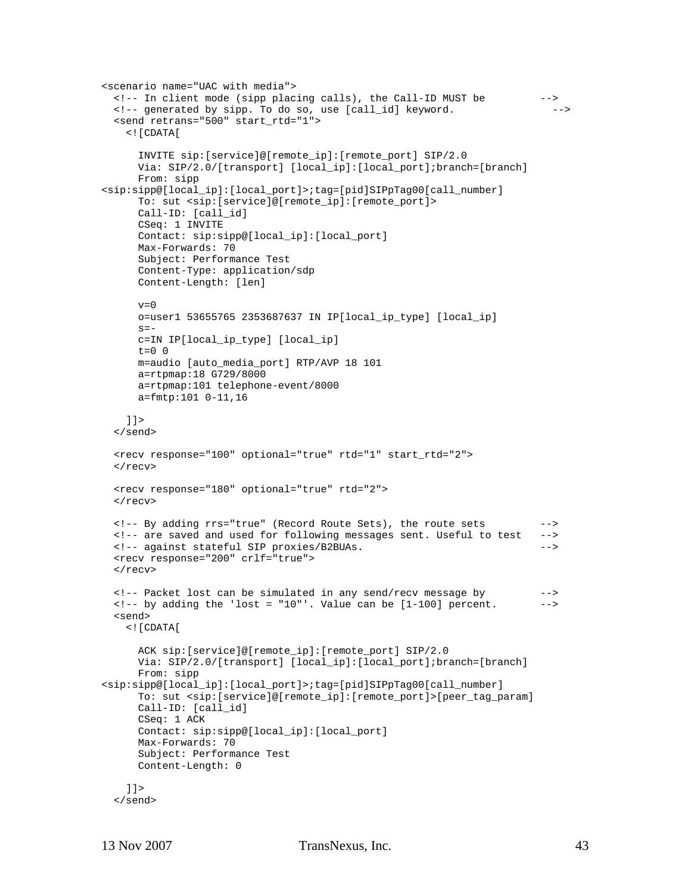```
<scenario name="UAC with media">
  <!-- In client mode (sipp placing calls), the Call-ID MUST be         -->
  <!-- generated by sipp. To do so, use [call_id] keyword.                -->
  <send retrans="500" start_rtd="1">
    <![CDATA[

      INVITE sip:[service]@[remote_ip]:[remote_port] SIP/2.0
      Via: SIP/2.0/[transport] [local_ip]:[local_port];branch=[branch]
      From: sipp
<sip:sipp@[local_ip]:[local_port]>;tag=[pid]SIPpTag00[call_number]
      To: sut <sip:[service]@[remote_ip]:[remote_port]>
      Call-ID: [call_id]
      CSeq: 1 INVITE
      Contact: sip:sipp@[local_ip]:[local_port]
      Max-Forwards: 70
      Subject: Performance Test
      Content-Type: application/sdp
      Content-Length: [len]

      v=0
      o=user1 53655765 2353687637 IN IP[local_ip_type] [local_ip]
      s=-
      c=IN IP[local_ip_type] [local_ip]
      t=0 0
      m=audio [auto_media_port] RTP/AVP 18 101
      a=rtpmap:18 G729/8000
      a=rtpmap:101 telephone-event/8000
      a=fmtp:101 0-11,16

    ]]>
  </send>

  <recv response="100" optional="true" rtd="1" start_rtd="2">
  </recv>

  <recv response="180" optional="true" rtd="2">
  </recv>

  <!-- By adding rrs="true" (Record Route Sets), the route sets         -->
  <!-- are saved and used for following messages sent. Useful to test   -->
  <!-- against stateful SIP proxies/B2BUAs.                             -->
  <recv response="200" crlf="true">
  </recv>

  <!-- Packet lost can be simulated in any send/recv message by         -->
  <!-- by adding the 'lost = "10"'. Value can be [1-100] percent.       -->
  <send>
    <![CDATA[

      ACK sip:[service]@[remote_ip]:[remote_port] SIP/2.0
      Via: SIP/2.0/[transport] [local_ip]:[local_port];branch=[branch]
      From: sipp
<sip:sipp@[local_ip]:[local_port]>;tag=[pid]SIPpTag00[call_number]
      To: sut <sip:[service]@[remote_ip]:[remote_port]>[peer_tag_param]
      Call-ID: [call_id]
      CSeq: 1 ACK
      Contact: sip:sipp@[local_ip]:[local_port]
      Max-Forwards: 70
      Subject: Performance Test
      Content-Length: 0

    ]]>
  </send>
```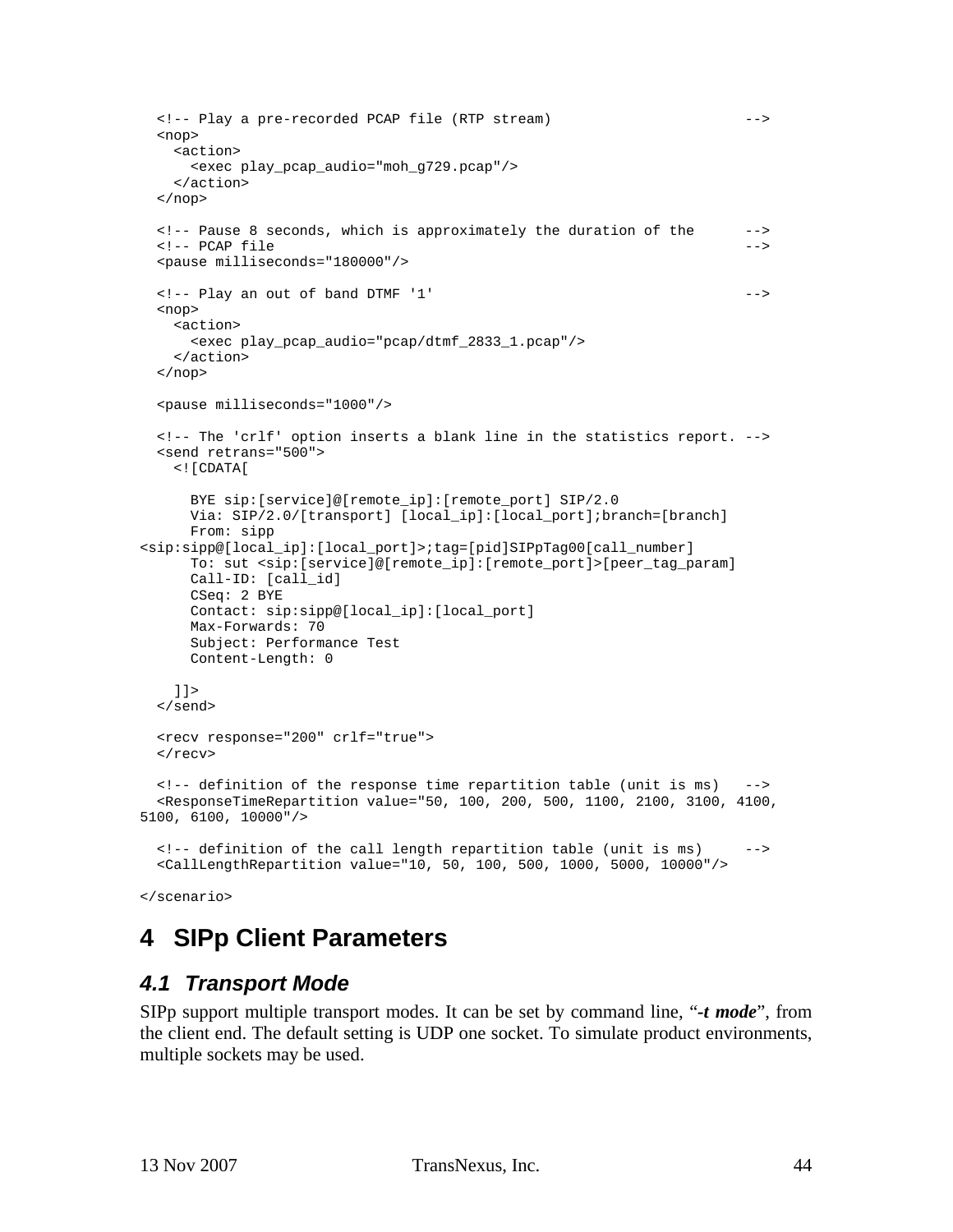```
  <!-- Play a pre-recorded PCAP file (RTP stream)                       -->
  <nop>
    <action>
      <exec play_pcap_audio="moh_g729.pcap"/>
    </action>
  </nop>

  <!-- Pause 8 seconds, which is approximately the duration of the      -->
  <!-- PCAP file                                                        -->
  <pause milliseconds="180000"/>

  <!-- Play an out of band DTMF '1'                                     -->
  <nop>
    <action>
      <exec play_pcap_audio="pcap/dtmf_2833_1.pcap"/>
    </action>
  </nop>

  <pause milliseconds="1000"/>

  <!-- The 'crlf' option inserts a blank line in the statistics report. -->
  <send retrans="500">
    <![CDATA[

      BYE sip:[service]@[remote_ip]:[remote_port] SIP/2.0
      Via: SIP/2.0/[transport] [local_ip]:[local_port];branch=[branch]
      From: sipp
<sip:sipp@[local_ip]:[local_port]>;tag=[pid]SIPpTag00[call_number]
      To: sut <sip:[service]@[remote_ip]:[remote_port]>[peer_tag_param]
      Call-ID: [call_id]
      CSeq: 2 BYE
      Contact: sip:sipp@[local_ip]:[local_port]
      Max-Forwards: 70
      Subject: Performance Test
      Content-Length: 0

    ]]>
  </send>

  <recv response="200" crlf="true">
  </recv>

  <!-- definition of the response time repartition table (unit is ms)   -->
  <ResponseTimeRepartition value="50, 100, 200, 500, 1100, 2100, 3100, 4100,
5100, 6100, 10000"/>

  <!-- definition of the call length repartition table (unit is ms)     -->
  <CallLengthRepartition value="10, 50, 100, 500, 1000, 5000, 10000"/>

</scenario>
```

# 4 SIPp Client Parameters

## 4.1 Transport Mode

SIPp support multiple transport modes. It can be set by command line, "***-t mode***", from the client end. The default setting is UDP one socket. To simulate product environments, multiple sockets may be used.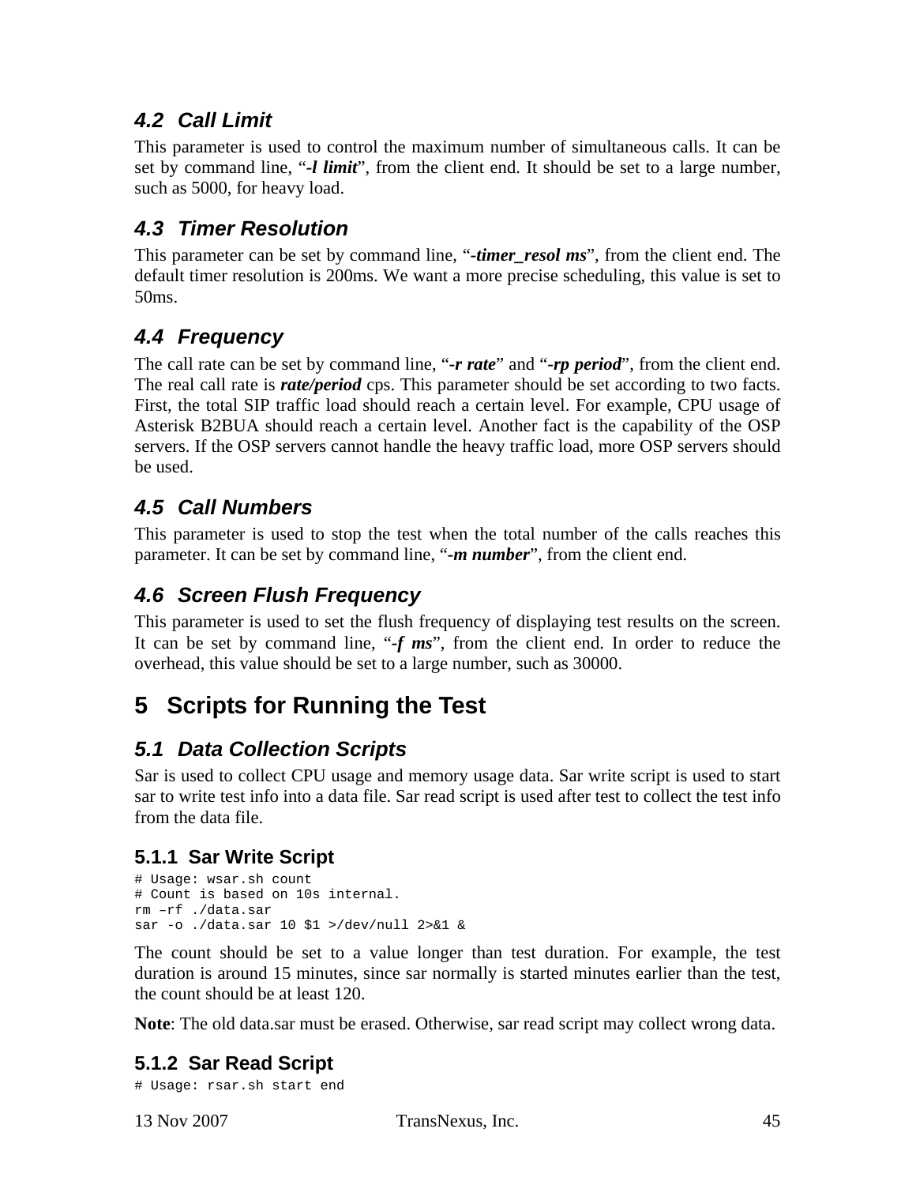### *4.2 Call Limit*

This parameter is used to control the maximum number of simultaneous calls. It can be set by command line, "***-l limit***", from the client end. It should be set to a large number, such as 5000, for heavy load.

### *4.3 Timer Resolution*

This parameter can be set by command line, "***-timer_resol ms***", from the client end. The default timer resolution is 200ms. We want a more precise scheduling, this value is set to 50ms.

### *4.4 Frequency*

The call rate can be set by command line, "***-r rate***" and "***-rp period***", from the client end. The real call rate is ***rate/period*** cps. This parameter should be set according to two facts. First, the total SIP traffic load should reach a certain level. For example, CPU usage of Asterisk B2BUA should reach a certain level. Another fact is the capability of the OSP servers. If the OSP servers cannot handle the heavy traffic load, more OSP servers should be used.

### *4.5 Call Numbers*

This parameter is used to stop the test when the total number of the calls reaches this parameter. It can be set by command line, "***-m number***", from the client end.

### *4.6 Screen Flush Frequency*

This parameter is used to set the flush frequency of displaying test results on the screen. It can be set by command line, "***-f ms***", from the client end. In order to reduce the overhead, this value should be set to a large number, such as 30000.

## 5 Scripts for Running the Test

### *5.1 Data Collection Scripts*

Sar is used to collect CPU usage and memory usage data. Sar write script is used to start sar to write test info into a data file. Sar read script is used after test to collect the test info from the data file.

#### 5.1.1 Sar Write Script

```
# Usage: wsar.sh count
# Count is based on 10s internal.
rm –rf ./data.sar
sar -o ./data.sar 10 $1 >/dev/null 2>&1 &
```

The count should be set to a value longer than test duration. For example, the test duration is around 15 minutes, since sar normally is started minutes earlier than the test, the count should be at least 120.

**Note**: The old data.sar must be erased. Otherwise, sar read script may collect wrong data.

#### 5.1.2 Sar Read Script

```
# Usage: rsar.sh start end
```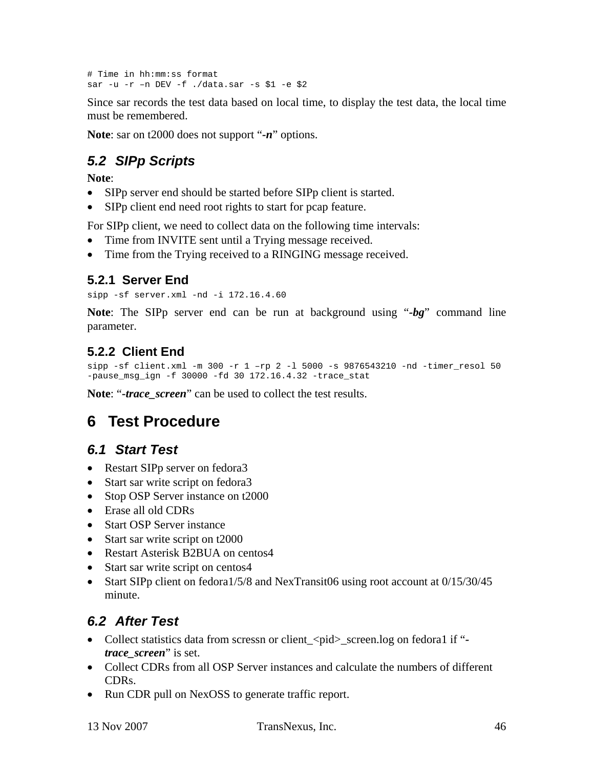```
# Time in hh:mm:ss format
sar -u -r –n DEV -f ./data.sar -s $1 -e $2
```

Since sar records the test data based on local time, to display the test data, the local time must be remembered.

**Note**: sar on t2000 does not support "***-n***" options.

## 5.2 SIPp Scripts

**Note**:

- SIPp server end should be started before SIPp client is started.
- SIPp client end need root rights to start for pcap feature.

For SIPp client, we need to collect data on the following time intervals:

- Time from INVITE sent until a Trying message received.
- Time from the Trying received to a RINGING message received.

### 5.2.1 Server End

```
sipp -sf server.xml -nd -i 172.16.4.60
```

**Note**: The SIPp server end can be run at background using "***-bg***" command line parameter.

### 5.2.2 Client End

```
sipp -sf client.xml -m 300 -r 1 –rp 2 -l 5000 -s 9876543210 -nd -timer_resol 50
-pause_msg_ign -f 30000 -fd 30 172.16.4.32 -trace_stat
```

**Note**: "***-trace_screen***" can be used to collect the test results.

# 6 Test Procedure

## 6.1 Start Test

- Restart SIPp server on fedora3
- Start sar write script on fedora3
- Stop OSP Server instance on t2000
- Erase all old CDRs
- Start OSP Server instance
- Start sar write script on t2000
- Restart Asterisk B2BUA on centos4
- Start sar write script on centos4
- Start SIPp client on fedora1/5/8 and NexTransit06 using root account at 0/15/30/45 minute.

## 6.2 After Test

- Collect statistics data from scressn or client_<pid>_screen.log on fedora1 if "***-trace_screen***" is set.
- Collect CDRs from all OSP Server instances and calculate the numbers of different CDRs.
- Run CDR pull on NexOSS to generate traffic report.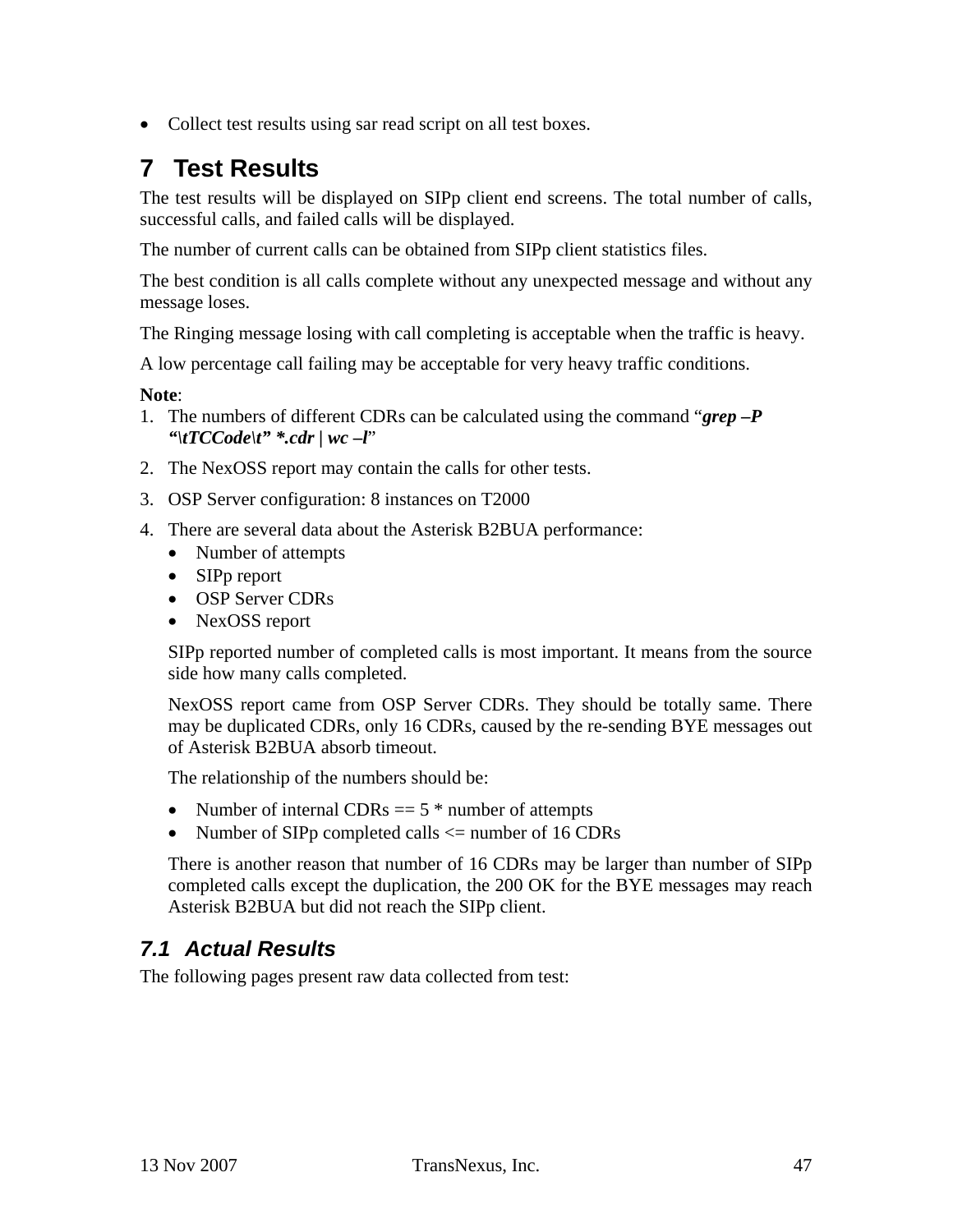- Collect test results using sar read script on all test boxes.

# 7 Test Results

The test results will be displayed on SIPp client end screens. The total number of calls, successful calls, and failed calls will be displayed.

The number of current calls can be obtained from SIPp client statistics files.

The best condition is all calls complete without any unexpected message and without any message loses.

The Ringing message losing with call completing is acceptable when the traffic is heavy.

A low percentage call failing may be acceptable for very heavy traffic conditions.

**Note**:

1. The numbers of different CDRs can be calculated using the command "***grep –P "\tTCCode\t" *.cdr | wc –l***"
2. The NexOSS report may contain the calls for other tests.
3. OSP Server configuration: 8 instances on T2000
4. There are several data about the Asterisk B2BUA performance:
   - Number of attempts
   - SIPp report
   - OSP Server CDRs
   - NexOSS report

   SIPp reported number of completed calls is most important. It means from the source side how many calls completed.

   NexOSS report came from OSP Server CDRs. They should be totally same. There may be duplicated CDRs, only 16 CDRs, caused by the re-sending BYE messages out of Asterisk B2BUA absorb timeout.

   The relationship of the numbers should be:

   - Number of internal CDRs == 5 * number of attempts
   - Number of SIPp completed calls <= number of 16 CDRs

   There is another reason that number of 16 CDRs may be larger than number of SIPp completed calls except the duplication, the 200 OK for the BYE messages may reach Asterisk B2BUA but did not reach the SIPp client.

## 7.1 Actual Results

The following pages present raw data collected from test: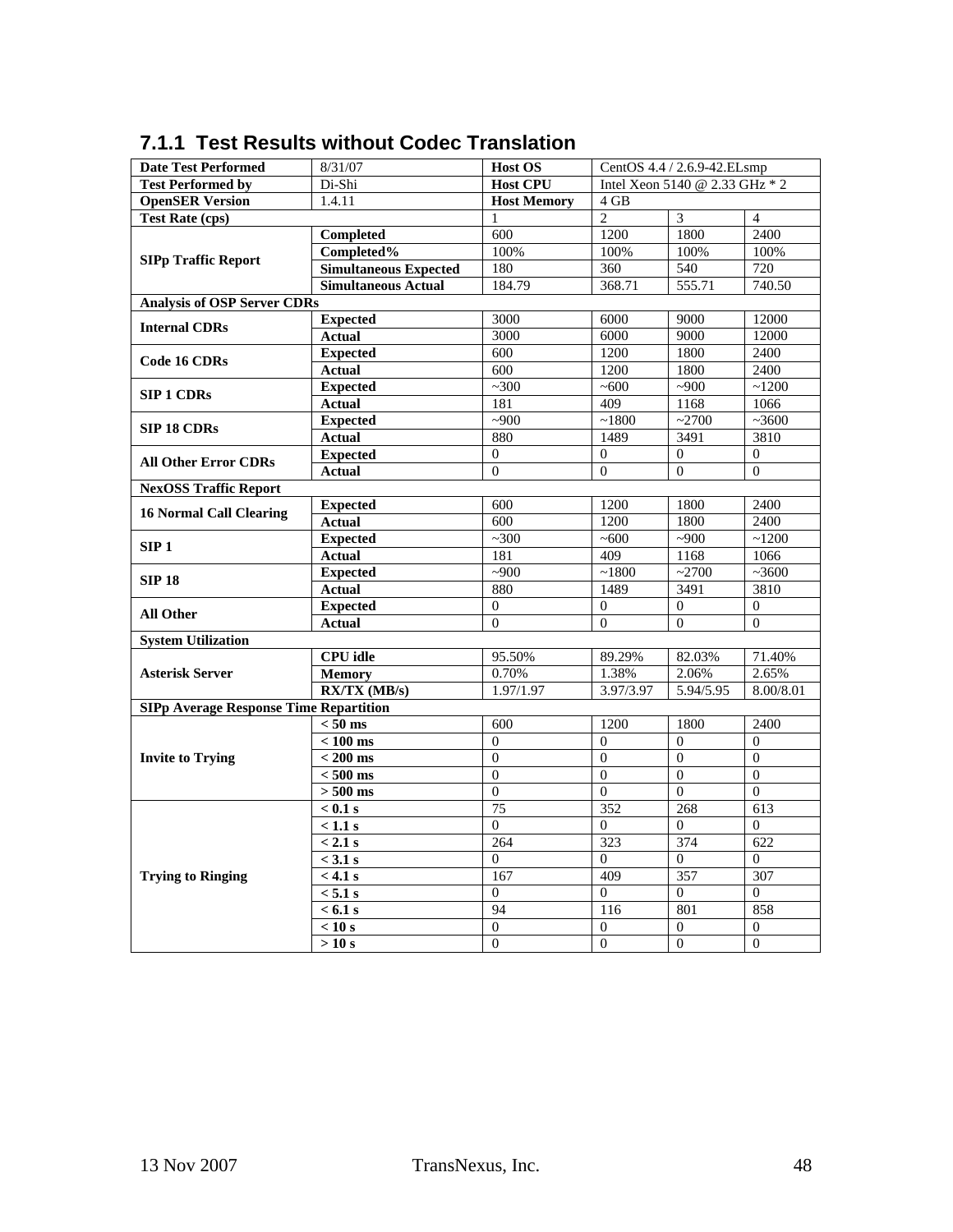### 7.1.1 Test Results without Codec Translation

| **Date Test Performed** | 8/31/07 | **Host OS** | CentOS 4.4 / 2.6.9-42.ELsmp | | |
|---|---|---|---|---|---|
| **Test Performed by** | Di-Shi | **Host CPU** | Intel Xeon 5140 @ 2.33 GHz * 2 | | |
| **OpenSER Version** | 1.4.11 | **Host Memory** | 4 GB | | |
| **Test Rate (cps)** | | 1 | 2 | 3 | 4 |
| **SIPp Traffic Report** | **Completed** | 600 | 1200 | 1800 | 2400 |
| | **Completed%** | 100% | 100% | 100% | 100% |
| | **Simultaneous Expected** | 180 | 360 | 540 | 720 |
| | **Simultaneous Actual** | 184.79 | 368.71 | 555.71 | 740.50 |
| **Analysis of OSP Server CDRs** | | | | | |
| **Internal CDRs** | **Expected** | 3000 | 6000 | 9000 | 12000 |
| | **Actual** | 3000 | 6000 | 9000 | 12000 |
| **Code 16 CDRs** | **Expected** | 600 | 1200 | 1800 | 2400 |
| | **Actual** | 600 | 1200 | 1800 | 2400 |
| **SIP 1 CDRs** | **Expected** | ~300 | ~600 | ~900 | ~1200 |
| | **Actual** | 181 | 409 | 1168 | 1066 |
| **SIP 18 CDRs** | **Expected** | ~900 | ~1800 | ~2700 | ~3600 |
| | **Actual** | 880 | 1489 | 3491 | 3810 |
| **All Other Error CDRs** | **Expected** | 0 | 0 | 0 | 0 |
| | **Actual** | 0 | 0 | 0 | 0 |
| **NexOSS Traffic Report** | | | | | |
| **16 Normal Call Clearing** | **Expected** | 600 | 1200 | 1800 | 2400 |
| | **Actual** | 600 | 1200 | 1800 | 2400 |
| **SIP 1** | **Expected** | ~300 | ~600 | ~900 | ~1200 |
| | **Actual** | 181 | 409 | 1168 | 1066 |
| **SIP 18** | **Expected** | ~900 | ~1800 | ~2700 | ~3600 |
| | **Actual** | 880 | 1489 | 3491 | 3810 |
| **All Other** | **Expected** | 0 | 0 | 0 | 0 |
| | **Actual** | 0 | 0 | 0 | 0 |
| **System Utilization** | | | | | |
| **Asterisk Server** | **CPU idle** | 95.50% | 89.29% | 82.03% | 71.40% |
| | **Memory** | 0.70% | 1.38% | 2.06% | 2.65% |
| | **RX/TX (MB/s)** | 1.97/1.97 | 3.97/3.97 | 5.94/5.95 | 8.00/8.01 |
| **SIPp Average Response Time Repartition** | | | | | |
| **Invite to Trying** | **< 50 ms** | 600 | 1200 | 1800 | 2400 |
| | **< 100 ms** | 0 | 0 | 0 | 0 |
| | **< 200 ms** | 0 | 0 | 0 | 0 |
| | **< 500 ms** | 0 | 0 | 0 | 0 |
| | **> 500 ms** | 0 | 0 | 0 | 0 |
| **Trying to Ringing** | **< 0.1 s** | 75 | 352 | 268 | 613 |
| | **< 1.1 s** | 0 | 0 | 0 | 0 |
| | **< 2.1 s** | 264 | 323 | 374 | 622 |
| | **< 3.1 s** | 0 | 0 | 0 | 0 |
| | **< 4.1 s** | 167 | 409 | 357 | 307 |
| | **< 5.1 s** | 0 | 0 | 0 | 0 |
| | **< 6.1 s** | 94 | 116 | 801 | 858 |
| | **< 10 s** | 0 | 0 | 0 | 0 |
| | **> 10 s** | 0 | 0 | 0 | 0 |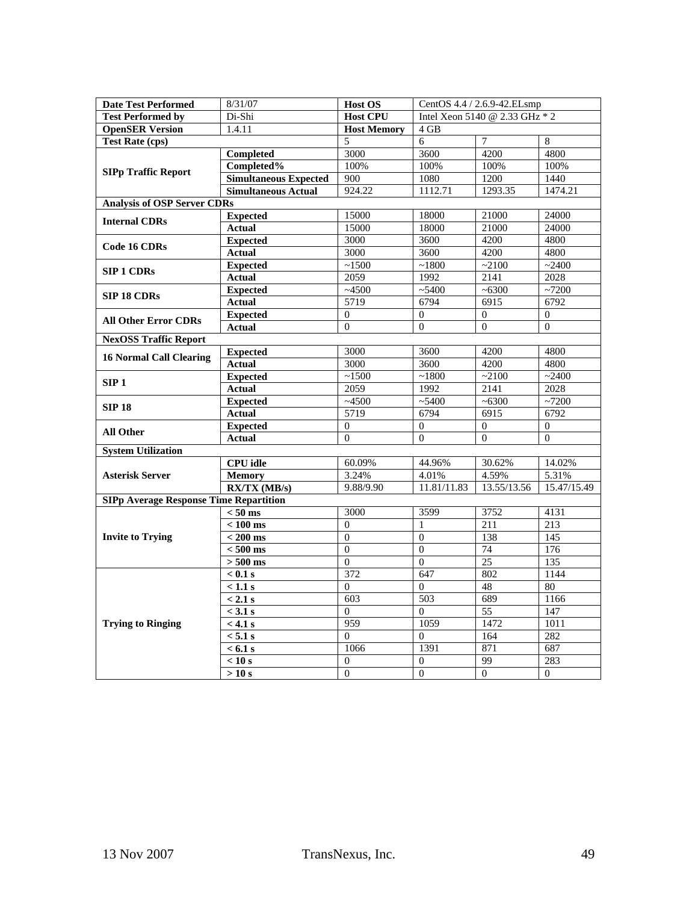| Date Test Performed | 8/31/07 | Host OS | CentOS 4.4 / 2.6.9-42.ELsmp | | |
|---|---|---|---|---|---|
| Test Performed by | Di-Shi | Host CPU | Intel Xeon 5140 @ 2.33 GHz * 2 | | |
| OpenSER Version | 1.4.11 | Host Memory | 4 GB | | |
| Test Rate (cps) | | 5 | 6 | 7 | 8 |
| SIPp Traffic Report | Completed | 3000 | 3600 | 4200 | 4800 |
| | Completed% | 100% | 100% | 100% | 100% |
| | Simultaneous Expected | 900 | 1080 | 1200 | 1440 |
| | Simultaneous Actual | 924.22 | 1112.71 | 1293.35 | 1474.21 |
| Analysis of OSP Server CDRs | | | | | |
| Internal CDRs | Expected | 15000 | 18000 | 21000 | 24000 |
| | Actual | 15000 | 18000 | 21000 | 24000 |
| Code 16 CDRs | Expected | 3000 | 3600 | 4200 | 4800 |
| | Actual | 3000 | 3600 | 4200 | 4800 |
| SIP 1 CDRs | Expected | ~1500 | ~1800 | ~2100 | ~2400 |
| | Actual | 2059 | 1992 | 2141 | 2028 |
| SIP 18 CDRs | Expected | ~4500 | ~5400 | ~6300 | ~7200 |
| | Actual | 5719 | 6794 | 6915 | 6792 |
| All Other Error CDRs | Expected | 0 | 0 | 0 | 0 |
| | Actual | 0 | 0 | 0 | 0 |
| NexOSS Traffic Report | | | | | |
| 16 Normal Call Clearing | Expected | 3000 | 3600 | 4200 | 4800 |
| | Actual | 3000 | 3600 | 4200 | 4800 |
| SIP 1 | Expected | ~1500 | ~1800 | ~2100 | ~2400 |
| | Actual | 2059 | 1992 | 2141 | 2028 |
| SIP 18 | Expected | ~4500 | ~5400 | ~6300 | ~7200 |
| | Actual | 5719 | 6794 | 6915 | 6792 |
| All Other | Expected | 0 | 0 | 0 | 0 |
| | Actual | 0 | 0 | 0 | 0 |
| System Utilization | | | | | |
| Asterisk Server | CPU idle | 60.09% | 44.96% | 30.62% | 14.02% |
| | Memory | 3.24% | 4.01% | 4.59% | 5.31% |
| | RX/TX (MB/s) | 9.88/9.90 | 11.81/11.83 | 13.55/13.56 | 15.47/15.49 |
| SIPp Average Response Time Repartition | | | | | |
| Invite to Trying | < 50 ms | 3000 | 3599 | 3752 | 4131 |
| | < 100 ms | 0 | 1 | 211 | 213 |
| | < 200 ms | 0 | 0 | 138 | 145 |
| | < 500 ms | 0 | 0 | 74 | 176 |
| | > 500 ms | 0 | 0 | 25 | 135 |
| Trying to Ringing | < 0.1 s | 372 | 647 | 802 | 1144 |
| | < 1.1 s | 0 | 0 | 48 | 80 |
| | < 2.1 s | 603 | 503 | 689 | 1166 |
| | < 3.1 s | 0 | 0 | 55 | 147 |
| | < 4.1 s | 959 | 1059 | 1472 | 1011 |
| | < 5.1 s | 0 | 0 | 164 | 282 |
| | < 6.1 s | 1066 | 1391 | 871 | 687 |
| | < 10 s | 0 | 0 | 99 | 283 |
| | > 10 s | 0 | 0 | 0 | 0 |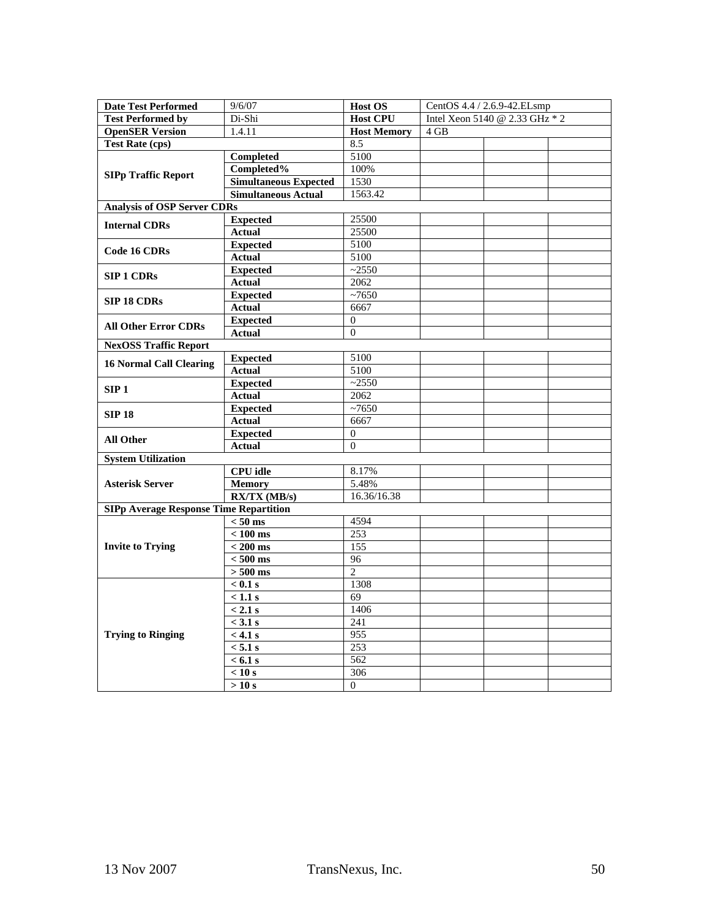| Date Test Performed | 9/6/07 | Host OS | CentOS 4.4 / 2.6.9-42.ELsmp | | |
|---|---|---|---|---|---|
| Test Performed by | Di-Shi | Host CPU | Intel Xeon 5140 @ 2.33 GHz * 2 | | |
| OpenSER Version | 1.4.11 | Host Memory | 4 GB | | |
| Test Rate (cps) | | 8.5 | | | |
| SIPp Traffic Report | Completed | 5100 | | | |
| | Completed% | 100% | | | |
| | Simultaneous Expected | 1530 | | | |
| | Simultaneous Actual | 1563.42 | | | |
| Analysis of OSP Server CDRs | | | | | |
| Internal CDRs | Expected | 25500 | | | |
| | Actual | 25500 | | | |
| Code 16 CDRs | Expected | 5100 | | | |
| | Actual | 5100 | | | |
| SIP 1 CDRs | Expected | ~2550 | | | |
| | Actual | 2062 | | | |
| SIP 18 CDRs | Expected | ~7650 | | | |
| | Actual | 6667 | | | |
| All Other Error CDRs | Expected | 0 | | | |
| | Actual | 0 | | | |
| NexOSS Traffic Report | | | | | |
| 16 Normal Call Clearing | Expected | 5100 | | | |
| | Actual | 5100 | | | |
| SIP 1 | Expected | ~2550 | | | |
| | Actual | 2062 | | | |
| SIP 18 | Expected | ~7650 | | | |
| | Actual | 6667 | | | |
| All Other | Expected | 0 | | | |
| | Actual | 0 | | | |
| System Utilization | | | | | |
| Asterisk Server | CPU idle | 8.17% | | | |
| | Memory | 5.48% | | | |
| | RX/TX (MB/s) | 16.36/16.38 | | | |
| SIPp Average Response Time Repartition | | | | | |
| Invite to Trying | < 50 ms | 4594 | | | |
| | < 100 ms | 253 | | | |
| | < 200 ms | 155 | | | |
| | < 500 ms | 96 | | | |
| | > 500 ms | 2 | | | |
| Trying to Ringing | < 0.1 s | 1308 | | | |
| | < 1.1 s | 69 | | | |
| | < 2.1 s | 1406 | | | |
| | < 3.1 s | 241 | | | |
| | < 4.1 s | 955 | | | |
| | < 5.1 s | 253 | | | |
| | < 6.1 s | 562 | | | |
| | < 10 s | 306 | | | |
| | > 10 s | 0 | | | |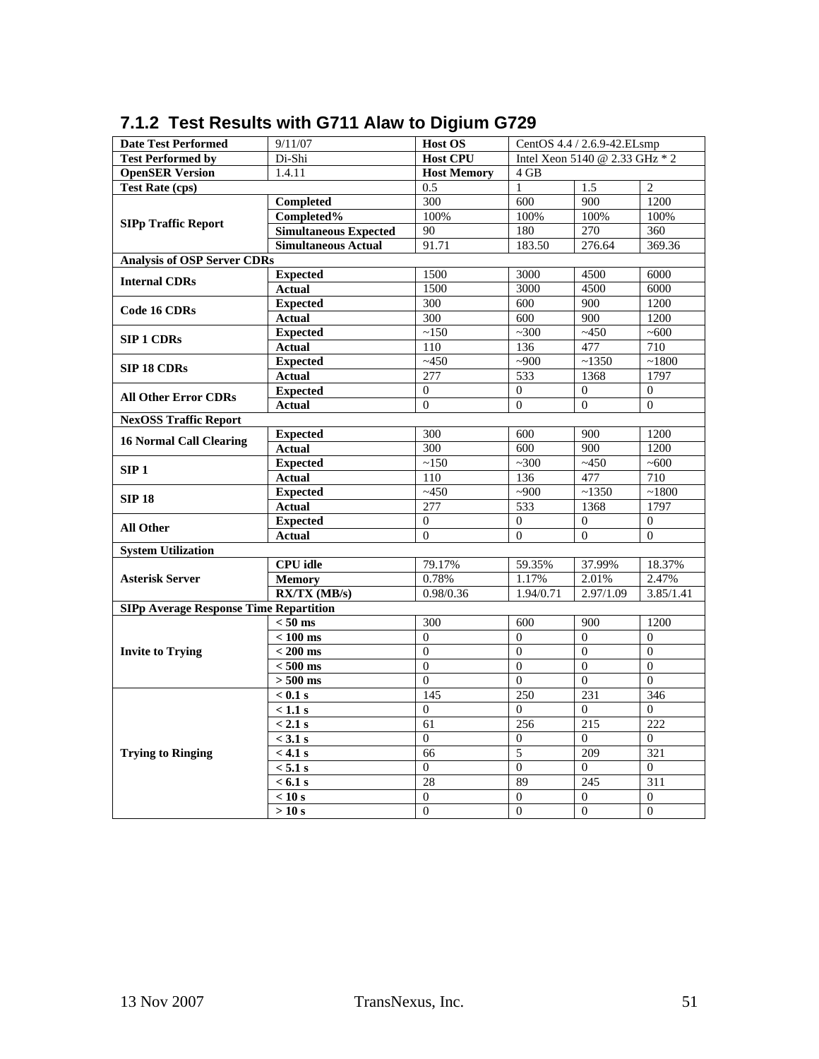### 7.1.2 Test Results with G711 Alaw to Digium G729

| **Date Test Performed** | 9/11/07 | **Host OS** | CentOS 4.4 / 2.6.9-42.ELsmp | | |
|---|---|---|---|---|---|
| **Test Performed by** | Di-Shi | **Host CPU** | Intel Xeon 5140 @ 2.33 GHz * 2 | | |
| **OpenSER Version** | 1.4.11 | **Host Memory** | 4 GB | | |
| **Test Rate (cps)** | | 0.5 | 1 | 1.5 | 2 |
| **SIPp Traffic Report** | **Completed** | 300 | 600 | 900 | 1200 |
| | **Completed%** | 100% | 100% | 100% | 100% |
| | **Simultaneous Expected** | 90 | 180 | 270 | 360 |
| | **Simultaneous Actual** | 91.71 | 183.50 | 276.64 | 369.36 |
| **Analysis of OSP Server CDRs** | | | | | |
| **Internal CDRs** | **Expected** | 1500 | 3000 | 4500 | 6000 |
| | **Actual** | 1500 | 3000 | 4500 | 6000 |
| **Code 16 CDRs** | **Expected** | 300 | 600 | 900 | 1200 |
| | **Actual** | 300 | 600 | 900 | 1200 |
| **SIP 1 CDRs** | **Expected** | ~150 | ~300 | ~450 | ~600 |
| | **Actual** | 110 | 136 | 477 | 710 |
| **SIP 18 CDRs** | **Expected** | ~450 | ~900 | ~1350 | ~1800 |
| | **Actual** | 277 | 533 | 1368 | 1797 |
| **All Other Error CDRs** | **Expected** | 0 | 0 | 0 | 0 |
| | **Actual** | 0 | 0 | 0 | 0 |
| **NexOSS Traffic Report** | | | | | |
| **16 Normal Call Clearing** | **Expected** | 300 | 600 | 900 | 1200 |
| | **Actual** | 300 | 600 | 900 | 1200 |
| **SIP 1** | **Expected** | ~150 | ~300 | ~450 | ~600 |
| | **Actual** | 110 | 136 | 477 | 710 |
| **SIP 18** | **Expected** | ~450 | ~900 | ~1350 | ~1800 |
| | **Actual** | 277 | 533 | 1368 | 1797 |
| **All Other** | **Expected** | 0 | 0 | 0 | 0 |
| | **Actual** | 0 | 0 | 0 | 0 |
| **System Utilization** | | | | | |
| **Asterisk Server** | **CPU idle** | 79.17% | 59.35% | 37.99% | 18.37% |
| | **Memory** | 0.78% | 1.17% | 2.01% | 2.47% |
| | **RX/TX (MB/s)** | 0.98/0.36 | 1.94/0.71 | 2.97/1.09 | 3.85/1.41 |
| **SIPp Average Response Time Repartition** | | | | | |
| **Invite to Trying** | **< 50 ms** | 300 | 600 | 900 | 1200 |
| | **< 100 ms** | 0 | 0 | 0 | 0 |
| | **< 200 ms** | 0 | 0 | 0 | 0 |
| | **< 500 ms** | 0 | 0 | 0 | 0 |
| | **> 500 ms** | 0 | 0 | 0 | 0 |
| **Trying to Ringing** | **< 0.1 s** | 145 | 250 | 231 | 346 |
| | **< 1.1 s** | 0 | 0 | 0 | 0 |
| | **< 2.1 s** | 61 | 256 | 215 | 222 |
| | **< 3.1 s** | 0 | 0 | 0 | 0 |
| | **< 4.1 s** | 66 | 5 | 209 | 321 |
| | **< 5.1 s** | 0 | 0 | 0 | 0 |
| | **< 6.1 s** | 28 | 89 | 245 | 311 |
| | **< 10 s** | 0 | 0 | 0 | 0 |
| | **> 10 s** | 0 | 0 | 0 | 0 |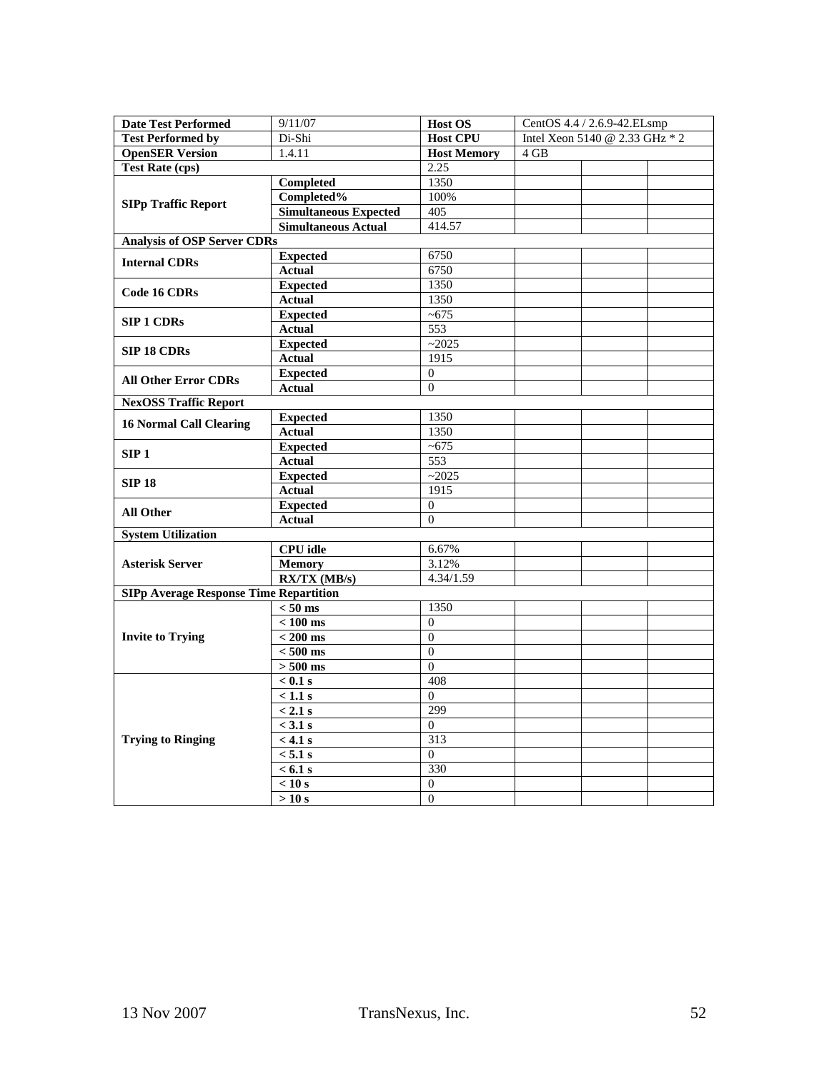| Date Test Performed | 9/11/07 | Host OS | CentOS 4.4 / 2.6.9-42.ELsmp | | |
|---|---|---|---|---|---|
| Test Performed by | Di-Shi | Host CPU | Intel Xeon 5140 @ 2.33 GHz * 2 | | |
| OpenSER Version | 1.4.11 | Host Memory | 4 GB | | |
| Test Rate (cps) | | 2.25 | | | |
| SIPp Traffic Report | Completed | 1350 | | | |
| | Completed% | 100% | | | |
| | Simultaneous Expected | 405 | | | |
| | Simultaneous Actual | 414.57 | | | |
| Analysis of OSP Server CDRs | | | | | |
| Internal CDRs | Expected | 6750 | | | |
| | Actual | 6750 | | | |
| Code 16 CDRs | Expected | 1350 | | | |
| | Actual | 1350 | | | |
| SIP 1 CDRs | Expected | ~675 | | | |
| | Actual | 553 | | | |
| SIP 18 CDRs | Expected | ~2025 | | | |
| | Actual | 1915 | | | |
| All Other Error CDRs | Expected | 0 | | | |
| | Actual | 0 | | | |
| NexOSS Traffic Report | | | | | |
| 16 Normal Call Clearing | Expected | 1350 | | | |
| | Actual | 1350 | | | |
| SIP 1 | Expected | ~675 | | | |
| | Actual | 553 | | | |
| SIP 18 | Expected | ~2025 | | | |
| | Actual | 1915 | | | |
| All Other | Expected | 0 | | | |
| | Actual | 0 | | | |
| System Utilization | | | | | |
| Asterisk Server | CPU idle | 6.67% | | | |
| | Memory | 3.12% | | | |
| | RX/TX (MB/s) | 4.34/1.59 | | | |
| SIPp Average Response Time Repartition | | | | | |
| Invite to Trying | < 50 ms | 1350 | | | |
| | < 100 ms | 0 | | | |
| | < 200 ms | 0 | | | |
| | < 500 ms | 0 | | | |
| | > 500 ms | 0 | | | |
| Trying to Ringing | < 0.1 s | 408 | | | |
| | < 1.1 s | 0 | | | |
| | < 2.1 s | 299 | | | |
| | < 3.1 s | 0 | | | |
| | < 4.1 s | 313 | | | |
| | < 5.1 s | 0 | | | |
| | < 6.1 s | 330 | | | |
| | < 10 s | 0 | | | |
| | > 10 s | 0 | | | |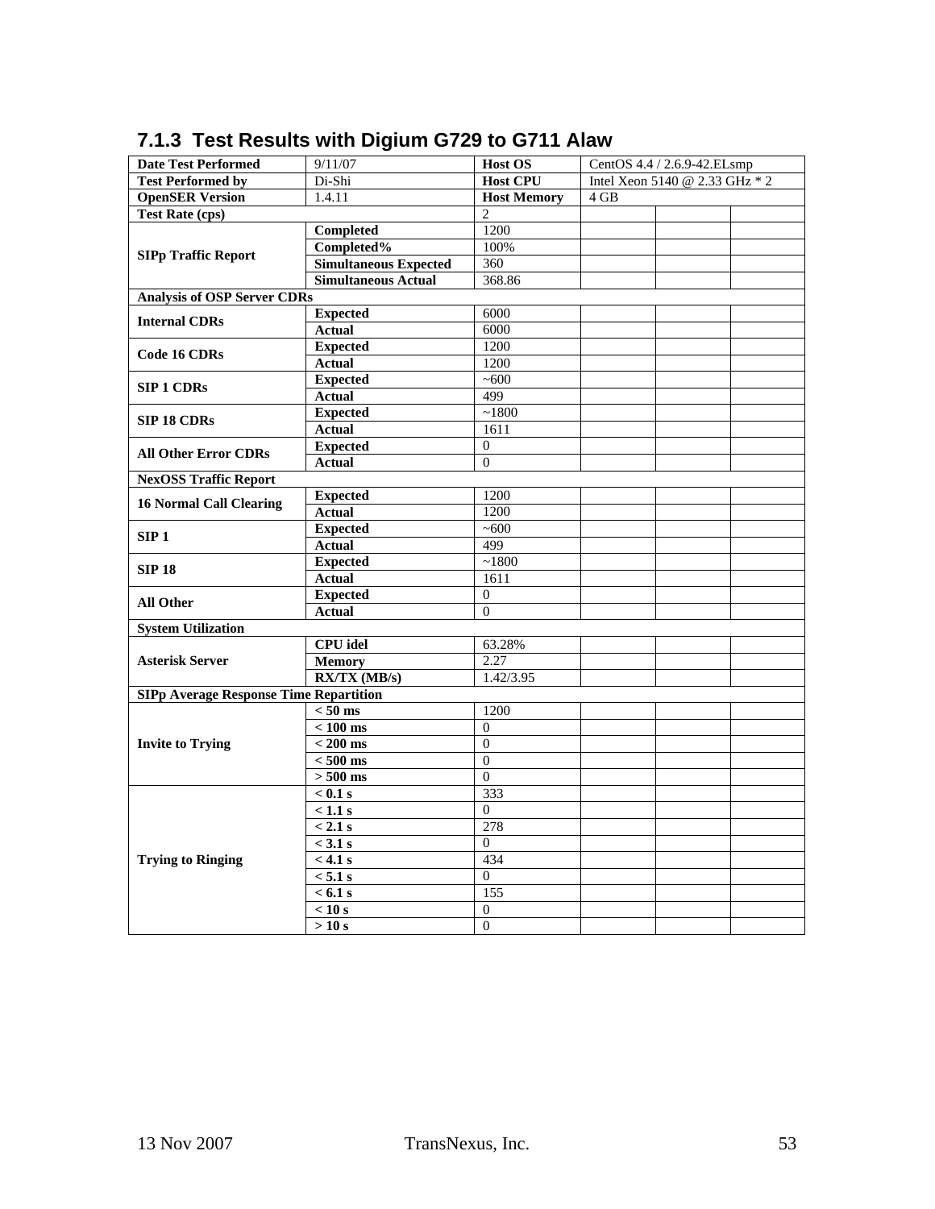### 7.1.3 Test Results with Digium G729 to G711 Alaw

| | | | | | |
|---|---|---|---|---|---|
| **Date Test Performed** | 9/11/07 | **Host OS** | CentOS 4.4 / 2.6.9-42.ELsmp | | |
| **Test Performed by** | Di-Shi | **Host CPU** | Intel Xeon 5140 @ 2.33 GHz * 2 | | |
| **OpenSER Version** | 1.4.11 | **Host Memory** | 4 GB | | |
| **Test Rate (cps)** | | 2 | | | |
| **SIPp Traffic Report** | **Completed** | 1200 | | | |
| | **Completed%** | 100% | | | |
| | **Simultaneous Expected** | 360 | | | |
| | **Simultaneous Actual** | 368.86 | | | |
| **Analysis of OSP Server CDRs** | | | | | |
| **Internal CDRs** | **Expected** | 6000 | | | |
| | **Actual** | 6000 | | | |
| **Code 16 CDRs** | **Expected** | 1200 | | | |
| | **Actual** | 1200 | | | |
| **SIP 1 CDRs** | **Expected** | ~600 | | | |
| | **Actual** | 499 | | | |
| **SIP 18 CDRs** | **Expected** | ~1800 | | | |
| | **Actual** | 1611 | | | |
| **All Other Error CDRs** | **Expected** | 0 | | | |
| | **Actual** | 0 | | | |
| **NexOSS Traffic Report** | | | | | |
| **16 Normal Call Clearing** | **Expected** | 1200 | | | |
| | **Actual** | 1200 | | | |
| **SIP 1** | **Expected** | ~600 | | | |
| | **Actual** | 499 | | | |
| **SIP 18** | **Expected** | ~1800 | | | |
| | **Actual** | 1611 | | | |
| **All Other** | **Expected** | 0 | | | |
| | **Actual** | 0 | | | |
| **System Utilization** | | | | | |
| **Asterisk Server** | **CPU idel** | 63.28% | | | |
| | **Memory** | 2.27 | | | |
| | **RX/TX (MB/s)** | 1.42/3.95 | | | |
| **SIPp Average Response Time Repartition** | | | | | |
| **Invite to Trying** | **< 50 ms** | 1200 | | | |
| | **< 100 ms** | 0 | | | |
| | **< 200 ms** | 0 | | | |
| | **< 500 ms** | 0 | | | |
| | **> 500 ms** | 0 | | | |
| **Trying to Ringing** | **< 0.1 s** | 333 | | | |
| | **< 1.1 s** | 0 | | | |
| | **< 2.1 s** | 278 | | | |
| | **< 3.1 s** | 0 | | | |
| | **< 4.1 s** | 434 | | | |
| | **< 5.1 s** | 0 | | | |
| | **< 6.1 s** | 155 | | | |
| | **< 10 s** | 0 | | | |
| | **> 10 s** | 0 | | | |